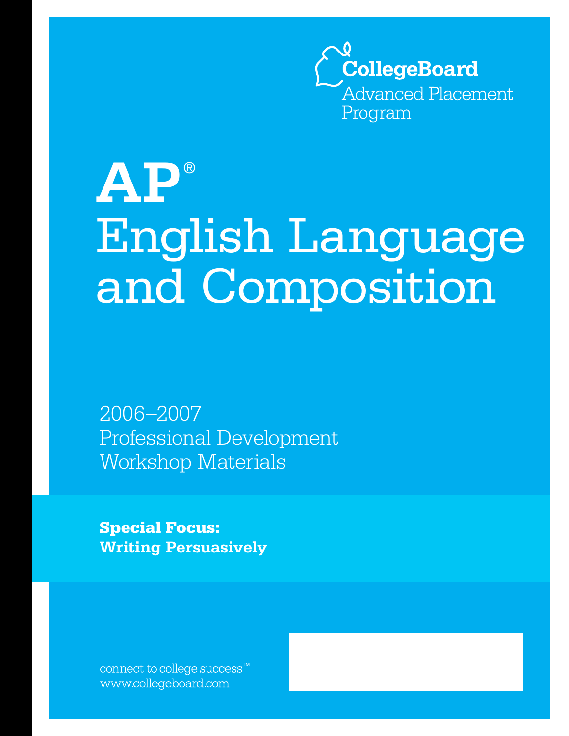CollegeBoard
Advanced Placement Program

# AP® English Language and Composition

2006–2007
Professional Development
Workshop Materials

**Special Focus:**
**Writing Persuasively**

connect to college success™
www.collegeboard.com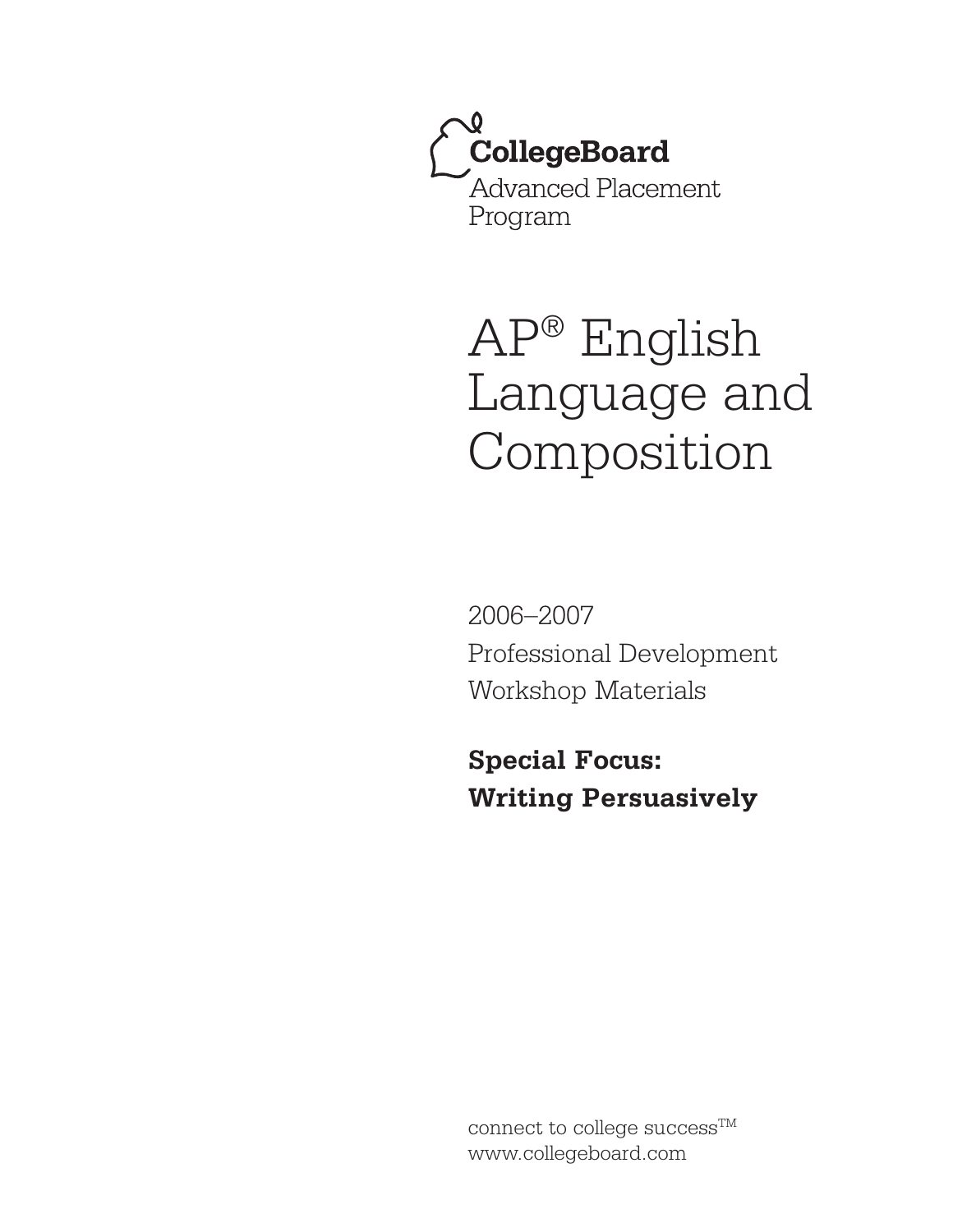CollegeBoard

Advanced Placement Program

# AP® English Language and Composition

2006–2007

Professional Development Workshop Materials

**Special Focus: Writing Persuasively**

connect to college success™

www.collegeboard.com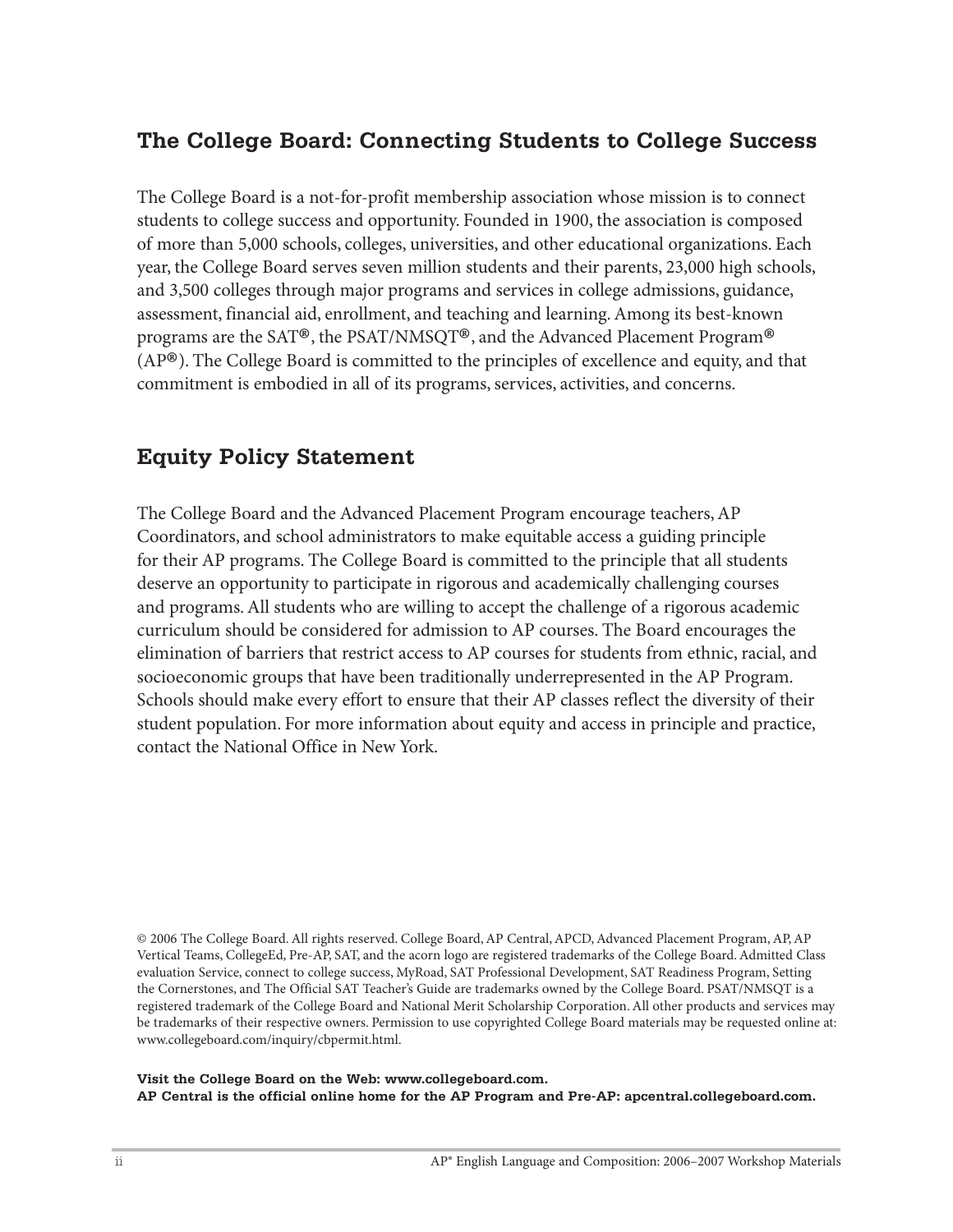## The College Board: Connecting Students to College Success

The College Board is a not-for-profit membership association whose mission is to connect students to college success and opportunity. Founded in 1900, the association is composed of more than 5,000 schools, colleges, universities, and other educational organizations. Each year, the College Board serves seven million students and their parents, 23,000 high schools, and 3,500 colleges through major programs and services in college admissions, guidance, assessment, financial aid, enrollment, and teaching and learning. Among its best-known programs are the SAT®, the PSAT/NMSQT®, and the Advanced Placement Program® (AP®). The College Board is committed to the principles of excellence and equity, and that commitment is embodied in all of its programs, services, activities, and concerns.

## Equity Policy Statement

The College Board and the Advanced Placement Program encourage teachers, AP Coordinators, and school administrators to make equitable access a guiding principle for their AP programs. The College Board is committed to the principle that all students deserve an opportunity to participate in rigorous and academically challenging courses and programs. All students who are willing to accept the challenge of a rigorous academic curriculum should be considered for admission to AP courses. The Board encourages the elimination of barriers that restrict access to AP courses for students from ethnic, racial, and socioeconomic groups that have been traditionally underrepresented in the AP Program. Schools should make every effort to ensure that their AP classes reflect the diversity of their student population. For more information about equity and access in principle and practice, contact the National Office in New York.

© 2006 The College Board. All rights reserved. College Board, AP Central, APCD, Advanced Placement Program, AP, AP Vertical Teams, CollegeEd, Pre-AP, SAT, and the acorn logo are registered trademarks of the College Board. Admitted Class evaluation Service, connect to college success, MyRoad, SAT Professional Development, SAT Readiness Program, Setting the Cornerstones, and The Official SAT Teacher's Guide are trademarks owned by the College Board. PSAT/NMSQT is a registered trademark of the College Board and National Merit Scholarship Corporation. All other products and services may be trademarks of their respective owners. Permission to use copyrighted College Board materials may be requested online at: www.collegeboard.com/inquiry/cbpermit.html.

**Visit the College Board on the Web: www.collegeboard.com.**
**AP Central is the official online home for the AP Program and Pre-AP: apcentral.collegeboard.com.**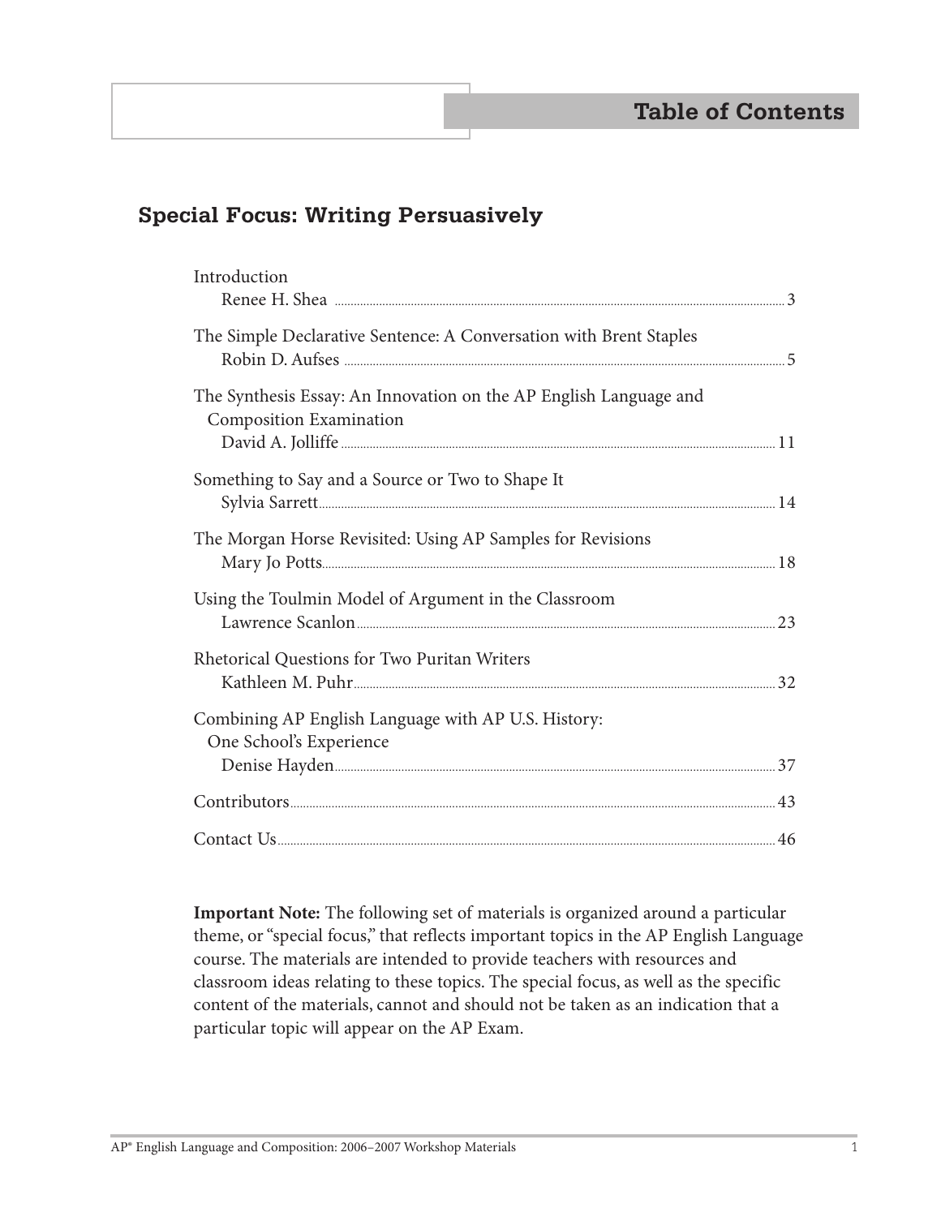# Table of Contents

## Special Focus: Writing Persuasively

Introduction
Renee H. Shea ..... 3

The Simple Declarative Sentence: A Conversation with Brent Staples
Robin D. Aufses ..... 5

The Synthesis Essay: An Innovation on the AP English Language and Composition Examination
David A. Jolliffe ..... 11

Something to Say and a Source or Two to Shape It
Sylvia Sarrett ..... 14

The Morgan Horse Revisited: Using AP Samples for Revisions
Mary Jo Potts ..... 18

Using the Toulmin Model of Argument in the Classroom
Lawrence Scanlon ..... 23

Rhetorical Questions for Two Puritan Writers
Kathleen M. Puhr ..... 32

Combining AP English Language with AP U.S. History: One School's Experience
Denise Hayden ..... 37

Contributors ..... 43

Contact Us ..... 46

**Important Note:** The following set of materials is organized around a particular theme, or "special focus," that reflects important topics in the AP English Language course. The materials are intended to provide teachers with resources and classroom ideas relating to these topics. The special focus, as well as the specific content of the materials, cannot and should not be taken as an indication that a particular topic will appear on the AP Exam.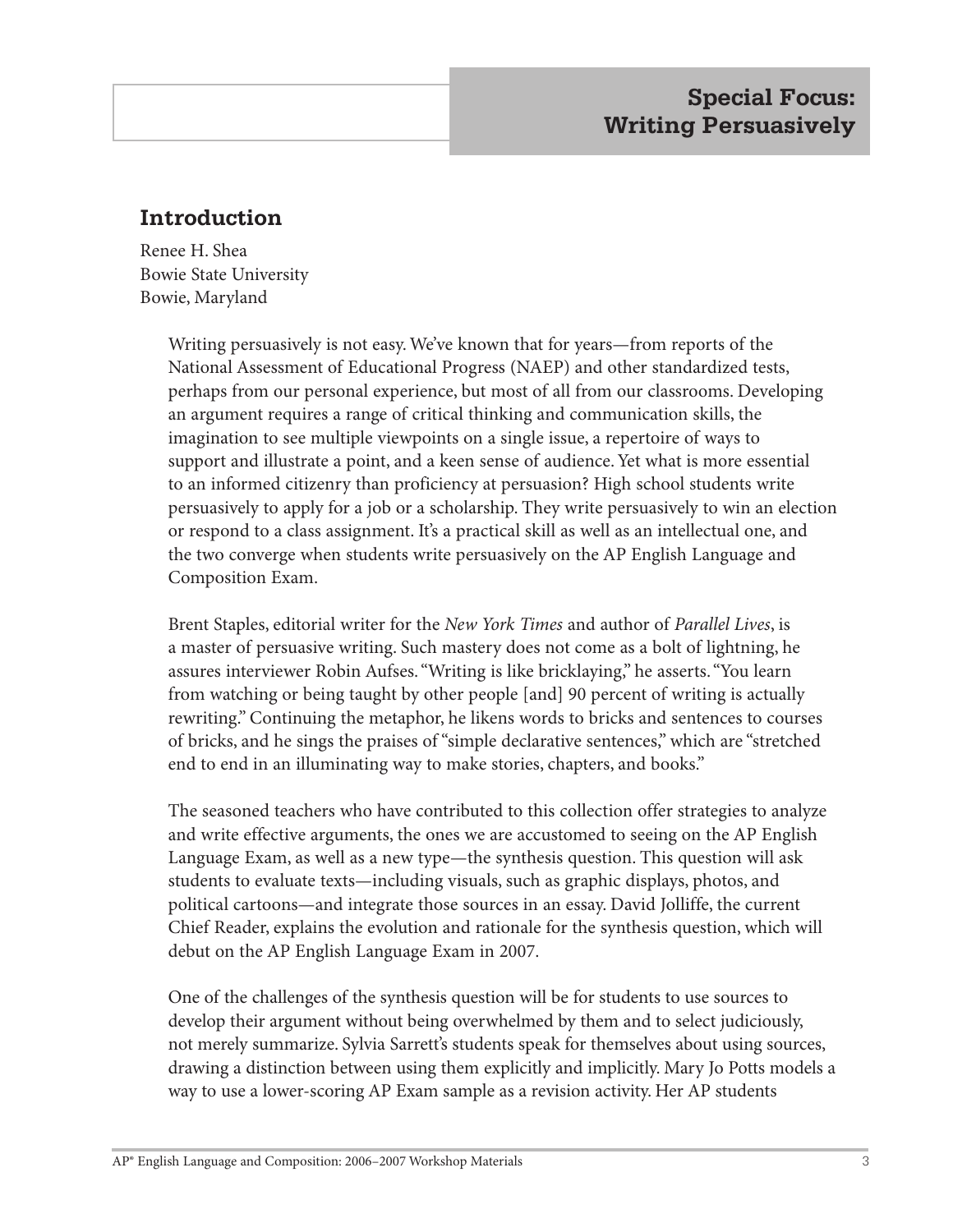## Special Focus: Writing Persuasively

## Introduction

Renee H. Shea
Bowie State University
Bowie, Maryland

Writing persuasively is not easy. We've known that for years—from reports of the National Assessment of Educational Progress (NAEP) and other standardized tests, perhaps from our personal experience, but most of all from our classrooms. Developing an argument requires a range of critical thinking and communication skills, the imagination to see multiple viewpoints on a single issue, a repertoire of ways to support and illustrate a point, and a keen sense of audience. Yet what is more essential to an informed citizenry than proficiency at persuasion? High school students write persuasively to apply for a job or a scholarship. They write persuasively to win an election or respond to a class assignment. It's a practical skill as well as an intellectual one, and the two converge when students write persuasively on the AP English Language and Composition Exam.

Brent Staples, editorial writer for the *New York Times* and author of *Parallel Lives*, is a master of persuasive writing. Such mastery does not come as a bolt of lightning, he assures interviewer Robin Aufses. "Writing is like bricklaying," he asserts. "You learn from watching or being taught by other people [and] 90 percent of writing is actually rewriting." Continuing the metaphor, he likens words to bricks and sentences to courses of bricks, and he sings the praises of "simple declarative sentences," which are "stretched end to end in an illuminating way to make stories, chapters, and books."

The seasoned teachers who have contributed to this collection offer strategies to analyze and write effective arguments, the ones we are accustomed to seeing on the AP English Language Exam, as well as a new type—the synthesis question. This question will ask students to evaluate texts—including visuals, such as graphic displays, photos, and political cartoons—and integrate those sources in an essay. David Jolliffe, the current Chief Reader, explains the evolution and rationale for the synthesis question, which will debut on the AP English Language Exam in 2007.

One of the challenges of the synthesis question will be for students to use sources to develop their argument without being overwhelmed by them and to select judiciously, not merely summarize. Sylvia Sarrett's students speak for themselves about using sources, drawing a distinction between using them explicitly and implicitly. Mary Jo Potts models a way to use a lower-scoring AP Exam sample as a revision activity. Her AP students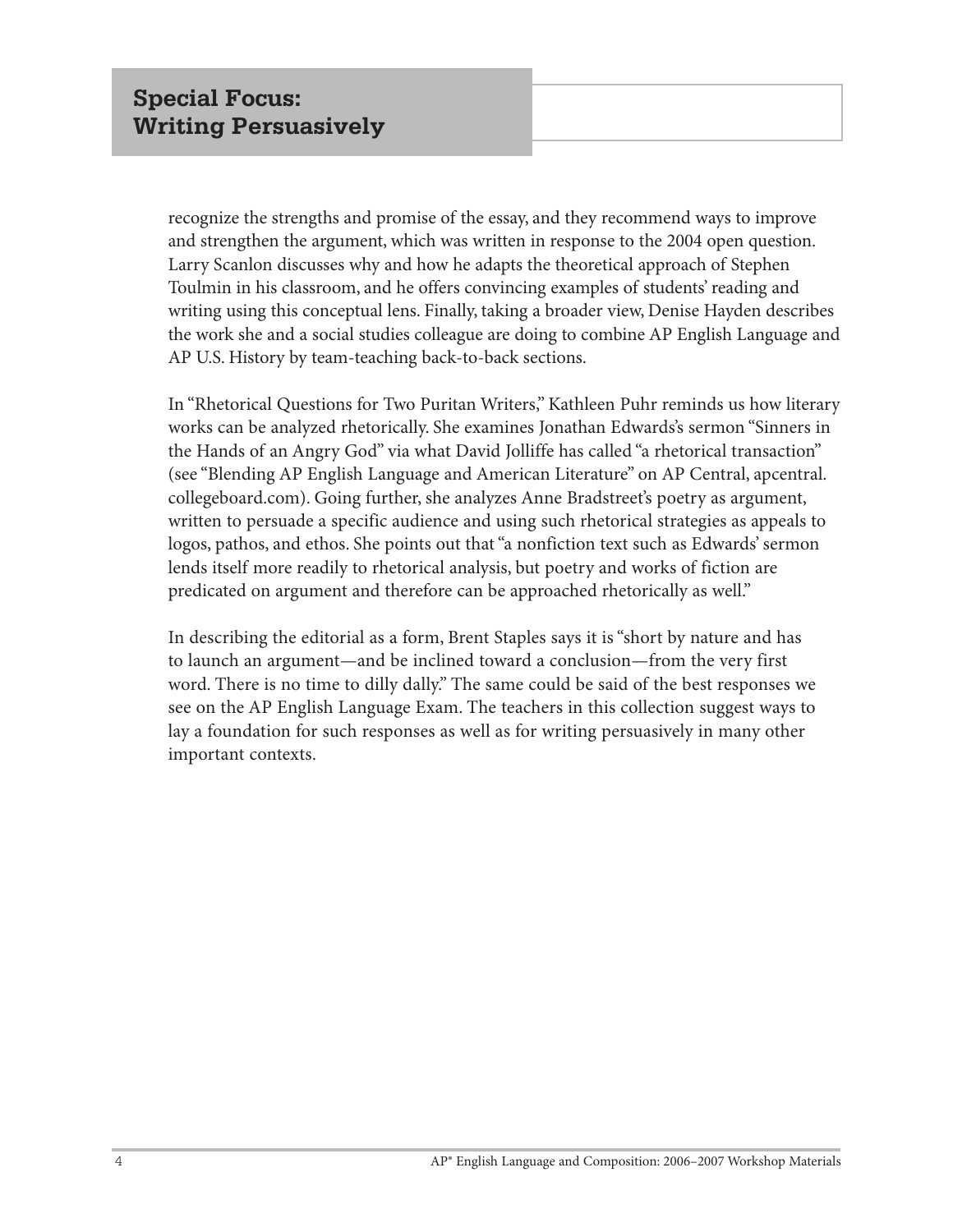## Special Focus: Writing Persuasively

recognize the strengths and promise of the essay, and they recommend ways to improve and strengthen the argument, which was written in response to the 2004 open question. Larry Scanlon discusses why and how he adapts the theoretical approach of Stephen Toulmin in his classroom, and he offers convincing examples of students' reading and writing using this conceptual lens. Finally, taking a broader view, Denise Hayden describes the work she and a social studies colleague are doing to combine AP English Language and AP U.S. History by team-teaching back-to-back sections.

In "Rhetorical Questions for Two Puritan Writers," Kathleen Puhr reminds us how literary works can be analyzed rhetorically. She examines Jonathan Edwards's sermon "Sinners in the Hands of an Angry God" via what David Jolliffe has called "a rhetorical transaction" (see "Blending AP English Language and American Literature" on AP Central, apcentral.collegeboard.com). Going further, she analyzes Anne Bradstreet's poetry as argument, written to persuade a specific audience and using such rhetorical strategies as appeals to logos, pathos, and ethos. She points out that "a nonfiction text such as Edwards' sermon lends itself more readily to rhetorical analysis, but poetry and works of fiction are predicated on argument and therefore can be approached rhetorically as well."

In describing the editorial as a form, Brent Staples says it is "short by nature and has to launch an argument—and be inclined toward a conclusion—from the very first word. There is no time to dilly dally." The same could be said of the best responses we see on the AP English Language Exam. The teachers in this collection suggest ways to lay a foundation for such responses as well as for writing persuasively in many other important contexts.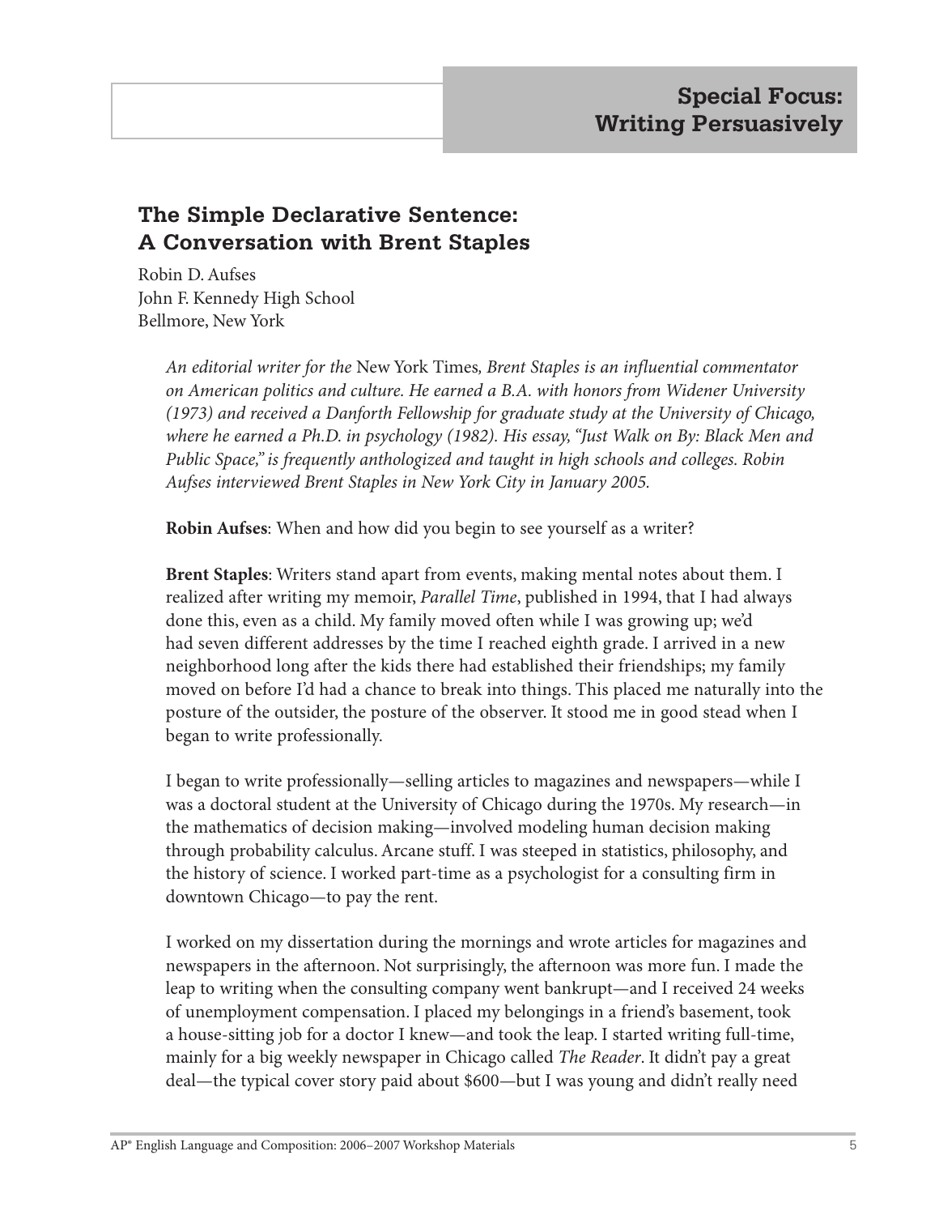## Special Focus: Writing Persuasively

### The Simple Declarative Sentence: A Conversation with Brent Staples

Robin D. Aufses
John F. Kennedy High School
Bellmore, New York

*An editorial writer for the* New York Times*, Brent Staples is an influential commentator on American politics and culture. He earned a B.A. with honors from Widener University (1973) and received a Danforth Fellowship for graduate study at the University of Chicago, where he earned a Ph.D. in psychology (1982). His essay, "Just Walk on By: Black Men and Public Space," is frequently anthologized and taught in high schools and colleges. Robin Aufses interviewed Brent Staples in New York City in January 2005.*

**Robin Aufses**: When and how did you begin to see yourself as a writer?

**Brent Staples**: Writers stand apart from events, making mental notes about them. I realized after writing my memoir, *Parallel Time*, published in 1994, that I had always done this, even as a child. My family moved often while I was growing up; we'd had seven different addresses by the time I reached eighth grade. I arrived in a new neighborhood long after the kids there had established their friendships; my family moved on before I'd had a chance to break into things. This placed me naturally into the posture of the outsider, the posture of the observer. It stood me in good stead when I began to write professionally.

I began to write professionally—selling articles to magazines and newspapers—while I was a doctoral student at the University of Chicago during the 1970s. My research—in the mathematics of decision making—involved modeling human decision making through probability calculus. Arcane stuff. I was steeped in statistics, philosophy, and the history of science. I worked part-time as a psychologist for a consulting firm in downtown Chicago—to pay the rent.

I worked on my dissertation during the mornings and wrote articles for magazines and newspapers in the afternoon. Not surprisingly, the afternoon was more fun. I made the leap to writing when the consulting company went bankrupt—and I received 24 weeks of unemployment compensation. I placed my belongings in a friend's basement, took a house-sitting job for a doctor I knew—and took the leap. I started writing full-time, mainly for a big weekly newspaper in Chicago called *The Reader*. It didn't pay a great deal—the typical cover story paid about $600—but I was young and didn't really need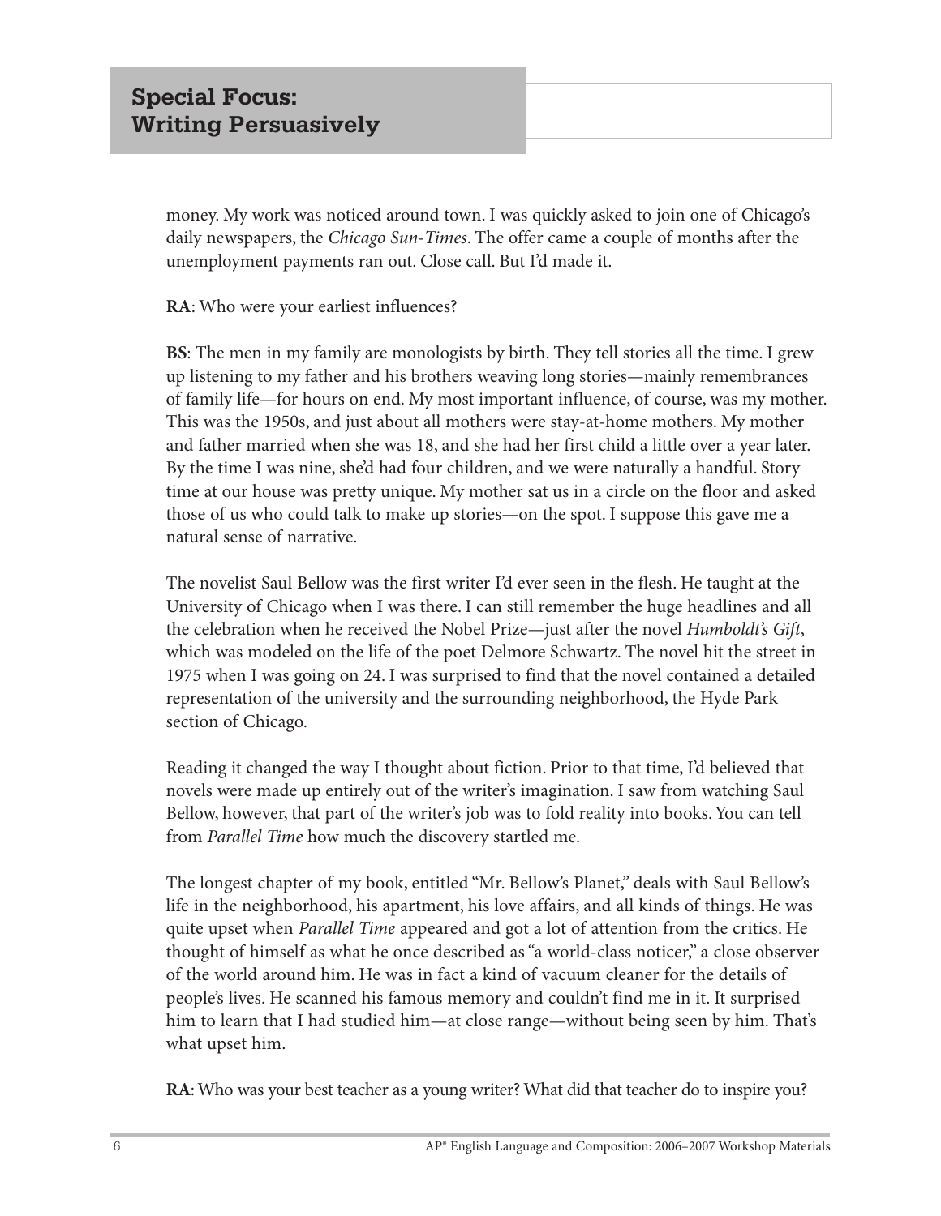money. My work was noticed around town. I was quickly asked to join one of Chicago's daily newspapers, the *Chicago Sun-Times*. The offer came a couple of months after the unemployment payments ran out. Close call. But I'd made it.

**RA**: Who were your earliest influences?

**BS**: The men in my family are monologists by birth. They tell stories all the time. I grew up listening to my father and his brothers weaving long stories—mainly remembrances of family life—for hours on end. My most important influence, of course, was my mother. This was the 1950s, and just about all mothers were stay-at-home mothers. My mother and father married when she was 18, and she had her first child a little over a year later. By the time I was nine, she'd had four children, and we were naturally a handful. Story time at our house was pretty unique. My mother sat us in a circle on the floor and asked those of us who could talk to make up stories—on the spot. I suppose this gave me a natural sense of narrative.

The novelist Saul Bellow was the first writer I'd ever seen in the flesh. He taught at the University of Chicago when I was there. I can still remember the huge headlines and all the celebration when he received the Nobel Prize—just after the novel *Humboldt's Gift*, which was modeled on the life of the poet Delmore Schwartz. The novel hit the street in 1975 when I was going on 24. I was surprised to find that the novel contained a detailed representation of the university and the surrounding neighborhood, the Hyde Park section of Chicago.

Reading it changed the way I thought about fiction. Prior to that time, I'd believed that novels were made up entirely out of the writer's imagination. I saw from watching Saul Bellow, however, that part of the writer's job was to fold reality into books. You can tell from *Parallel Time* how much the discovery startled me.

The longest chapter of my book, entitled "Mr. Bellow's Planet," deals with Saul Bellow's life in the neighborhood, his apartment, his love affairs, and all kinds of things. He was quite upset when *Parallel Time* appeared and got a lot of attention from the critics. He thought of himself as what he once described as "a world-class noticer," a close observer of the world around him. He was in fact a kind of vacuum cleaner for the details of people's lives. He scanned his famous memory and couldn't find me in it. It surprised him to learn that I had studied him—at close range—without being seen by him. That's what upset him.

**RA**: Who was your best teacher as a young writer? What did that teacher do to inspire you?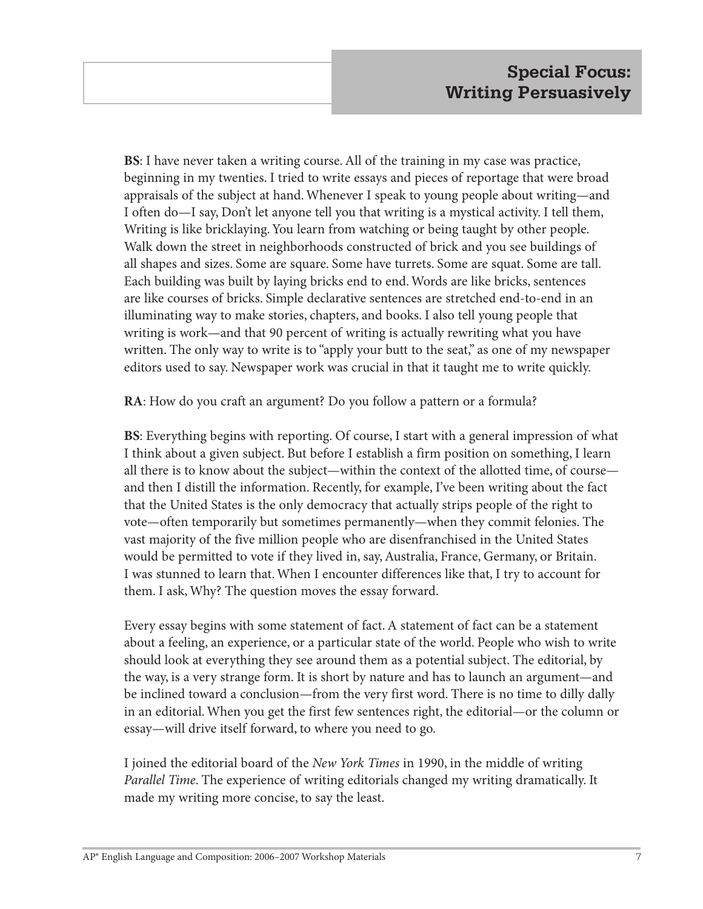**BS**: I have never taken a writing course. All of the training in my case was practice, beginning in my twenties. I tried to write essays and pieces of reportage that were broad appraisals of the subject at hand. Whenever I speak to young people about writing—and I often do—I say, Don't let anyone tell you that writing is a mystical activity. I tell them, Writing is like bricklaying. You learn from watching or being taught by other people. Walk down the street in neighborhoods constructed of brick and you see buildings of all shapes and sizes. Some are square. Some have turrets. Some are squat. Some are tall. Each building was built by laying bricks end to end. Words are like bricks, sentences are like courses of bricks. Simple declarative sentences are stretched end-to-end in an illuminating way to make stories, chapters, and books. I also tell young people that writing is work—and that 90 percent of writing is actually rewriting what you have written. The only way to write is to "apply your butt to the seat," as one of my newspaper editors used to say. Newspaper work was crucial in that it taught me to write quickly.

**RA**: How do you craft an argument? Do you follow a pattern or a formula?

**BS**: Everything begins with reporting. Of course, I start with a general impression of what I think about a given subject. But before I establish a firm position on something, I learn all there is to know about the subject—within the context of the allotted time, of course—and then I distill the information. Recently, for example, I've been writing about the fact that the United States is the only democracy that actually strips people of the right to vote—often temporarily but sometimes permanently—when they commit felonies. The vast majority of the five million people who are disenfranchised in the United States would be permitted to vote if they lived in, say, Australia, France, Germany, or Britain. I was stunned to learn that. When I encounter differences like that, I try to account for them. I ask, Why? The question moves the essay forward.

Every essay begins with some statement of fact. A statement of fact can be a statement about a feeling, an experience, or a particular state of the world. People who wish to write should look at everything they see around them as a potential subject. The editorial, by the way, is a very strange form. It is short by nature and has to launch an argument—and be inclined toward a conclusion—from the very first word. There is no time to dilly dally in an editorial. When you get the first few sentences right, the editorial—or the column or essay—will drive itself forward, to where you need to go.

I joined the editorial board of the *New York Times* in 1990, in the middle of writing *Parallel Time*. The experience of writing editorials changed my writing dramatically. It made my writing more concise, to say the least.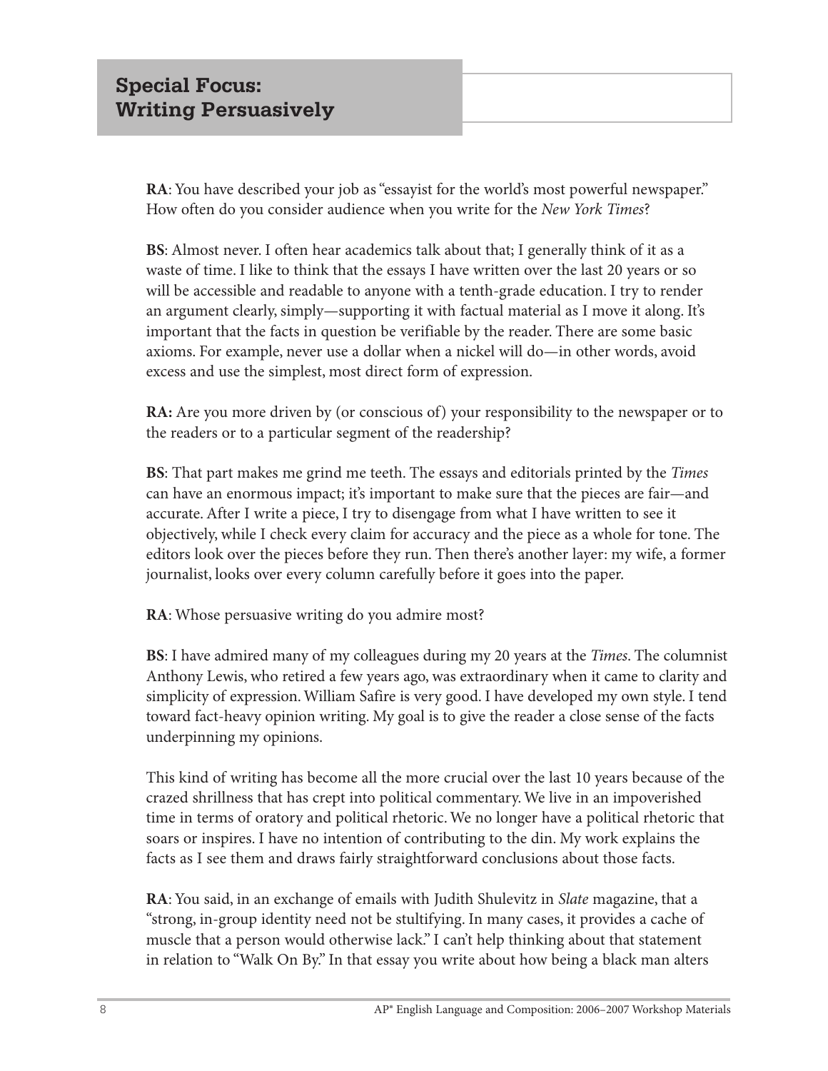## Special Focus: Writing Persuasively

**RA**: You have described your job as "essayist for the world's most powerful newspaper." How often do you consider audience when you write for the *New York Times*?

**BS**: Almost never. I often hear academics talk about that; I generally think of it as a waste of time. I like to think that the essays I have written over the last 20 years or so will be accessible and readable to anyone with a tenth-grade education. I try to render an argument clearly, simply—supporting it with factual material as I move it along. It's important that the facts in question be verifiable by the reader. There are some basic axioms. For example, never use a dollar when a nickel will do—in other words, avoid excess and use the simplest, most direct form of expression.

**RA:** Are you more driven by (or conscious of) your responsibility to the newspaper or to the readers or to a particular segment of the readership?

**BS**: That part makes me grind me teeth. The essays and editorials printed by the *Times* can have an enormous impact; it's important to make sure that the pieces are fair—and accurate. After I write a piece, I try to disengage from what I have written to see it objectively, while I check every claim for accuracy and the piece as a whole for tone. The editors look over the pieces before they run. Then there's another layer: my wife, a former journalist, looks over every column carefully before it goes into the paper.

**RA**: Whose persuasive writing do you admire most?

**BS**: I have admired many of my colleagues during my 20 years at the *Times*. The columnist Anthony Lewis, who retired a few years ago, was extraordinary when it came to clarity and simplicity of expression. William Safire is very good. I have developed my own style. I tend toward fact-heavy opinion writing. My goal is to give the reader a close sense of the facts underpinning my opinions.

This kind of writing has become all the more crucial over the last 10 years because of the crazed shrillness that has crept into political commentary. We live in an impoverished time in terms of oratory and political rhetoric. We no longer have a political rhetoric that soars or inspires. I have no intention of contributing to the din. My work explains the facts as I see them and draws fairly straightforward conclusions about those facts.

**RA**: You said, in an exchange of emails with Judith Shulevitz in *Slate* magazine, that a "strong, in-group identity need not be stultifying. In many cases, it provides a cache of muscle that a person would otherwise lack." I can't help thinking about that statement in relation to "Walk On By." In that essay you write about how being a black man alters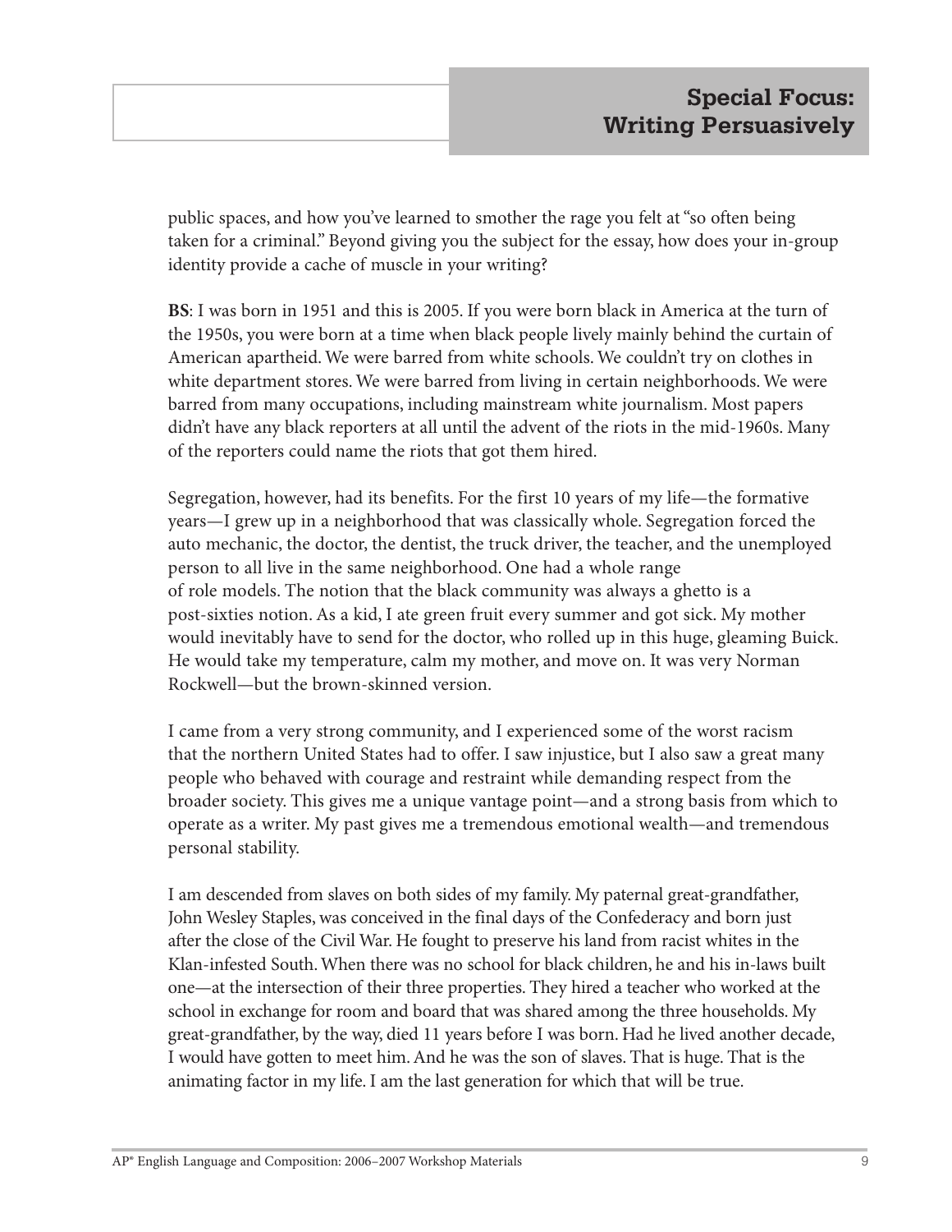public spaces, and how you've learned to smother the rage you felt at "so often being taken for a criminal." Beyond giving you the subject for the essay, how does your in-group identity provide a cache of muscle in your writing?

**BS**: I was born in 1951 and this is 2005. If you were born black in America at the turn of the 1950s, you were born at a time when black people lively mainly behind the curtain of American apartheid. We were barred from white schools. We couldn't try on clothes in white department stores. We were barred from living in certain neighborhoods. We were barred from many occupations, including mainstream white journalism. Most papers didn't have any black reporters at all until the advent of the riots in the mid-1960s. Many of the reporters could name the riots that got them hired.

Segregation, however, had its benefits. For the first 10 years of my life—the formative years—I grew up in a neighborhood that was classically whole. Segregation forced the auto mechanic, the doctor, the dentist, the truck driver, the teacher, and the unemployed person to all live in the same neighborhood. One had a whole range of role models. The notion that the black community was always a ghetto is a post-sixties notion. As a kid, I ate green fruit every summer and got sick. My mother would inevitably have to send for the doctor, who rolled up in this huge, gleaming Buick. He would take my temperature, calm my mother, and move on. It was very Norman Rockwell—but the brown-skinned version.

I came from a very strong community, and I experienced some of the worst racism that the northern United States had to offer. I saw injustice, but I also saw a great many people who behaved with courage and restraint while demanding respect from the broader society. This gives me a unique vantage point—and a strong basis from which to operate as a writer. My past gives me a tremendous emotional wealth—and tremendous personal stability.

I am descended from slaves on both sides of my family. My paternal great-grandfather, John Wesley Staples, was conceived in the final days of the Confederacy and born just after the close of the Civil War. He fought to preserve his land from racist whites in the Klan-infested South. When there was no school for black children, he and his in-laws built one—at the intersection of their three properties. They hired a teacher who worked at the school in exchange for room and board that was shared among the three households. My great-grandfather, by the way, died 11 years before I was born. Had he lived another decade, I would have gotten to meet him. And he was the son of slaves. That is huge. That is the animating factor in my life. I am the last generation for which that will be true.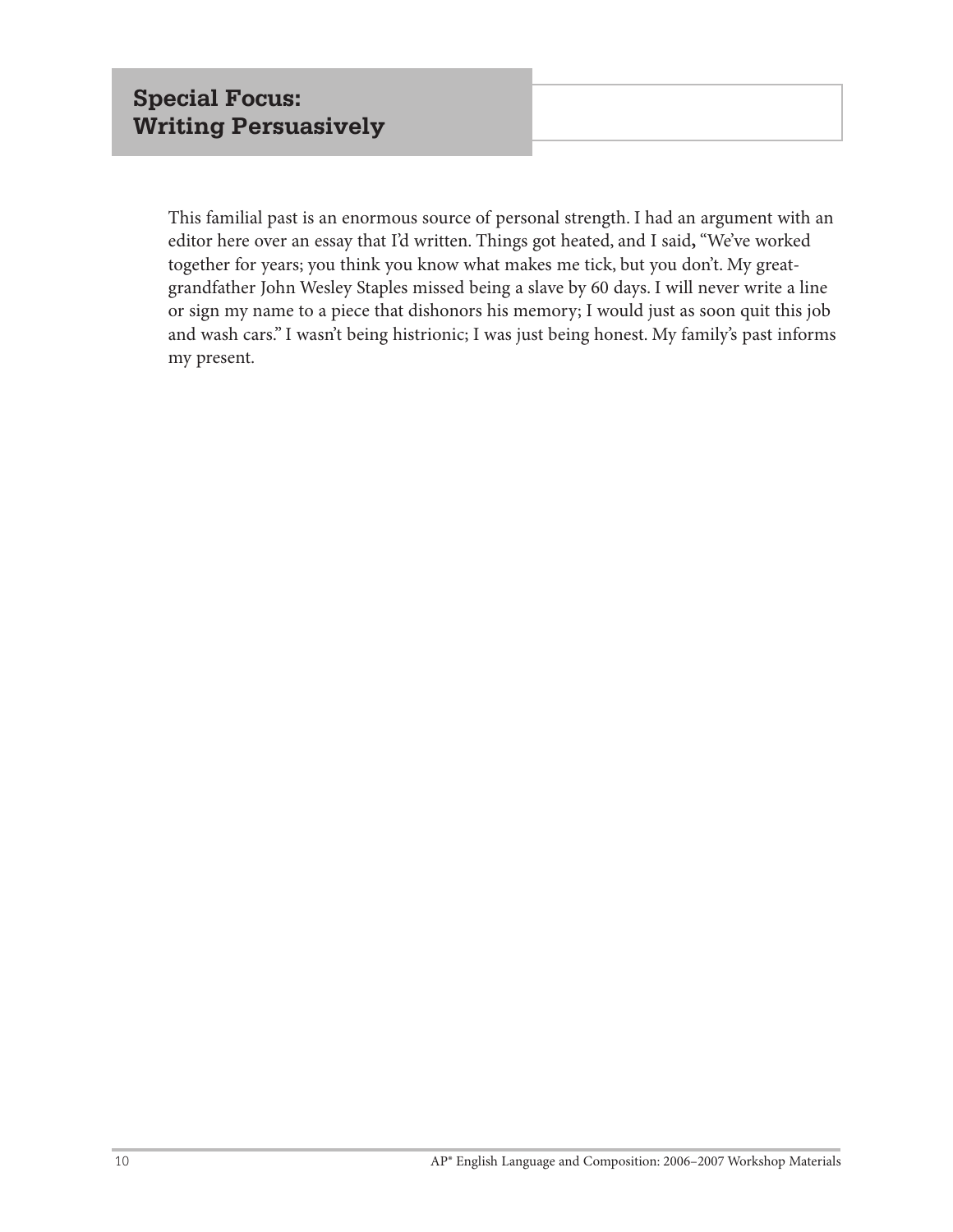This familial past is an enormous source of personal strength. I had an argument with an editor here over an essay that I'd written. Things got heated, and I said, "We've worked together for years; you think you know what makes me tick, but you don't. My great-grandfather John Wesley Staples missed being a slave by 60 days. I will never write a line or sign my name to a piece that dishonors his memory; I would just as soon quit this job and wash cars." I wasn't being histrionic; I was just being honest. My family's past informs my present.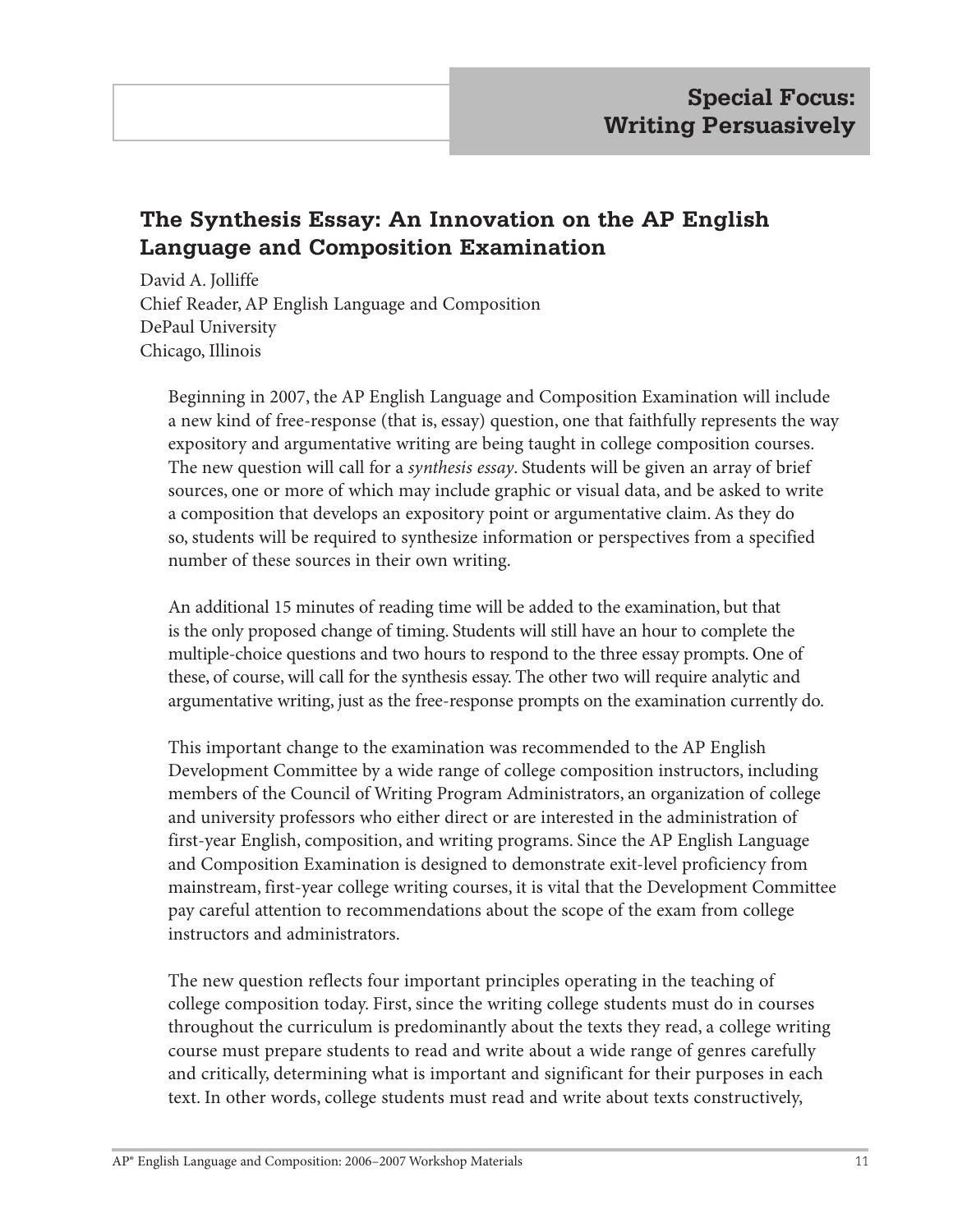# Special Focus: Writing Persuasively

## The Synthesis Essay: An Innovation on the AP English Language and Composition Examination

David A. Jolliffe
Chief Reader, AP English Language and Composition
DePaul University
Chicago, Illinois

Beginning in 2007, the AP English Language and Composition Examination will include a new kind of free-response (that is, essay) question, one that faithfully represents the way expository and argumentative writing are being taught in college composition courses. The new question will call for a *synthesis essay*. Students will be given an array of brief sources, one or more of which may include graphic or visual data, and be asked to write a composition that develops an expository point or argumentative claim. As they do so, students will be required to synthesize information or perspectives from a specified number of these sources in their own writing.

An additional 15 minutes of reading time will be added to the examination, but that is the only proposed change of timing. Students will still have an hour to complete the multiple-choice questions and two hours to respond to the three essay prompts. One of these, of course, will call for the synthesis essay. The other two will require analytic and argumentative writing, just as the free-response prompts on the examination currently do.

This important change to the examination was recommended to the AP English Development Committee by a wide range of college composition instructors, including members of the Council of Writing Program Administrators, an organization of college and university professors who either direct or are interested in the administration of first-year English, composition, and writing programs. Since the AP English Language and Composition Examination is designed to demonstrate exit-level proficiency from mainstream, first-year college writing courses, it is vital that the Development Committee pay careful attention to recommendations about the scope of the exam from college instructors and administrators.

The new question reflects four important principles operating in the teaching of college composition today. First, since the writing college students must do in courses throughout the curriculum is predominantly about the texts they read, a college writing course must prepare students to read and write about a wide range of genres carefully and critically, determining what is important and significant for their purposes in each text. In other words, college students must read and write about texts constructively,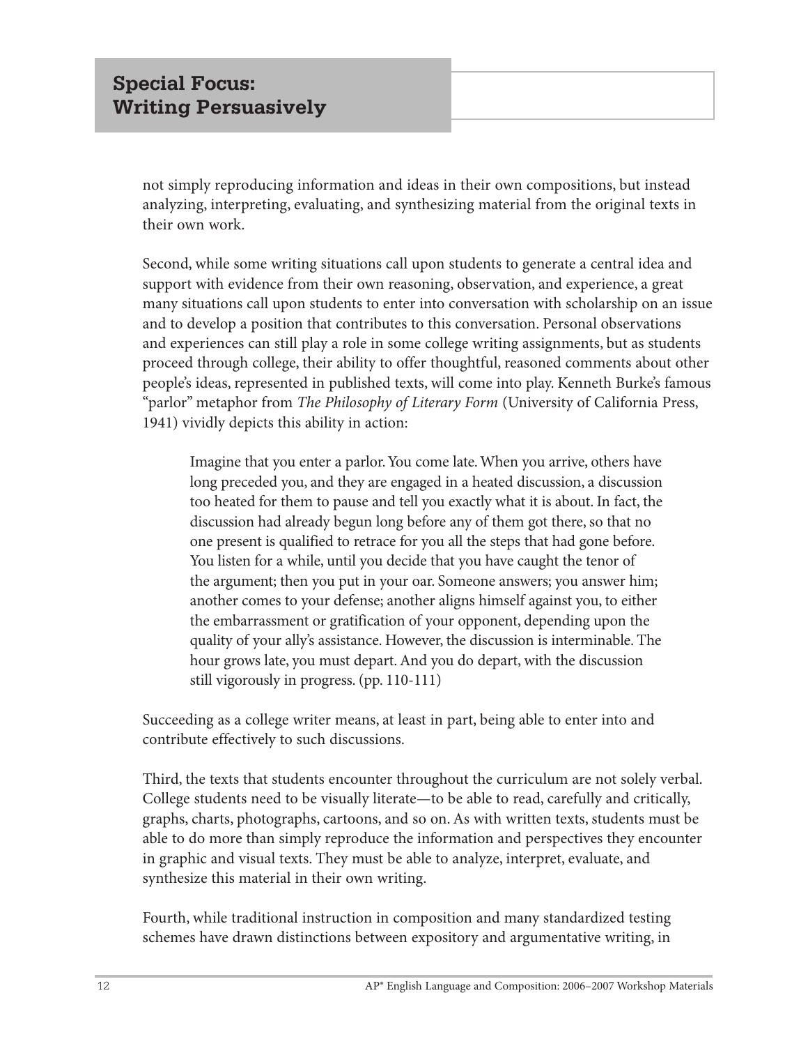not simply reproducing information and ideas in their own compositions, but instead analyzing, interpreting, evaluating, and synthesizing material from the original texts in their own work.

Second, while some writing situations call upon students to generate a central idea and support with evidence from their own reasoning, observation, and experience, a great many situations call upon students to enter into conversation with scholarship on an issue and to develop a position that contributes to this conversation. Personal observations and experiences can still play a role in some college writing assignments, but as students proceed through college, their ability to offer thoughtful, reasoned comments about other people's ideas, represented in published texts, will come into play. Kenneth Burke's famous "parlor" metaphor from *The Philosophy of Literary Form* (University of California Press, 1941) vividly depicts this ability in action:

> Imagine that you enter a parlor. You come late. When you arrive, others have long preceded you, and they are engaged in a heated discussion, a discussion too heated for them to pause and tell you exactly what it is about. In fact, the discussion had already begun long before any of them got there, so that no one present is qualified to retrace for you all the steps that had gone before. You listen for a while, until you decide that you have caught the tenor of the argument; then you put in your oar. Someone answers; you answer him; another comes to your defense; another aligns himself against you, to either the embarrassment or gratification of your opponent, depending upon the quality of your ally's assistance. However, the discussion is interminable. The hour grows late, you must depart. And you do depart, with the discussion still vigorously in progress. (pp. 110-111)

Succeeding as a college writer means, at least in part, being able to enter into and contribute effectively to such discussions.

Third, the texts that students encounter throughout the curriculum are not solely verbal. College students need to be visually literate—to be able to read, carefully and critically, graphs, charts, photographs, cartoons, and so on. As with written texts, students must be able to do more than simply reproduce the information and perspectives they encounter in graphic and visual texts. They must be able to analyze, interpret, evaluate, and synthesize this material in their own writing.

Fourth, while traditional instruction in composition and many standardized testing schemes have drawn distinctions between expository and argumentative writing, in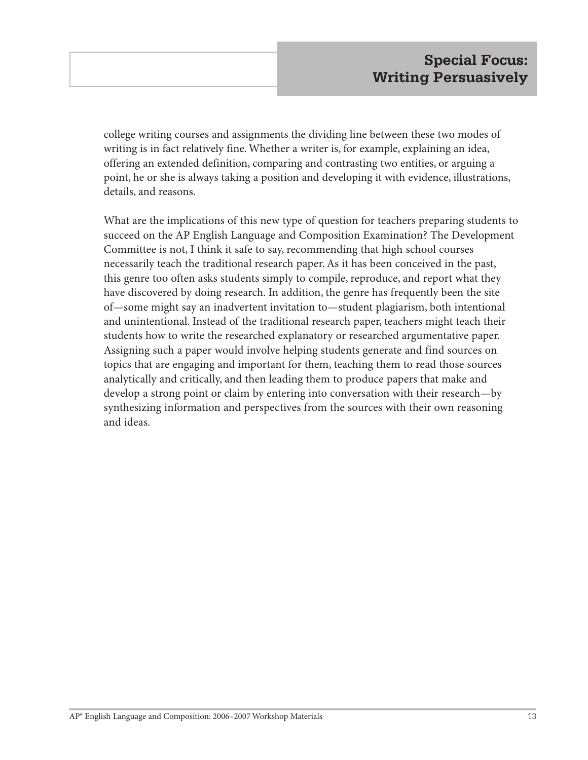college writing courses and assignments the dividing line between these two modes of writing is in fact relatively fine. Whether a writer is, for example, explaining an idea, offering an extended definition, comparing and contrasting two entities, or arguing a point, he or she is always taking a position and developing it with evidence, illustrations, details, and reasons.

What are the implications of this new type of question for teachers preparing students to succeed on the AP English Language and Composition Examination? The Development Committee is not, I think it safe to say, recommending that high school courses necessarily teach the traditional research paper. As it has been conceived in the past, this genre too often asks students simply to compile, reproduce, and report what they have discovered by doing research. In addition, the genre has frequently been the site of—some might say an inadvertent invitation to—student plagiarism, both intentional and unintentional. Instead of the traditional research paper, teachers might teach their students how to write the researched explanatory or researched argumentative paper. Assigning such a paper would involve helping students generate and find sources on topics that are engaging and important for them, teaching them to read those sources analytically and critically, and then leading them to produce papers that make and develop a strong point or claim by entering into conversation with their research—by synthesizing information and perspectives from the sources with their own reasoning and ideas.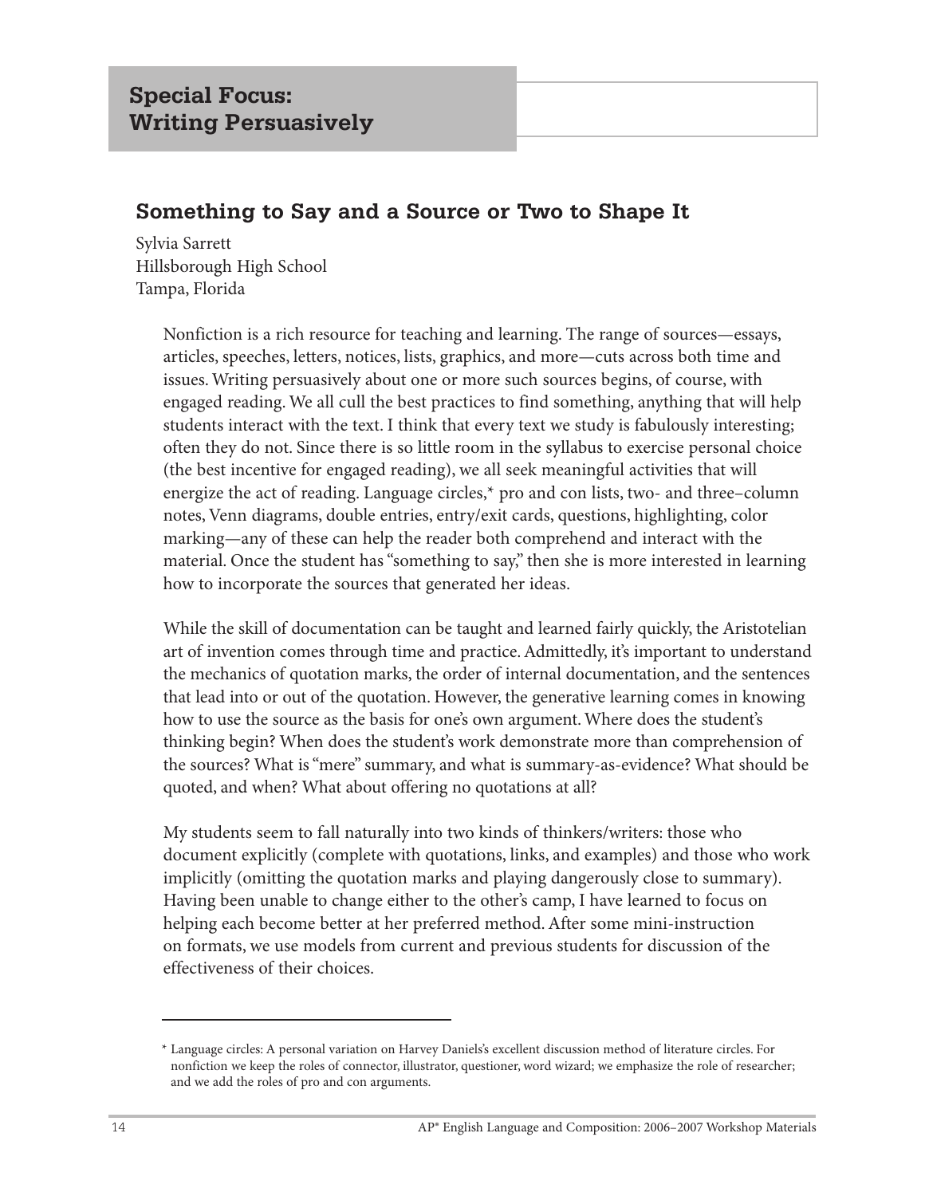## Special Focus: Writing Persuasively

### Something to Say and a Source or Two to Shape It

Sylvia Sarrett
Hillsborough High School
Tampa, Florida

Nonfiction is a rich resource for teaching and learning. The range of sources—essays, articles, speeches, letters, notices, lists, graphics, and more—cuts across both time and issues. Writing persuasively about one or more such sources begins, of course, with engaged reading. We all cull the best practices to find something, anything that will help students interact with the text. I think that every text we study is fabulously interesting; often they do not. Since there is so little room in the syllabus to exercise personal choice (the best incentive for engaged reading), we all seek meaningful activities that will energize the act of reading. Language circles,* pro and con lists, two- and three-column notes, Venn diagrams, double entries, entry/exit cards, questions, highlighting, color marking—any of these can help the reader both comprehend and interact with the material. Once the student has "something to say," then she is more interested in learning how to incorporate the sources that generated her ideas.

While the skill of documentation can be taught and learned fairly quickly, the Aristotelian art of invention comes through time and practice. Admittedly, it's important to understand the mechanics of quotation marks, the order of internal documentation, and the sentences that lead into or out of the quotation. However, the generative learning comes in knowing how to use the source as the basis for one's own argument. Where does the student's thinking begin? When does the student's work demonstrate more than comprehension of the sources? What is "mere" summary, and what is summary-as-evidence? What should be quoted, and when? What about offering no quotations at all?

My students seem to fall naturally into two kinds of thinkers/writers: those who document explicitly (complete with quotations, links, and examples) and those who work implicitly (omitting the quotation marks and playing dangerously close to summary). Having been unable to change either to the other's camp, I have learned to focus on helping each become better at her preferred method. After some mini-instruction on formats, we use models from current and previous students for discussion of the effectiveness of their choices.

---

* Language circles: A personal variation on Harvey Daniels's excellent discussion method of literature circles. For nonfiction we keep the roles of connector, illustrator, questioner, word wizard; we emphasize the role of researcher; and we add the roles of pro and con arguments.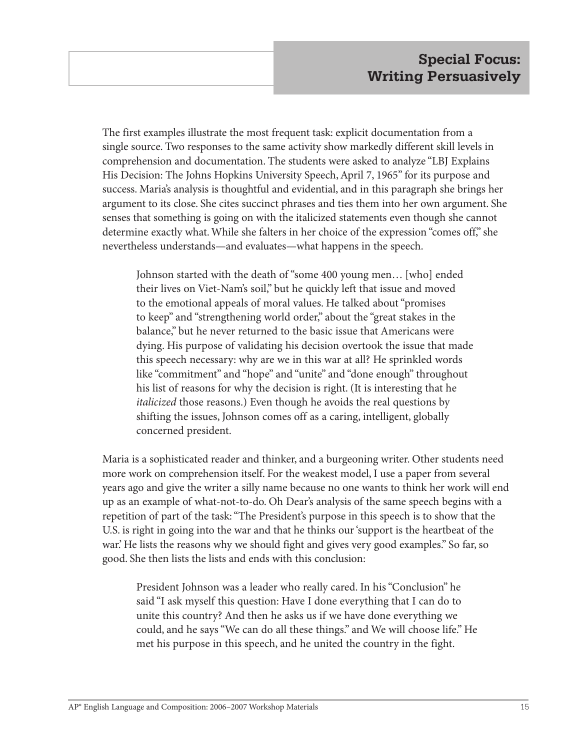The first examples illustrate the most frequent task: explicit documentation from a single source. Two responses to the same activity show markedly different skill levels in comprehension and documentation. The students were asked to analyze "LBJ Explains His Decision: The Johns Hopkins University Speech, April 7, 1965" for its purpose and success. Maria's analysis is thoughtful and evidential, and in this paragraph she brings her argument to its close. She cites succinct phrases and ties them into her own argument. She senses that something is going on with the italicized statements even though she cannot determine exactly what. While she falters in her choice of the expression "comes off," she nevertheless understands—and evaluates—what happens in the speech.

> Johnson started with the death of "some 400 young men… [who] ended their lives on Viet-Nam's soil," but he quickly left that issue and moved to the emotional appeals of moral values. He talked about "promises to keep" and "strengthening world order," about the "great stakes in the balance," but he never returned to the basic issue that Americans were dying. His purpose of validating his decision overtook the issue that made this speech necessary: why are we in this war at all? He sprinkled words like "commitment" and "hope" and "unite" and "done enough" throughout his list of reasons for why the decision is right. (It is interesting that he *italicized* those reasons.) Even though he avoids the real questions by shifting the issues, Johnson comes off as a caring, intelligent, globally concerned president.

Maria is a sophisticated reader and thinker, and a burgeoning writer. Other students need more work on comprehension itself. For the weakest model, I use a paper from several years ago and give the writer a silly name because no one wants to think her work will end up as an example of what-not-to-do. Oh Dear's analysis of the same speech begins with a repetition of part of the task: "The President's purpose in this speech is to show that the U.S. is right in going into the war and that he thinks our 'support is the heartbeat of the war.' He lists the reasons why we should fight and gives very good examples." So far, so good. She then lists the lists and ends with this conclusion:

> President Johnson was a leader who really cared. In his "Conclusion" he said "I ask myself this question: Have I done everything that I can do to unite this country? And then he asks us if we have done everything we could, and he says "We can do all these things." and We will choose life." He met his purpose in this speech, and he united the country in the fight.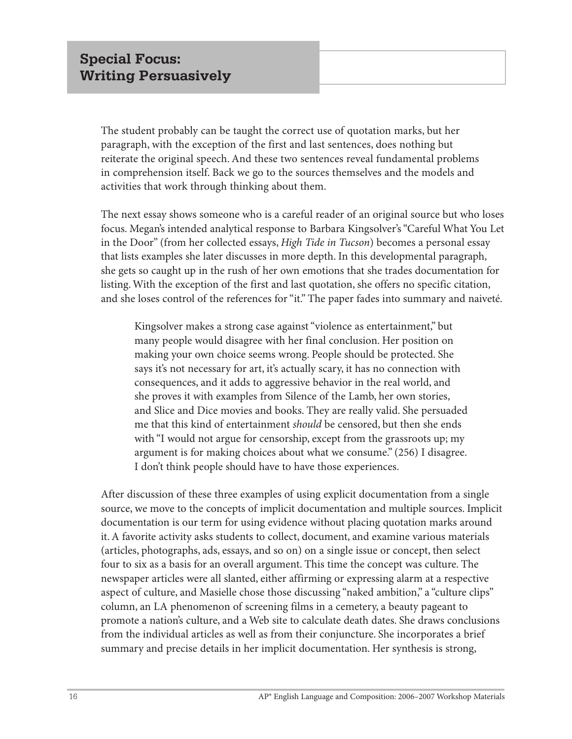## Special Focus: Writing Persuasively

The student probably can be taught the correct use of quotation marks, but her paragraph, with the exception of the first and last sentences, does nothing but reiterate the original speech. And these two sentences reveal fundamental problems in comprehension itself. Back we go to the sources themselves and the models and activities that work through thinking about them.

The next essay shows someone who is a careful reader of an original source but who loses focus. Megan's intended analytical response to Barbara Kingsolver's "Careful What You Let in the Door" (from her collected essays, *High Tide in Tucson*) becomes a personal essay that lists examples she later discusses in more depth. In this developmental paragraph, she gets so caught up in the rush of her own emotions that she trades documentation for listing. With the exception of the first and last quotation, she offers no specific citation, and she loses control of the references for "it." The paper fades into summary and naiveté.

> Kingsolver makes a strong case against "violence as entertainment," but many people would disagree with her final conclusion. Her position on making your own choice seems wrong. People should be protected. She says it's not necessary for art, it's actually scary, it has no connection with consequences, and it adds to aggressive behavior in the real world, and she proves it with examples from Silence of the Lamb, her own stories, and Slice and Dice movies and books. They are really valid. She persuaded me that this kind of entertainment *should* be censored, but then she ends with "I would not argue for censorship, except from the grassroots up; my argument is for making choices about what we consume." (256) I disagree. I don't think people should have to have those experiences.

After discussion of these three examples of using explicit documentation from a single source, we move to the concepts of implicit documentation and multiple sources. Implicit documentation is our term for using evidence without placing quotation marks around it. A favorite activity asks students to collect, document, and examine various materials (articles, photographs, ads, essays, and so on) on a single issue or concept, then select four to six as a basis for an overall argument. This time the concept was culture. The newspaper articles were all slanted, either affirming or expressing alarm at a respective aspect of culture, and Masielle chose those discussing "naked ambition," a "culture clips" column, an LA phenomenon of screening films in a cemetery, a beauty pageant to promote a nation's culture, and a Web site to calculate death dates. She draws conclusions from the individual articles as well as from their conjuncture. She incorporates a brief summary and precise details in her implicit documentation. Her synthesis is strong,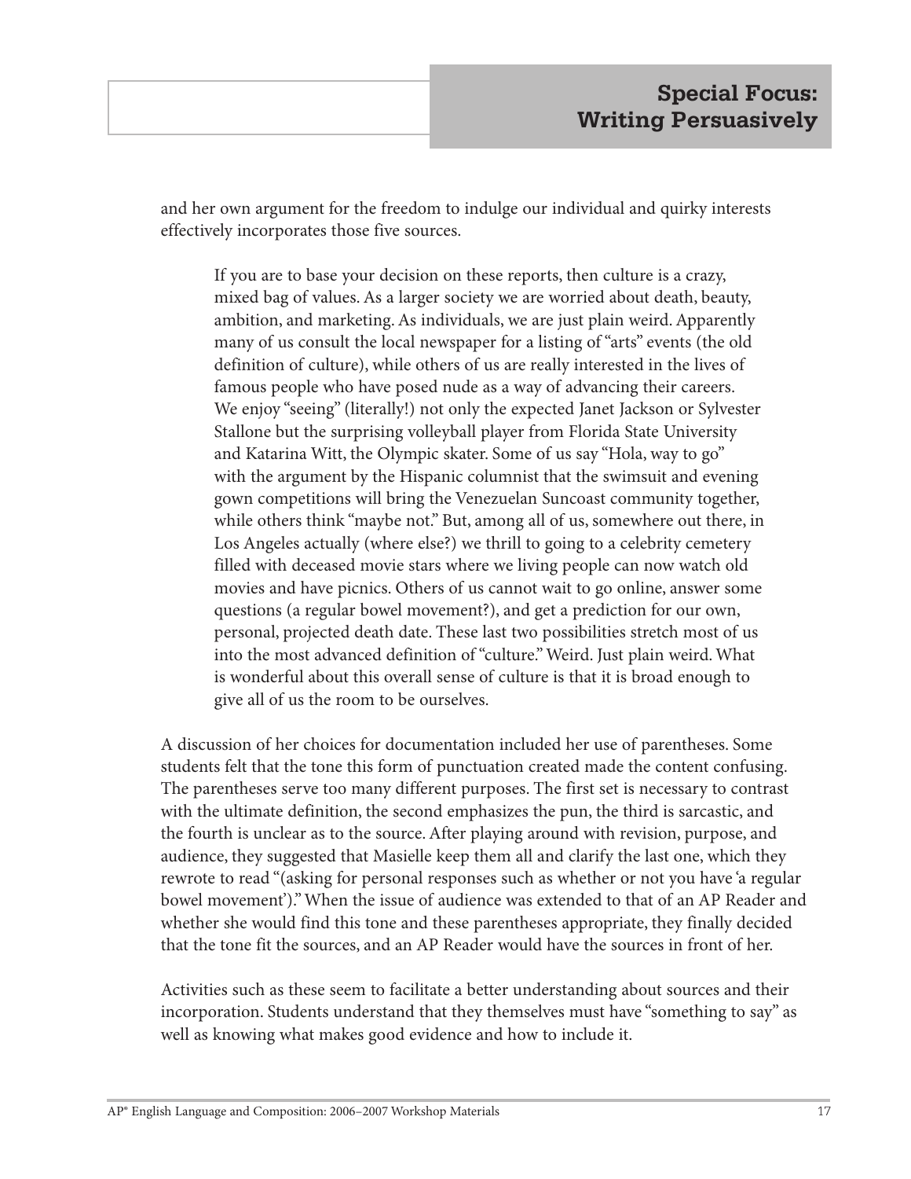and her own argument for the freedom to indulge our individual and quirky interests effectively incorporates those five sources.

> If you are to base your decision on these reports, then culture is a crazy, mixed bag of values. As a larger society we are worried about death, beauty, ambition, and marketing. As individuals, we are just plain weird. Apparently many of us consult the local newspaper for a listing of "arts" events (the old definition of culture), while others of us are really interested in the lives of famous people who have posed nude as a way of advancing their careers. We enjoy "seeing" (literally!) not only the expected Janet Jackson or Sylvester Stallone but the surprising volleyball player from Florida State University and Katarina Witt, the Olympic skater. Some of us say "Hola, way to go" with the argument by the Hispanic columnist that the swimsuit and evening gown competitions will bring the Venezuelan Suncoast community together, while others think "maybe not." But, among all of us, somewhere out there, in Los Angeles actually (where else?) we thrill to going to a celebrity cemetery filled with deceased movie stars where we living people can now watch old movies and have picnics. Others of us cannot wait to go online, answer some questions (a regular bowel movement?), and get a prediction for our own, personal, projected death date. These last two possibilities stretch most of us into the most advanced definition of "culture." Weird. Just plain weird. What is wonderful about this overall sense of culture is that it is broad enough to give all of us the room to be ourselves.

A discussion of her choices for documentation included her use of parentheses. Some students felt that the tone this form of punctuation created made the content confusing. The parentheses serve too many different purposes. The first set is necessary to contrast with the ultimate definition, the second emphasizes the pun, the third is sarcastic, and the fourth is unclear as to the source. After playing around with revision, purpose, and audience, they suggested that Masielle keep them all and clarify the last one, which they rewrote to read "(asking for personal responses such as whether or not you have 'a regular bowel movement')." When the issue of audience was extended to that of an AP Reader and whether she would find this tone and these parentheses appropriate, they finally decided that the tone fit the sources, and an AP Reader would have the sources in front of her.

Activities such as these seem to facilitate a better understanding about sources and their incorporation. Students understand that they themselves must have "something to say" as well as knowing what makes good evidence and how to include it.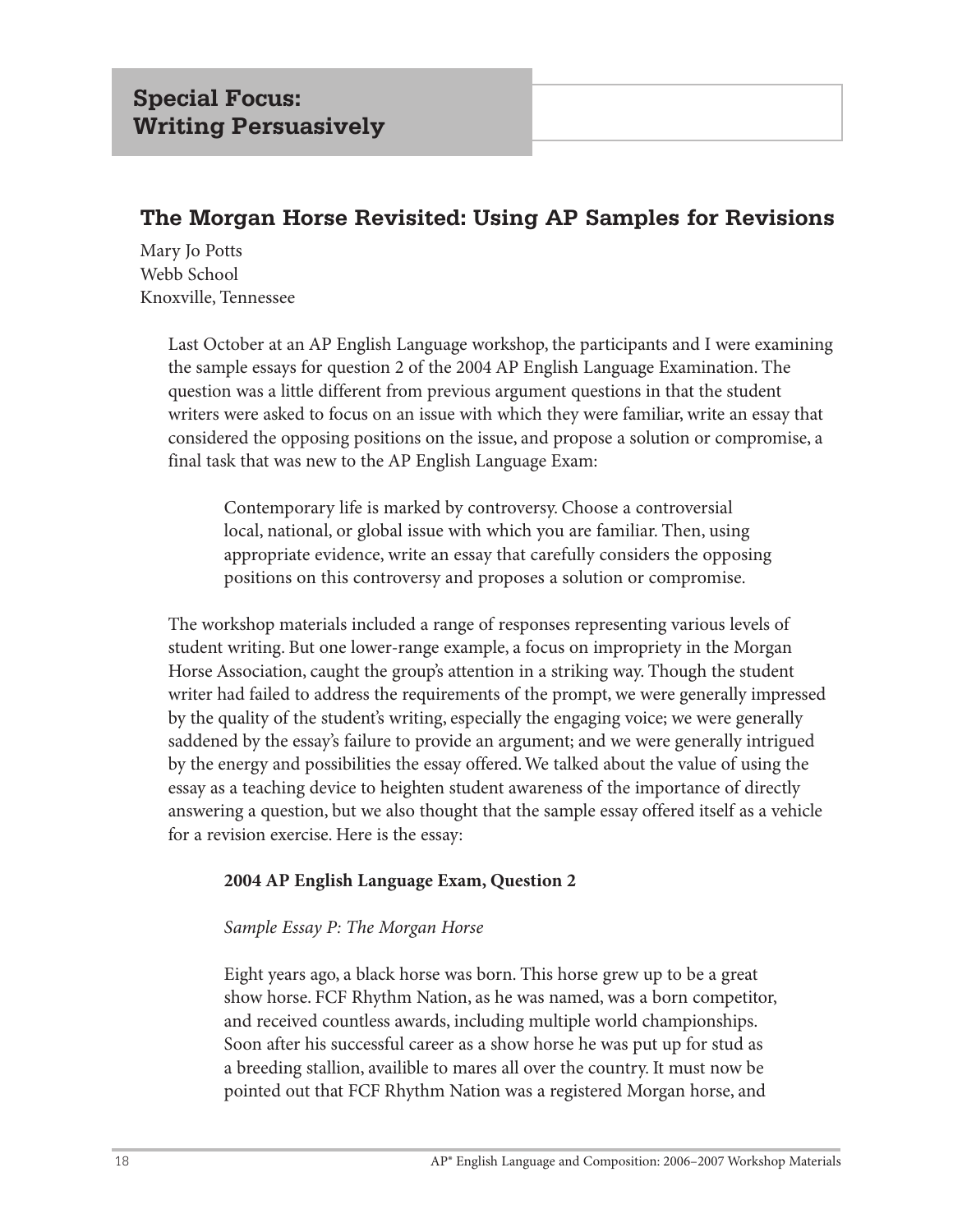## Special Focus: Writing Persuasively

### The Morgan Horse Revisited: Using AP Samples for Revisions

Mary Jo Potts
Webb School
Knoxville, Tennessee

Last October at an AP English Language workshop, the participants and I were examining the sample essays for question 2 of the 2004 AP English Language Examination. The question was a little different from previous argument questions in that the student writers were asked to focus on an issue with which they were familiar, write an essay that considered the opposing positions on the issue, and propose a solution or compromise, a final task that was new to the AP English Language Exam:

> Contemporary life is marked by controversy. Choose a controversial local, national, or global issue with which you are familiar. Then, using appropriate evidence, write an essay that carefully considers the opposing positions on this controversy and proposes a solution or compromise.

The workshop materials included a range of responses representing various levels of student writing. But one lower-range example, a focus on impropriety in the Morgan Horse Association, caught the group's attention in a striking way. Though the student writer had failed to address the requirements of the prompt, we were generally impressed by the quality of the student's writing, especially the engaging voice; we were generally saddened by the essay's failure to provide an argument; and we were generally intrigued by the energy and possibilities the essay offered. We talked about the value of using the essay as a teaching device to heighten student awareness of the importance of directly answering a question, but we also thought that the sample essay offered itself as a vehicle for a revision exercise. Here is the essay:

> **2004 AP English Language Exam, Question 2**
>
> *Sample Essay P: The Morgan Horse*
>
> Eight years ago, a black horse was born. This horse grew up to be a great show horse. FCF Rhythm Nation, as he was named, was a born competitor, and received countless awards, including multiple world championships. Soon after his successful career as a show horse he was put up for stud as a breeding stallion, availible to mares all over the country. It must now be pointed out that FCF Rhythm Nation was a registered Morgan horse, and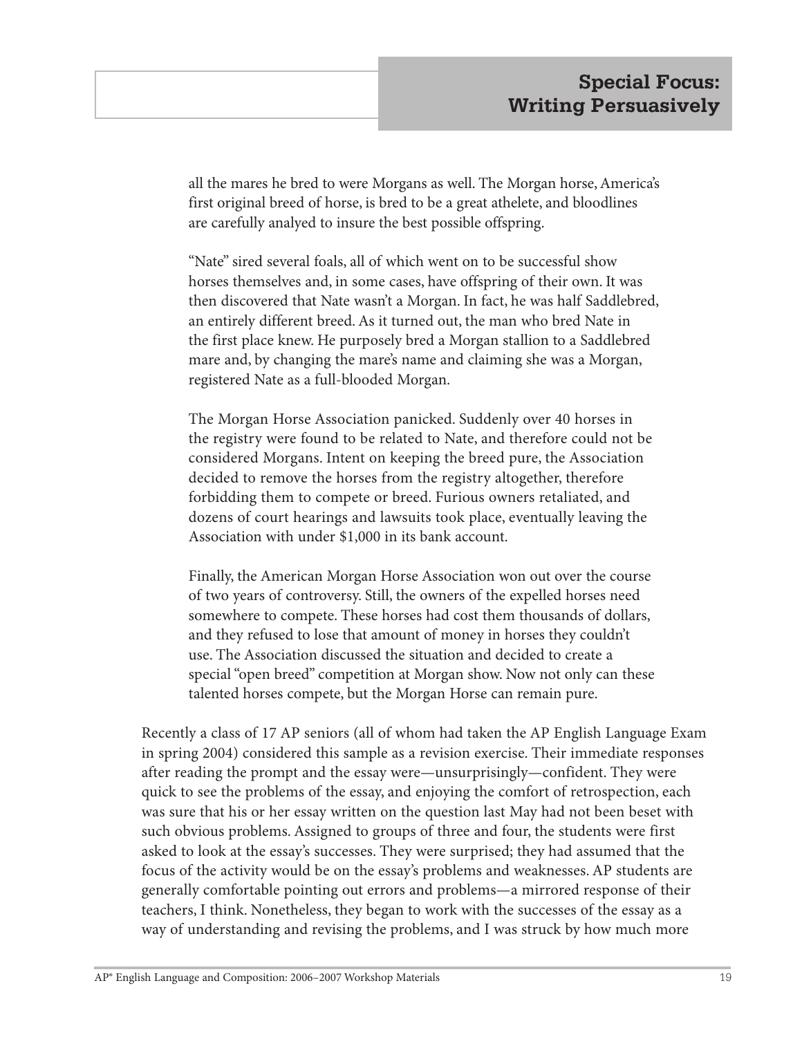all the mares he bred to were Morgans as well. The Morgan horse, America's first original breed of horse, is bred to be a great athelete, and bloodlines are carefully analyed to insure the best possible offspring.

"Nate" sired several foals, all of which went on to be successful show horses themselves and, in some cases, have offspring of their own. It was then discovered that Nate wasn't a Morgan. In fact, he was half Saddlebred, an entirely different breed. As it turned out, the man who bred Nate in the first place knew. He purposely bred a Morgan stallion to a Saddlebred mare and, by changing the mare's name and claiming she was a Morgan, registered Nate as a full-blooded Morgan.

The Morgan Horse Association panicked. Suddenly over 40 horses in the registry were found to be related to Nate, and therefore could not be considered Morgans. Intent on keeping the breed pure, the Association decided to remove the horses from the registry altogether, therefore forbidding them to compete or breed. Furious owners retaliated, and dozens of court hearings and lawsuits took place, eventually leaving the Association with under $1,000 in its bank account.

Finally, the American Morgan Horse Association won out over the course of two years of controversy. Still, the owners of the expelled horses need somewhere to compete. These horses had cost them thousands of dollars, and they refused to lose that amount of money in horses they couldn't use. The Association discussed the situation and decided to create a special "open breed" competition at Morgan show. Now not only can these talented horses compete, but the Morgan Horse can remain pure.

Recently a class of 17 AP seniors (all of whom had taken the AP English Language Exam in spring 2004) considered this sample as a revision exercise. Their immediate responses after reading the prompt and the essay were—unsurprisingly—confident. They were quick to see the problems of the essay, and enjoying the comfort of retrospection, each was sure that his or her essay written on the question last May had not been beset with such obvious problems. Assigned to groups of three and four, the students were first asked to look at the essay's successes. They were surprised; they had assumed that the focus of the activity would be on the essay's problems and weaknesses. AP students are generally comfortable pointing out errors and problems—a mirrored response of their teachers, I think. Nonetheless, they began to work with the successes of the essay as a way of understanding and revising the problems, and I was struck by how much more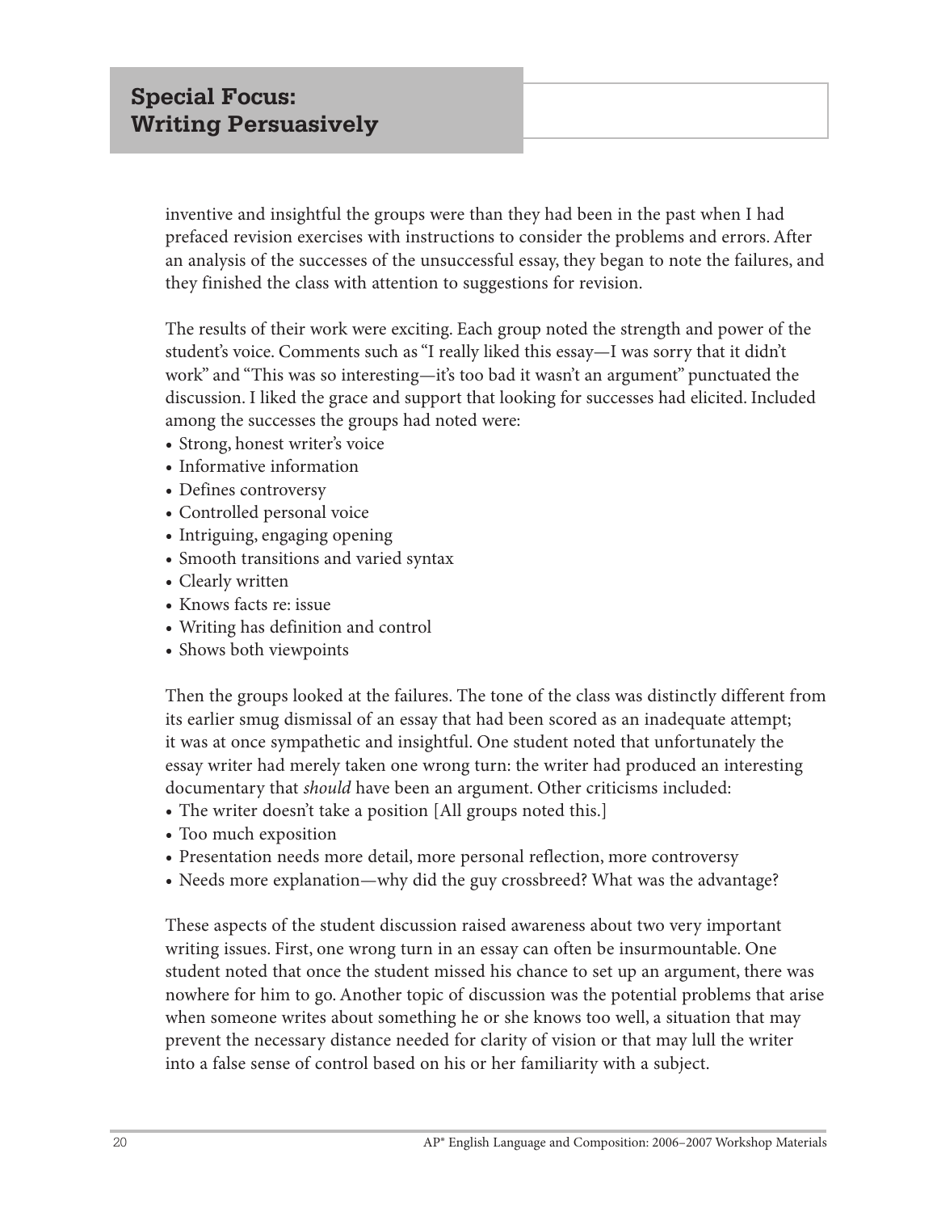inventive and insightful the groups were than they had been in the past when I had prefaced revision exercises with instructions to consider the problems and errors. After an analysis of the successes of the unsuccessful essay, they began to note the failures, and they finished the class with attention to suggestions for revision.

The results of their work were exciting. Each group noted the strength and power of the student's voice. Comments such as "I really liked this essay—I was sorry that it didn't work" and "This was so interesting—it's too bad it wasn't an argument" punctuated the discussion. I liked the grace and support that looking for successes had elicited. Included among the successes the groups had noted were:

- Strong, honest writer's voice
- Informative information
- Defines controversy
- Controlled personal voice
- Intriguing, engaging opening
- Smooth transitions and varied syntax
- Clearly written
- Knows facts re: issue
- Writing has definition and control
- Shows both viewpoints

Then the groups looked at the failures. The tone of the class was distinctly different from its earlier smug dismissal of an essay that had been scored as an inadequate attempt; it was at once sympathetic and insightful. One student noted that unfortunately the essay writer had merely taken one wrong turn: the writer had produced an interesting documentary that *should* have been an argument. Other criticisms included:

- The writer doesn't take a position [All groups noted this.]
- Too much exposition
- Presentation needs more detail, more personal reflection, more controversy
- Needs more explanation—why did the guy crossbreed? What was the advantage?

These aspects of the student discussion raised awareness about two very important writing issues. First, one wrong turn in an essay can often be insurmountable. One student noted that once the student missed his chance to set up an argument, there was nowhere for him to go. Another topic of discussion was the potential problems that arise when someone writes about something he or she knows too well, a situation that may prevent the necessary distance needed for clarity of vision or that may lull the writer into a false sense of control based on his or her familiarity with a subject.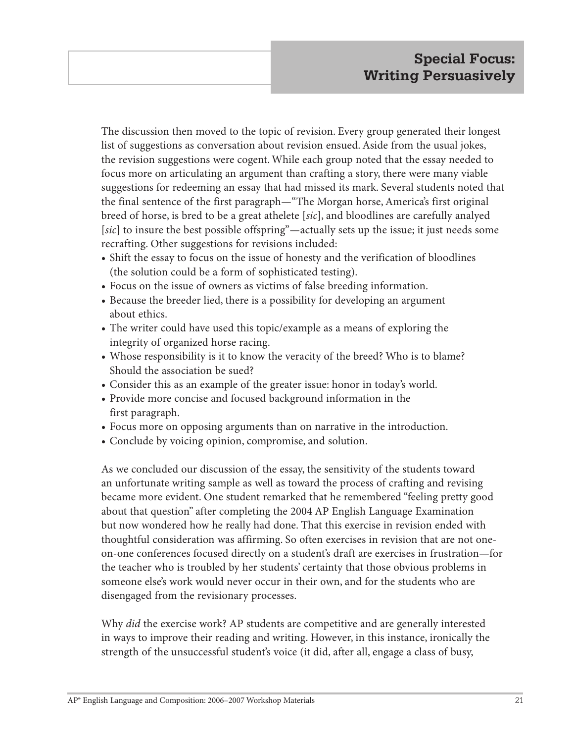The discussion then moved to the topic of revision. Every group generated their longest list of suggestions as conversation about revision ensued. Aside from the usual jokes, the revision suggestions were cogent. While each group noted that the essay needed to focus more on articulating an argument than crafting a story, there were many viable suggestions for redeeming an essay that had missed its mark. Several students noted that the final sentence of the first paragraph—"The Morgan horse, America's first original breed of horse, is bred to be a great athelete [*sic*], and bloodlines are carefully analyed [*sic*] to insure the best possible offspring"—actually sets up the issue; it just needs some recrafting. Other suggestions for revisions included:

- Shift the essay to focus on the issue of honesty and the verification of bloodlines (the solution could be a form of sophisticated testing).
- Focus on the issue of owners as victims of false breeding information.
- Because the breeder lied, there is a possibility for developing an argument about ethics.
- The writer could have used this topic/example as a means of exploring the integrity of organized horse racing.
- Whose responsibility is it to know the veracity of the breed? Who is to blame? Should the association be sued?
- Consider this as an example of the greater issue: honor in today's world.
- Provide more concise and focused background information in the first paragraph.
- Focus more on opposing arguments than on narrative in the introduction.
- Conclude by voicing opinion, compromise, and solution.

As we concluded our discussion of the essay, the sensitivity of the students toward an unfortunate writing sample as well as toward the process of crafting and revising became more evident. One student remarked that he remembered "feeling pretty good about that question" after completing the 2004 AP English Language Examination but now wondered how he really had done. That this exercise in revision ended with thoughtful consideration was affirming. So often exercises in revision that are not one-on-one conferences focused directly on a student's draft are exercises in frustration—for the teacher who is troubled by her students' certainty that those obvious problems in someone else's work would never occur in their own, and for the students who are disengaged from the revisionary processes.

Why *did* the exercise work? AP students are competitive and are generally interested in ways to improve their reading and writing. However, in this instance, ironically the strength of the unsuccessful student's voice (it did, after all, engage a class of busy,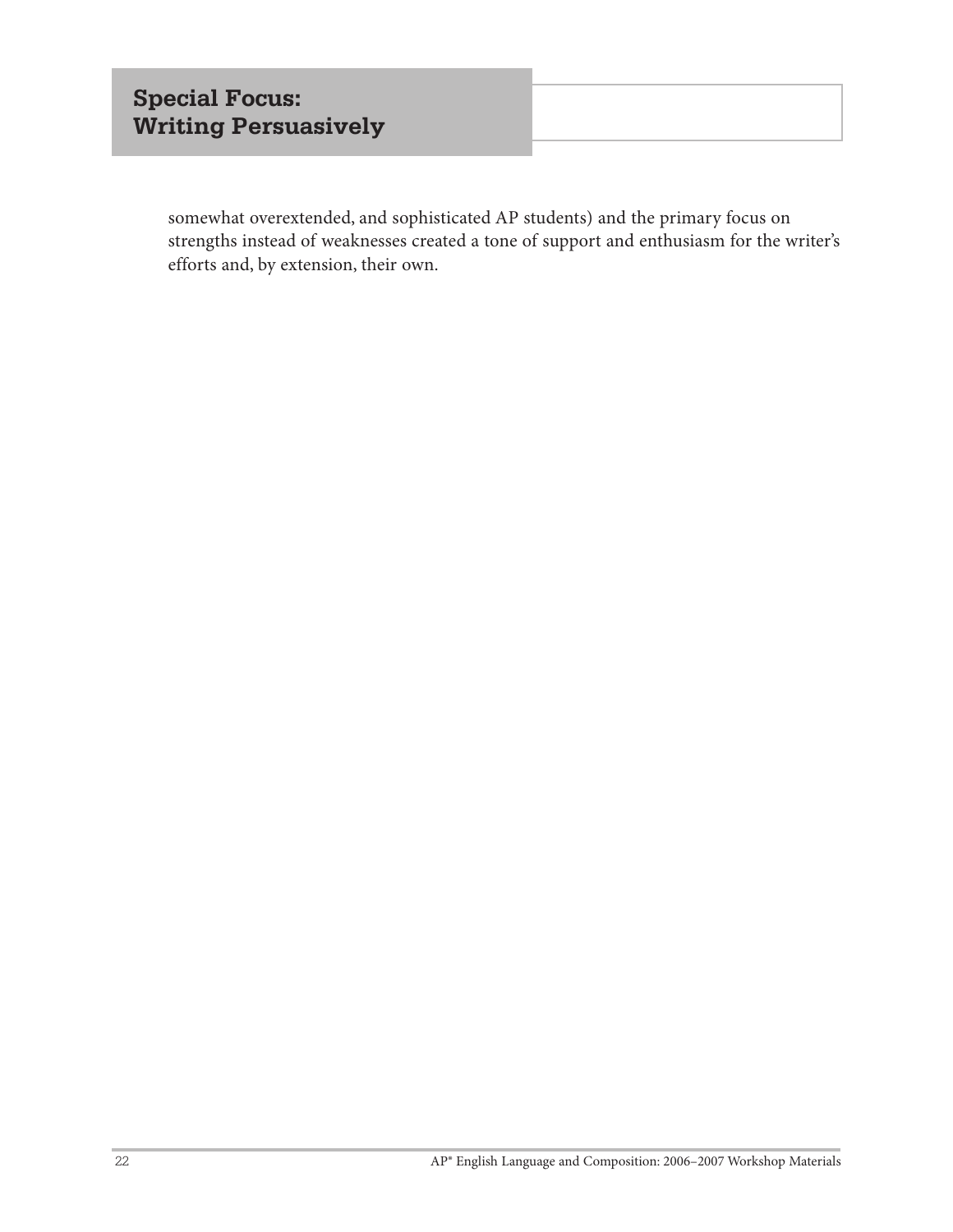somewhat overextended, and sophisticated AP students) and the primary focus on strengths instead of weaknesses created a tone of support and enthusiasm for the writer's efforts and, by extension, their own.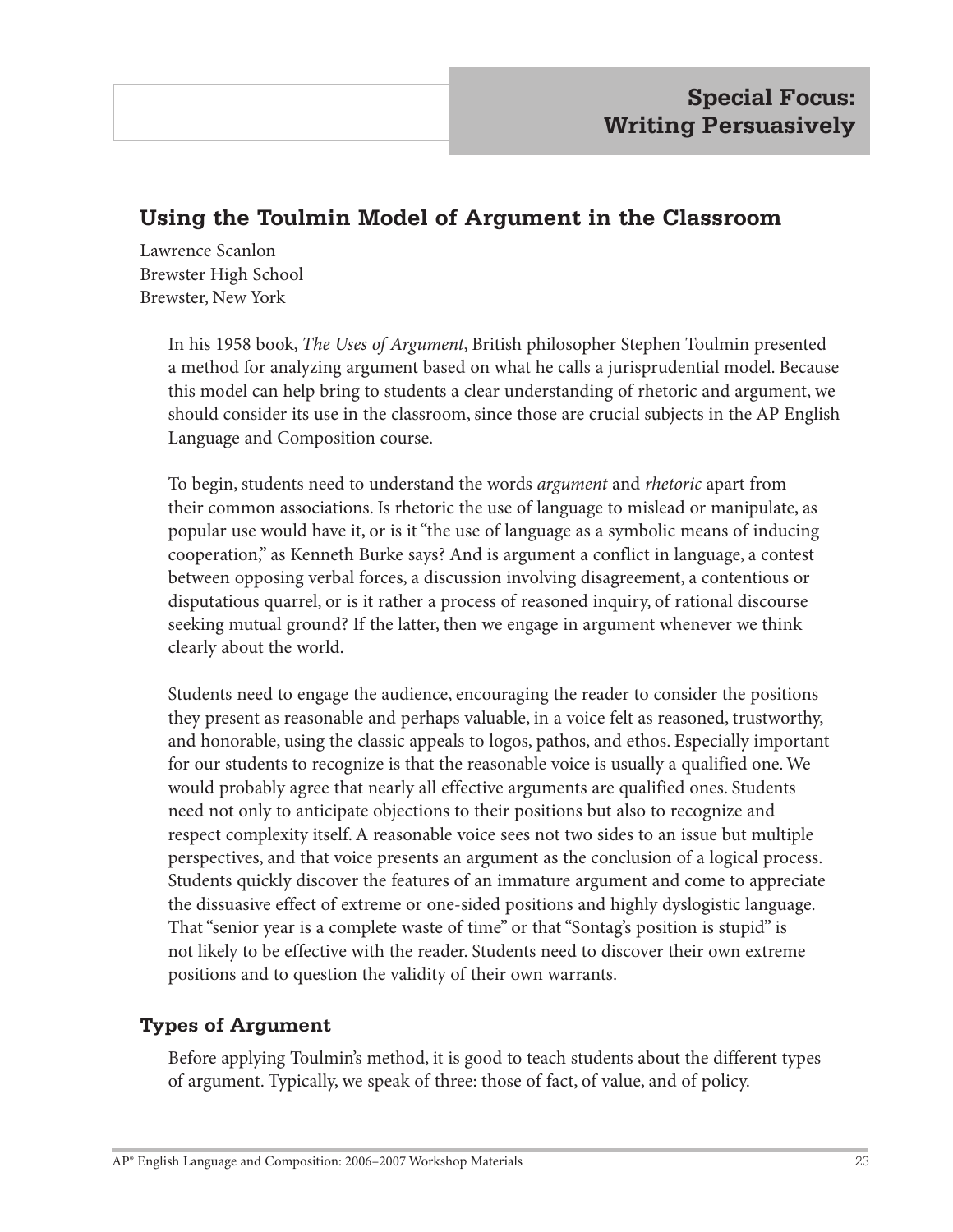# Special Focus: Writing Persuasively

## Using the Toulmin Model of Argument in the Classroom

Lawrence Scanlon
Brewster High School
Brewster, New York

In his 1958 book, *The Uses of Argument*, British philosopher Stephen Toulmin presented a method for analyzing argument based on what he calls a jurisprudential model. Because this model can help bring to students a clear understanding of rhetoric and argument, we should consider its use in the classroom, since those are crucial subjects in the AP English Language and Composition course.

To begin, students need to understand the words *argument* and *rhetoric* apart from their common associations. Is rhetoric the use of language to mislead or manipulate, as popular use would have it, or is it "the use of language as a symbolic means of inducing cooperation," as Kenneth Burke says? And is argument a conflict in language, a contest between opposing verbal forces, a discussion involving disagreement, a contentious or disputatious quarrel, or is it rather a process of reasoned inquiry, of rational discourse seeking mutual ground? If the latter, then we engage in argument whenever we think clearly about the world.

Students need to engage the audience, encouraging the reader to consider the positions they present as reasonable and perhaps valuable, in a voice felt as reasoned, trustworthy, and honorable, using the classic appeals to logos, pathos, and ethos. Especially important for our students to recognize is that the reasonable voice is usually a qualified one. We would probably agree that nearly all effective arguments are qualified ones. Students need not only to anticipate objections to their positions but also to recognize and respect complexity itself. A reasonable voice sees not two sides to an issue but multiple perspectives, and that voice presents an argument as the conclusion of a logical process. Students quickly discover the features of an immature argument and come to appreciate the dissuasive effect of extreme or one-sided positions and highly dyslogistic language. That "senior year is a complete waste of time" or that "Sontag's position is stupid" is not likely to be effective with the reader. Students need to discover their own extreme positions and to question the validity of their own warrants.

### Types of Argument

Before applying Toulmin's method, it is good to teach students about the different types of argument. Typically, we speak of three: those of fact, of value, and of policy.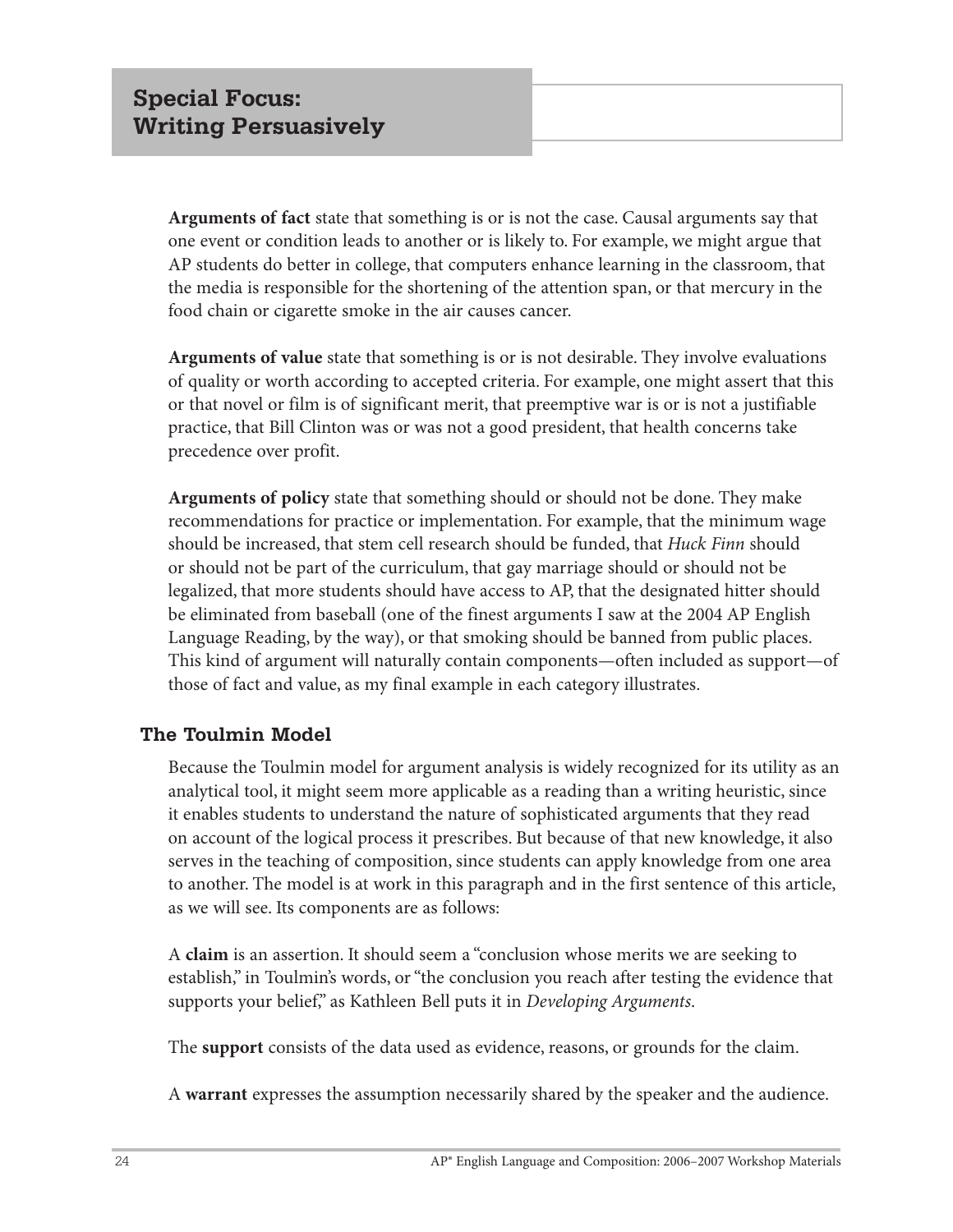## Special Focus: Writing Persuasively

**Arguments of fact** state that something is or is not the case. Causal arguments say that one event or condition leads to another or is likely to. For example, we might argue that AP students do better in college, that computers enhance learning in the classroom, that the media is responsible for the shortening of the attention span, or that mercury in the food chain or cigarette smoke in the air causes cancer.

**Arguments of value** state that something is or is not desirable. They involve evaluations of quality or worth according to accepted criteria. For example, one might assert that this or that novel or film is of significant merit, that preemptive war is or is not a justifiable practice, that Bill Clinton was or was not a good president, that health concerns take precedence over profit.

**Arguments of policy** state that something should or should not be done. They make recommendations for practice or implementation. For example, that the minimum wage should be increased, that stem cell research should be funded, that *Huck Finn* should or should not be part of the curriculum, that gay marriage should or should not be legalized, that more students should have access to AP, that the designated hitter should be eliminated from baseball (one of the finest arguments I saw at the 2004 AP English Language Reading, by the way), or that smoking should be banned from public places. This kind of argument will naturally contain components—often included as support—of those of fact and value, as my final example in each category illustrates.

### The Toulmin Model

Because the Toulmin model for argument analysis is widely recognized for its utility as an analytical tool, it might seem more applicable as a reading than a writing heuristic, since it enables students to understand the nature of sophisticated arguments that they read on account of the logical process it prescribes. But because of that new knowledge, it also serves in the teaching of composition, since students can apply knowledge from one area to another. The model is at work in this paragraph and in the first sentence of this article, as we will see. Its components are as follows:

A **claim** is an assertion. It should seem a "conclusion whose merits we are seeking to establish," in Toulmin's words, or "the conclusion you reach after testing the evidence that supports your belief," as Kathleen Bell puts it in *Developing Arguments*.

The **support** consists of the data used as evidence, reasons, or grounds for the claim.

A **warrant** expresses the assumption necessarily shared by the speaker and the audience.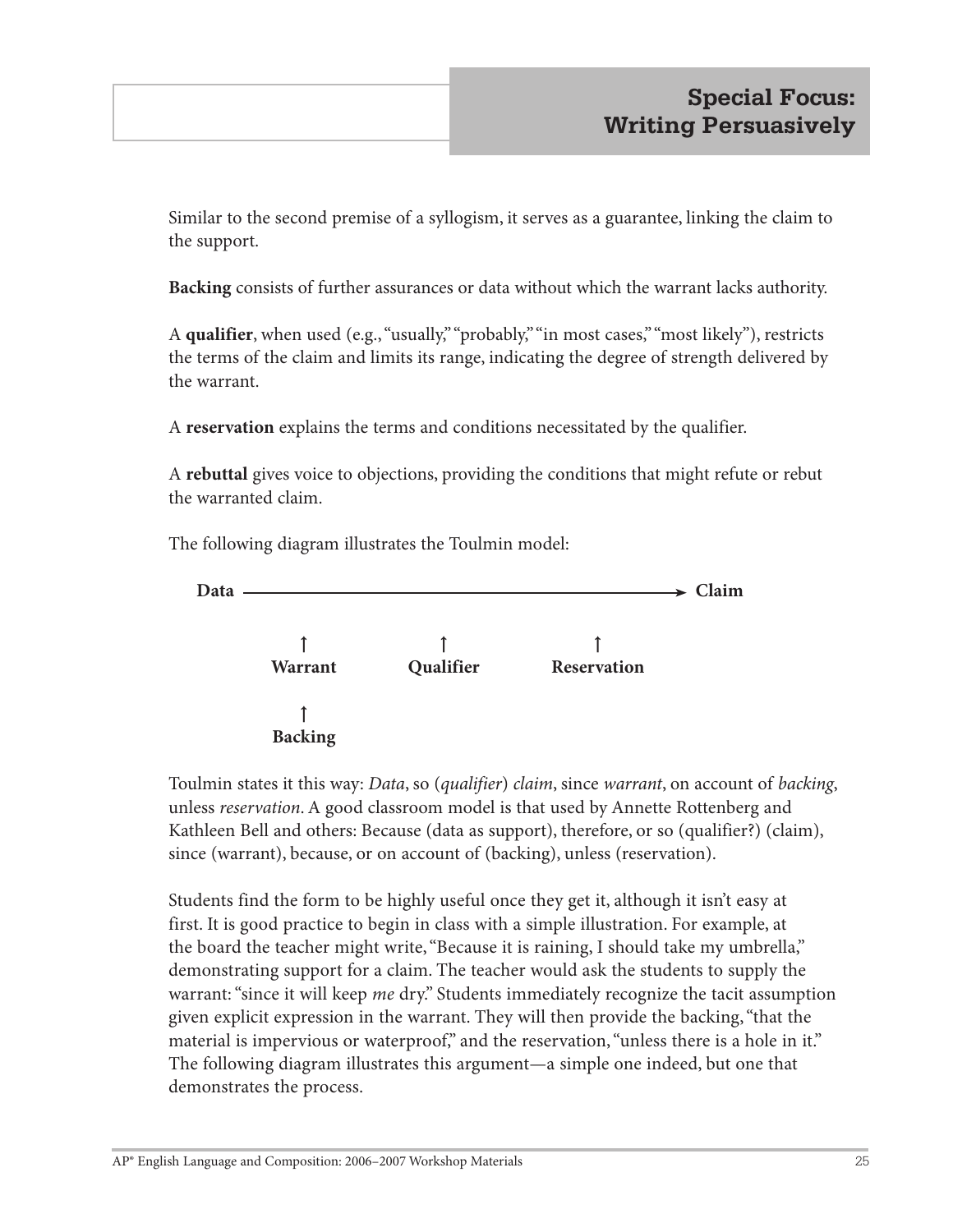Similar to the second premise of a syllogism, it serves as a guarantee, linking the claim to the support.

**Backing** consists of further assurances or data without which the warrant lacks authority.

A **qualifier**, when used (e.g., "usually," "probably," "in most cases," "most likely"), restricts the terms of the claim and limits its range, indicating the degree of strength delivered by the warrant.

A **reservation** explains the terms and conditions necessitated by the qualifier.

A **rebuttal** gives voice to objections, providing the conditions that might refute or rebut the warranted claim.

The following diagram illustrates the Toulmin model:

```
Data ——————————————————————————————————→ Claim

          ↑              ↑              ↑
       Warrant       Qualifier     Reservation

          ↑
       Backing
```

Toulmin states it this way: *Data*, so (*qualifier*) *claim*, since *warrant*, on account of *backing*, unless *reservation*. A good classroom model is that used by Annette Rottenberg and Kathleen Bell and others: Because (data as support), therefore, or so (qualifier?) (claim), since (warrant), because, or on account of (backing), unless (reservation).

Students find the form to be highly useful once they get it, although it isn't easy at first. It is good practice to begin in class with a simple illustration. For example, at the board the teacher might write, "Because it is raining, I should take my umbrella," demonstrating support for a claim. The teacher would ask the students to supply the warrant: "since it will keep *me* dry." Students immediately recognize the tacit assumption given explicit expression in the warrant. They will then provide the backing, "that the material is impervious or waterproof," and the reservation, "unless there is a hole in it." The following diagram illustrates this argument—a simple one indeed, but one that demonstrates the process.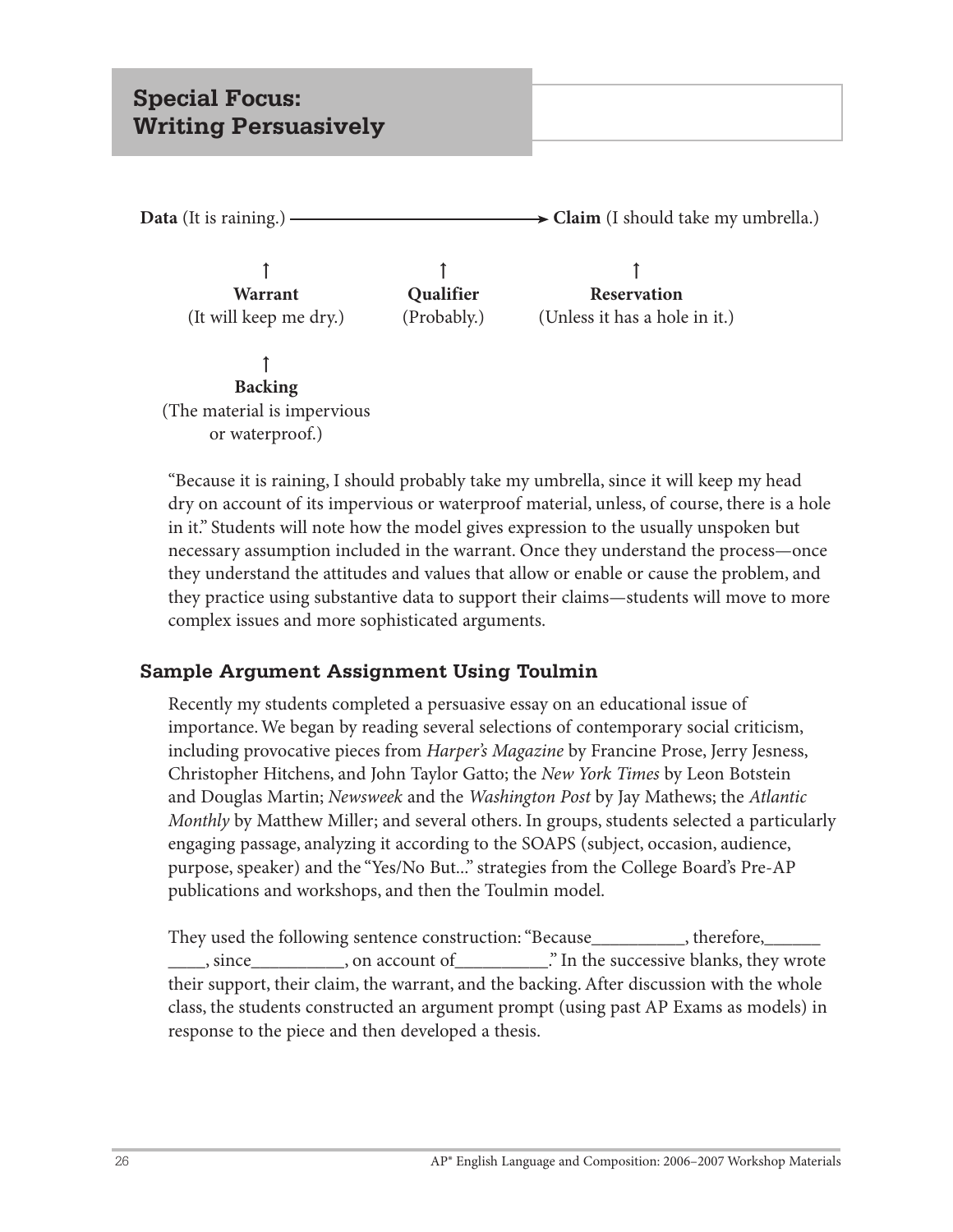## Special Focus: Writing Persuasively

**Data** (It is raining.) ⟶ **Claim** (I should take my umbrella.)

↑ **Warrant** (It will keep me dry.)

↑ **Qualifier** (Probably.)

↑ **Reservation** (Unless it has a hole in it.)

↑ **Backing** (The material is impervious or waterproof.)

"Because it is raining, I should probably take my umbrella, since it will keep my head dry on account of its impervious or waterproof material, unless, of course, there is a hole in it." Students will note how the model gives expression to the usually unspoken but necessary assumption included in the warrant. Once they understand the process—once they understand the attitudes and values that allow or enable or cause the problem, and they practice using substantive data to support their claims—students will move to more complex issues and more sophisticated arguments.

### Sample Argument Assignment Using Toulmin

Recently my students completed a persuasive essay on an educational issue of importance. We began by reading several selections of contemporary social criticism, including provocative pieces from *Harper's Magazine* by Francine Prose, Jerry Jesness, Christopher Hitchens, and John Taylor Gatto; the *New York Times* by Leon Botstein and Douglas Martin; *Newsweek* and the *Washington Post* by Jay Mathews; the *Atlantic Monthly* by Matthew Miller; and several others. In groups, students selected a particularly engaging passage, analyzing it according to the SOAPS (subject, occasion, audience, purpose, speaker) and the "Yes/No But..." strategies from the College Board's Pre-AP publications and workshops, and then the Toulmin model.

They used the following sentence construction: "Because__________, therefore,__________, since__________, on account of__________." In the successive blanks, they wrote their support, their claim, the warrant, and the backing. After discussion with the whole class, the students constructed an argument prompt (using past AP Exams as models) in response to the piece and then developed a thesis.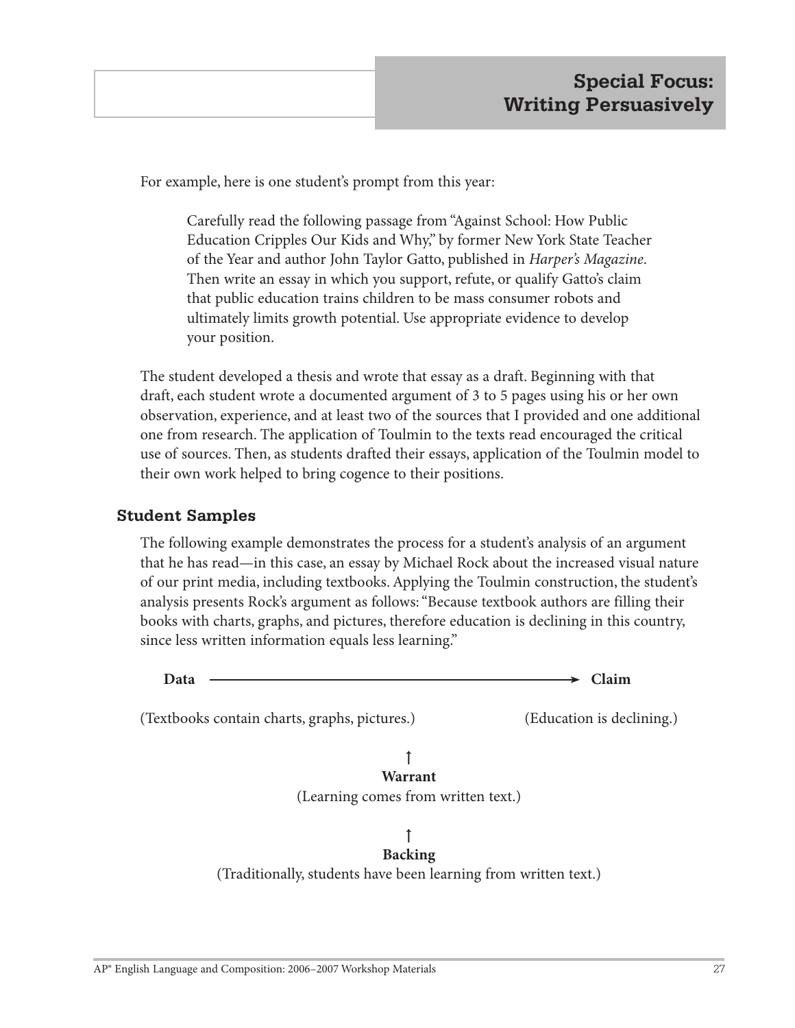For example, here is one student's prompt from this year:

> Carefully read the following passage from "Against School: How Public Education Cripples Our Kids and Why," by former New York State Teacher of the Year and author John Taylor Gatto, published in *Harper's Magazine*. Then write an essay in which you support, refute, or qualify Gatto's claim that public education trains children to be mass consumer robots and ultimately limits growth potential. Use appropriate evidence to develop your position.

The student developed a thesis and wrote that essay as a draft. Beginning with that draft, each student wrote a documented argument of 3 to 5 pages using his or her own observation, experience, and at least two of the sources that I provided and one additional one from research. The application of Toulmin to the texts read encouraged the critical use of sources. Then, as students drafted their essays, application of the Toulmin model to their own work helped to bring cogence to their positions.

### Student Samples

The following example demonstrates the process for a student's analysis of an argument that he has read—in this case, an essay by Michael Rock about the increased visual nature of our print media, including textbooks. Applying the Toulmin construction, the student's analysis presents Rock's argument as follows: "Because textbook authors are filling their books with charts, graphs, and pictures, therefore education is declining in this country, since less written information equals less learning."

**Data** ⟶ **Claim**

(Textbooks contain charts, graphs, pictures.) (Education is declining.)

↑

**Warrant**

(Learning comes from written text.)

↑

**Backing**

(Traditionally, students have been learning from written text.)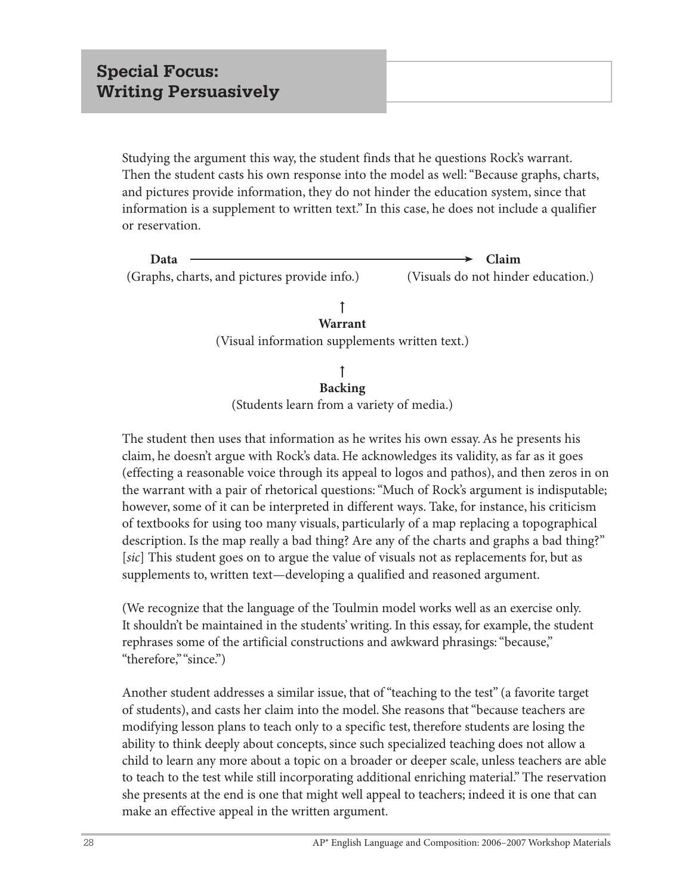## Special Focus: Writing Persuasively

Studying the argument this way, the student finds that he questions Rock's warrant. Then the student casts his own response into the model as well: "Because graphs, charts, and pictures provide information, they do not hinder the education system, since that information is a supplement to written text." In this case, he does not include a qualifier or reservation.

**Data** ⟶ **Claim**

(Graphs, charts, and pictures provide info.) ⟶ (Visuals do not hinder education.)

↑

**Warrant**

(Visual information supplements written text.)

↑

**Backing**

(Students learn from a variety of media.)

The student then uses that information as he writes his own essay. As he presents his claim, he doesn't argue with Rock's data. He acknowledges its validity, as far as it goes (effecting a reasonable voice through its appeal to logos and pathos), and then zeros in on the warrant with a pair of rhetorical questions: "Much of Rock's argument is indisputable; however, some of it can be interpreted in different ways. Take, for instance, his criticism of textbooks for using too many visuals, particularly of a map replacing a topographical description. Is the map really a bad thing? Are any of the charts and graphs a bad thing?" [*sic*] This student goes on to argue the value of visuals not as replacements for, but as supplements to, written text—developing a qualified and reasoned argument.

(We recognize that the language of the Toulmin model works well as an exercise only. It shouldn't be maintained in the students' writing. In this essay, for example, the student rephrases some of the artificial constructions and awkward phrasings: "because," "therefore," "since.")

Another student addresses a similar issue, that of "teaching to the test" (a favorite target of students), and casts her claim into the model. She reasons that "because teachers are modifying lesson plans to teach only to a specific test, therefore students are losing the ability to think deeply about concepts, since such specialized teaching does not allow a child to learn any more about a topic on a broader or deeper scale, unless teachers are able to teach to the test while still incorporating additional enriching material." The reservation she presents at the end is one that might well appeal to teachers; indeed it is one that can make an effective appeal in the written argument.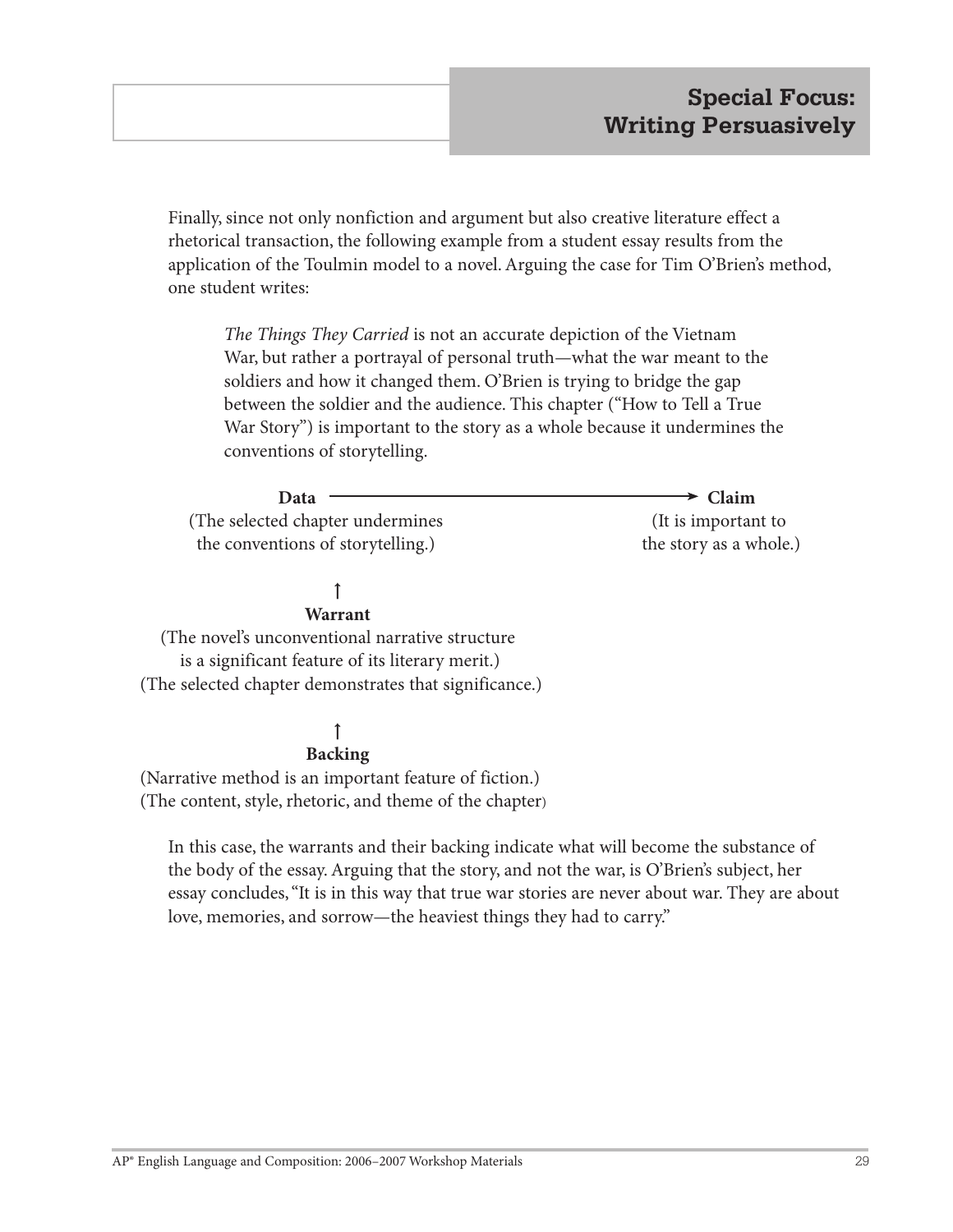Finally, since not only nonfiction and argument but also creative literature effect a rhetorical transaction, the following example from a student essay results from the application of the Toulmin model to a novel. Arguing the case for Tim O'Brien's method, one student writes:

> *The Things They Carried* is not an accurate depiction of the Vietnam War, but rather a portrayal of personal truth—what the war meant to the soldiers and how it changed them. O'Brien is trying to bridge the gap between the soldier and the audience. This chapter ("How to Tell a True War Story") is important to the story as a whole because it undermines the conventions of storytelling.

**Data** ⟶ **Claim**

(The selected chapter undermines the conventions of storytelling.) ⟶ (It is important to the story as a whole.)

↑

**Warrant**

(The novel's unconventional narrative structure is a significant feature of its literary merit.)
(The selected chapter demonstrates that significance.)

↑

**Backing**

(Narrative method is an important feature of fiction.)
(The content, style, rhetoric, and theme of the chapter)

In this case, the warrants and their backing indicate what will become the substance of the body of the essay. Arguing that the story, and not the war, is O'Brien's subject, her essay concludes, "It is in this way that true war stories are never about war. They are about love, memories, and sorrow—the heaviest things they had to carry."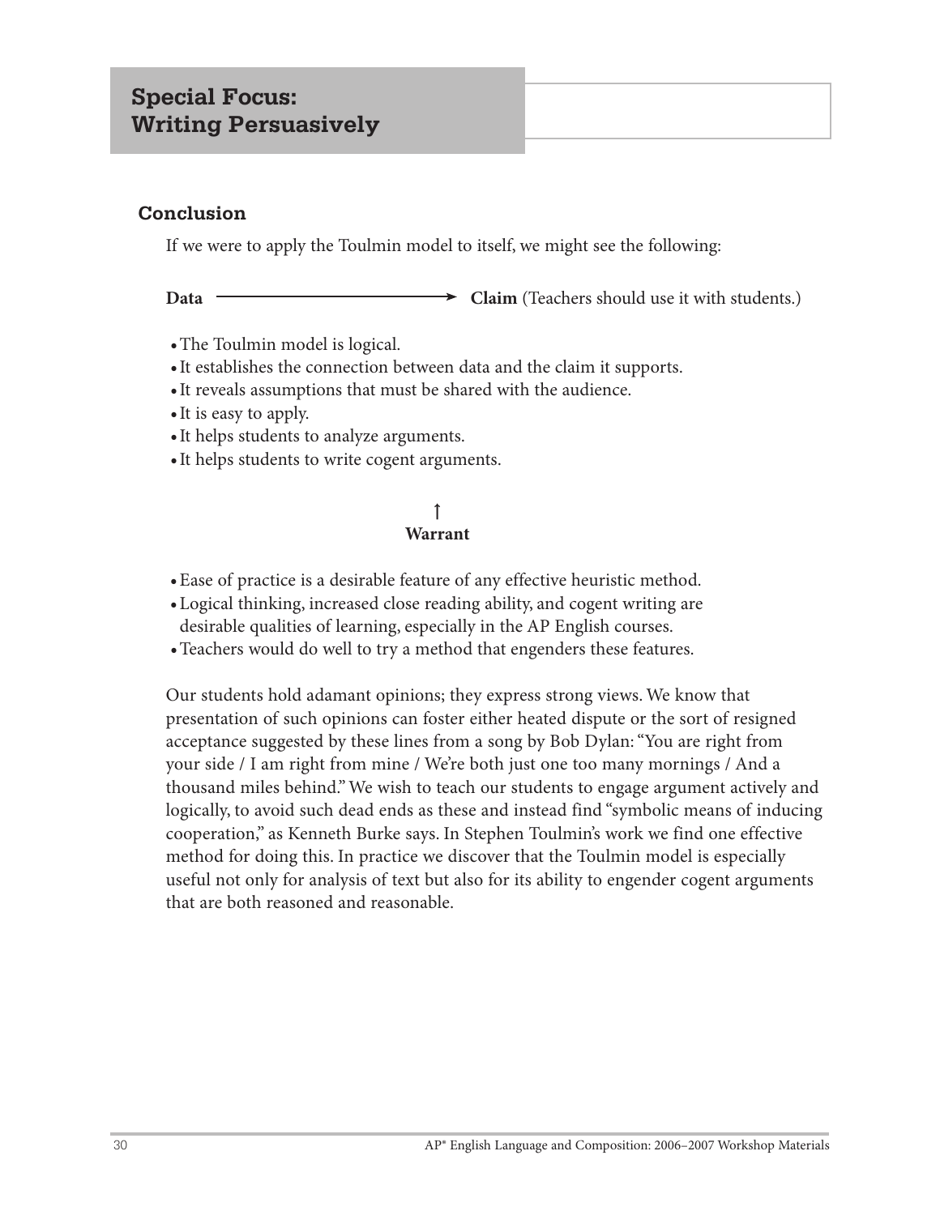## Special Focus: Writing Persuasively

### Conclusion

If we were to apply the Toulmin model to itself, we might see the following:

**Data** ⟶ **Claim** (Teachers should use it with students.)

- The Toulmin model is logical.
- It establishes the connection between data and the claim it supports.
- It reveals assumptions that must be shared with the audience.
- It is easy to apply.
- It helps students to analyze arguments.
- It helps students to write cogent arguments.

↑

**Warrant**

- Ease of practice is a desirable feature of any effective heuristic method.
- Logical thinking, increased close reading ability, and cogent writing are desirable qualities of learning, especially in the AP English courses.
- Teachers would do well to try a method that engenders these features.

Our students hold adamant opinions; they express strong views. We know that presentation of such opinions can foster either heated dispute or the sort of resigned acceptance suggested by these lines from a song by Bob Dylan: "You are right from your side / I am right from mine / We're both just one too many mornings / And a thousand miles behind." We wish to teach our students to engage argument actively and logically, to avoid such dead ends as these and instead find "symbolic means of inducing cooperation," as Kenneth Burke says. In Stephen Toulmin's work we find one effective method for doing this. In practice we discover that the Toulmin model is especially useful not only for analysis of text but also for its ability to engender cogent arguments that are both reasoned and reasonable.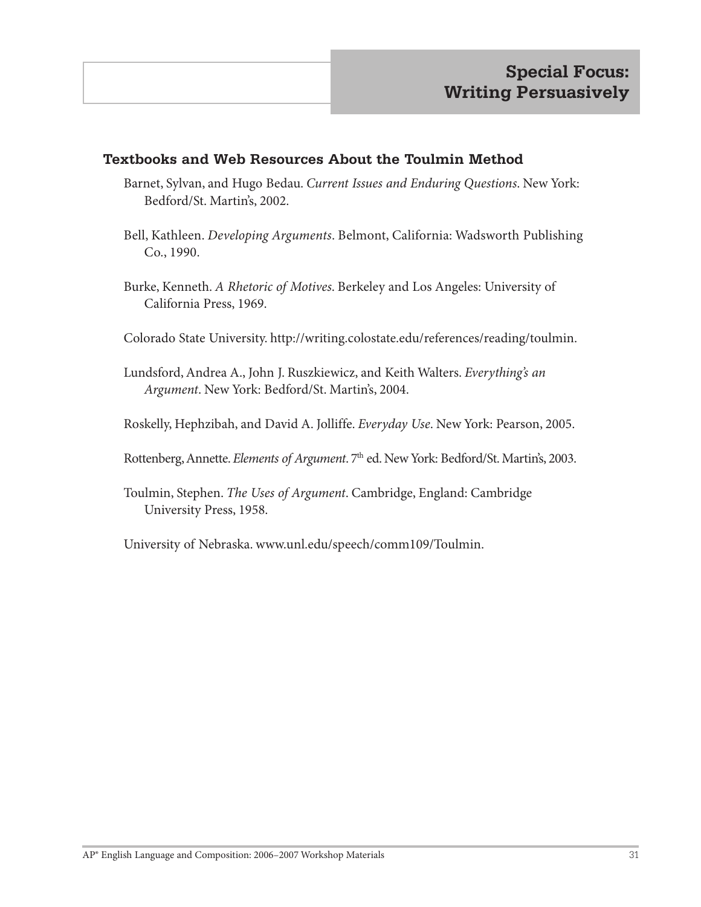### Textbooks and Web Resources About the Toulmin Method

Barnet, Sylvan, and Hugo Bedau. *Current Issues and Enduring Questions*. New York: Bedford/St. Martin's, 2002.

Bell, Kathleen. *Developing Arguments*. Belmont, California: Wadsworth Publishing Co., 1990.

Burke, Kenneth. *A Rhetoric of Motives*. Berkeley and Los Angeles: University of California Press, 1969.

Colorado State University. http://writing.colostate.edu/references/reading/toulmin.

Lundsford, Andrea A., John J. Ruszkiewicz, and Keith Walters. *Everything's an Argument*. New York: Bedford/St. Martin's, 2004.

Roskelly, Hephzibah, and David A. Jolliffe. *Everyday Use*. New York: Pearson, 2005.

Rottenberg, Annette. *Elements of Argument*. 7th ed. New York: Bedford/St. Martin's, 2003.

Toulmin, Stephen. *The Uses of Argument*. Cambridge, England: Cambridge University Press, 1958.

University of Nebraska. www.unl.edu/speech/comm109/Toulmin.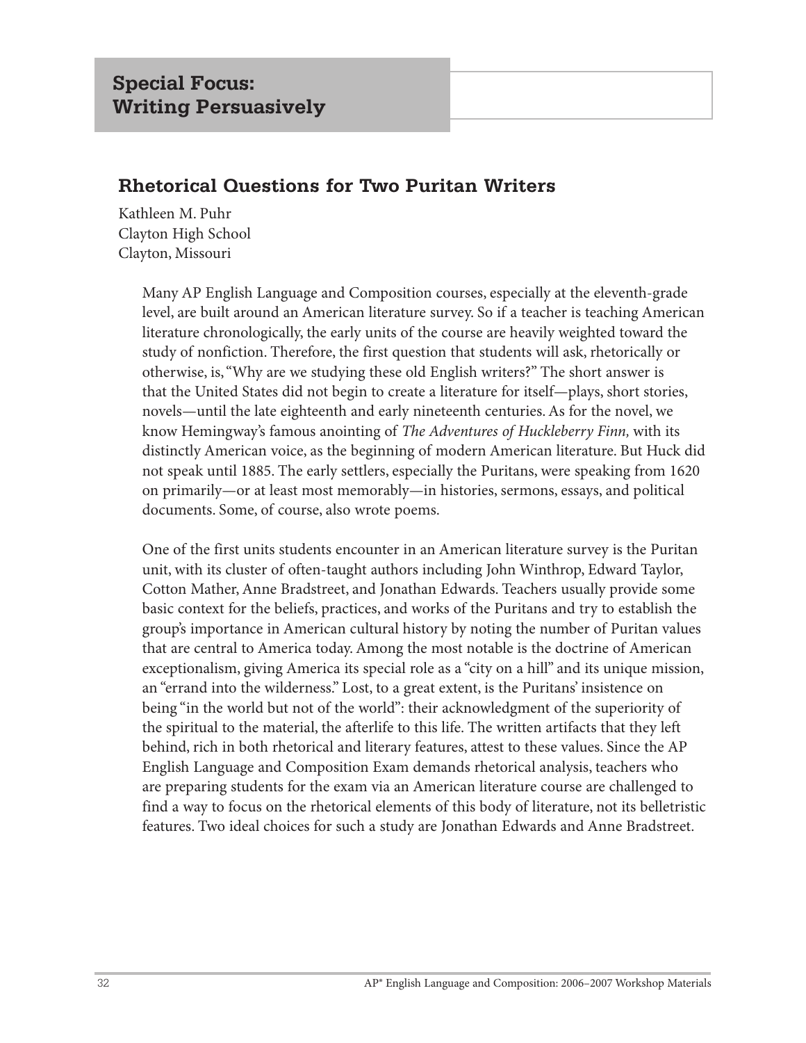## Special Focus: Writing Persuasively

### Rhetorical Questions for Two Puritan Writers

Kathleen M. Puhr
Clayton High School
Clayton, Missouri

Many AP English Language and Composition courses, especially at the eleventh-grade level, are built around an American literature survey. So if a teacher is teaching American literature chronologically, the early units of the course are heavily weighted toward the study of nonfiction. Therefore, the first question that students will ask, rhetorically or otherwise, is, "Why are we studying these old English writers?" The short answer is that the United States did not begin to create a literature for itself—plays, short stories, novels—until the late eighteenth and early nineteenth centuries. As for the novel, we know Hemingway's famous anointing of *The Adventures of Huckleberry Finn,* with its distinctly American voice, as the beginning of modern American literature. But Huck did not speak until 1885. The early settlers, especially the Puritans, were speaking from 1620 on primarily—or at least most memorably—in histories, sermons, essays, and political documents. Some, of course, also wrote poems.

One of the first units students encounter in an American literature survey is the Puritan unit, with its cluster of often-taught authors including John Winthrop, Edward Taylor, Cotton Mather, Anne Bradstreet, and Jonathan Edwards. Teachers usually provide some basic context for the beliefs, practices, and works of the Puritans and try to establish the group's importance in American cultural history by noting the number of Puritan values that are central to America today. Among the most notable is the doctrine of American exceptionalism, giving America its special role as a "city on a hill" and its unique mission, an "errand into the wilderness." Lost, to a great extent, is the Puritans' insistence on being "in the world but not of the world": their acknowledgment of the superiority of the spiritual to the material, the afterlife to this life. The written artifacts that they left behind, rich in both rhetorical and literary features, attest to these values. Since the AP English Language and Composition Exam demands rhetorical analysis, teachers who are preparing students for the exam via an American literature course are challenged to find a way to focus on the rhetorical elements of this body of literature, not its belletristic features. Two ideal choices for such a study are Jonathan Edwards and Anne Bradstreet.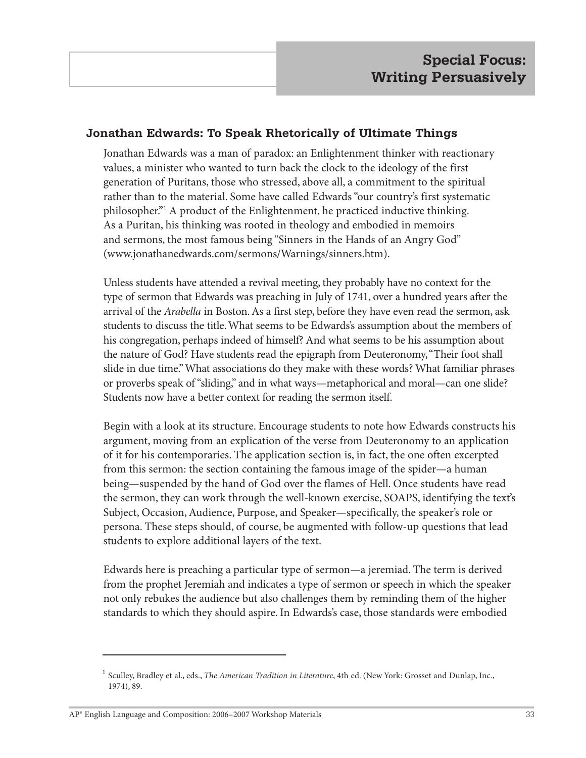## Special Focus: Writing Persuasively

### Jonathan Edwards: To Speak Rhetorically of Ultimate Things

Jonathan Edwards was a man of paradox: an Enlightenment thinker with reactionary values, a minister who wanted to turn back the clock to the ideology of the first generation of Puritans, those who stressed, above all, a commitment to the spiritual rather than to the material. Some have called Edwards "our country's first systematic philosopher."[1] A product of the Enlightenment, he practiced inductive thinking. As a Puritan, his thinking was rooted in theology and embodied in memoirs and sermons, the most famous being "Sinners in the Hands of an Angry God" (www.jonathanedwards.com/sermons/Warnings/sinners.htm).

Unless students have attended a revival meeting, they probably have no context for the type of sermon that Edwards was preaching in July of 1741, over a hundred years after the arrival of the *Arabella* in Boston. As a first step, before they have even read the sermon, ask students to discuss the title. What seems to be Edwards's assumption about the members of his congregation, perhaps indeed of himself? And what seems to be his assumption about the nature of God? Have students read the epigraph from Deuteronomy, "Their foot shall slide in due time." What associations do they make with these words? What familiar phrases or proverbs speak of "sliding," and in what ways—metaphorical and moral—can one slide? Students now have a better context for reading the sermon itself.

Begin with a look at its structure. Encourage students to note how Edwards constructs his argument, moving from an explication of the verse from Deuteronomy to an application of it for his contemporaries. The application section is, in fact, the one often excerpted from this sermon: the section containing the famous image of the spider—a human being—suspended by the hand of God over the flames of Hell. Once students have read the sermon, they can work through the well-known exercise, SOAPS, identifying the text's Subject, Occasion, Audience, Purpose, and Speaker—specifically, the speaker's role or persona. These steps should, of course, be augmented with follow-up questions that lead students to explore additional layers of the text.

Edwards here is preaching a particular type of sermon—a jeremiad. The term is derived from the prophet Jeremiah and indicates a type of sermon or speech in which the speaker not only rebukes the audience but also challenges them by reminding them of the higher standards to which they should aspire. In Edwards's case, those standards were embodied

---

[1] Sculley, Bradley et al., eds., *The American Tradition in Literature*, 4th ed. (New York: Grosset and Dunlap, Inc., 1974), 89.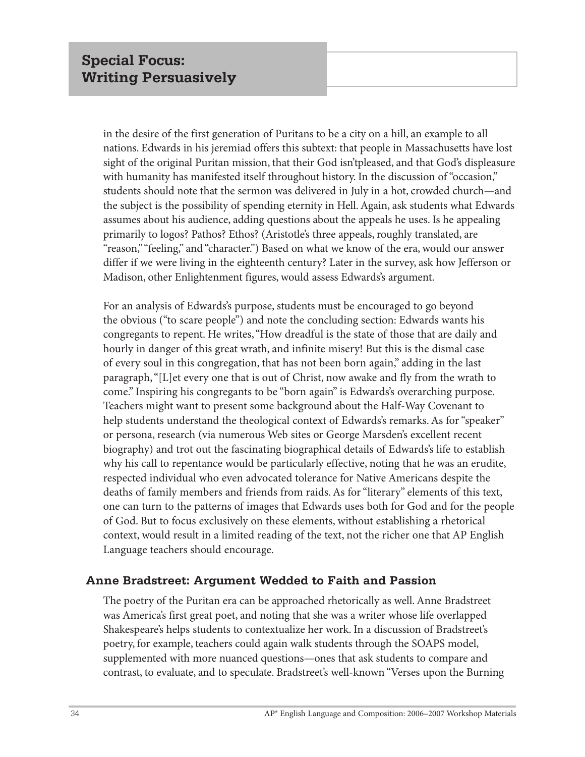in the desire of the first generation of Puritans to be a city on a hill, an example to all nations. Edwards in his jeremiad offers this subtext: that people in Massachusetts have lost sight of the original Puritan mission, that their God isn'tpleased, and that God's displeasure with humanity has manifested itself throughout history. In the discussion of "occasion," students should note that the sermon was delivered in July in a hot, crowded church—and the subject is the possibility of spending eternity in Hell. Again, ask students what Edwards assumes about his audience, adding questions about the appeals he uses. Is he appealing primarily to logos? Pathos? Ethos? (Aristotle's three appeals, roughly translated, are "reason," "feeling," and "character.") Based on what we know of the era, would our answer differ if we were living in the eighteenth century? Later in the survey, ask how Jefferson or Madison, other Enlightenment figures, would assess Edwards's argument.

For an analysis of Edwards's purpose, students must be encouraged to go beyond the obvious ("to scare people") and note the concluding section: Edwards wants his congregants to repent. He writes, "How dreadful is the state of those that are daily and hourly in danger of this great wrath, and infinite misery! But this is the dismal case of every soul in this congregation, that has not been born again," adding in the last paragraph, "[L]et every one that is out of Christ, now awake and fly from the wrath to come." Inspiring his congregants to be "born again" is Edwards's overarching purpose. Teachers might want to present some background about the Half-Way Covenant to help students understand the theological context of Edwards's remarks. As for "speaker" or persona, research (via numerous Web sites or George Marsden's excellent recent biography) and trot out the fascinating biographical details of Edwards's life to establish why his call to repentance would be particularly effective, noting that he was an erudite, respected individual who even advocated tolerance for Native Americans despite the deaths of family members and friends from raids. As for "literary" elements of this text, one can turn to the patterns of images that Edwards uses both for God and for the people of God. But to focus exclusively on these elements, without establishing a rhetorical context, would result in a limited reading of the text, not the richer one that AP English Language teachers should encourage.

### Anne Bradstreet: Argument Wedded to Faith and Passion

The poetry of the Puritan era can be approached rhetorically as well. Anne Bradstreet was America's first great poet, and noting that she was a writer whose life overlapped Shakespeare's helps students to contextualize her work. In a discussion of Bradstreet's poetry, for example, teachers could again walk students through the SOAPS model, supplemented with more nuanced questions—ones that ask students to compare and contrast, to evaluate, and to speculate. Bradstreet's well-known "Verses upon the Burning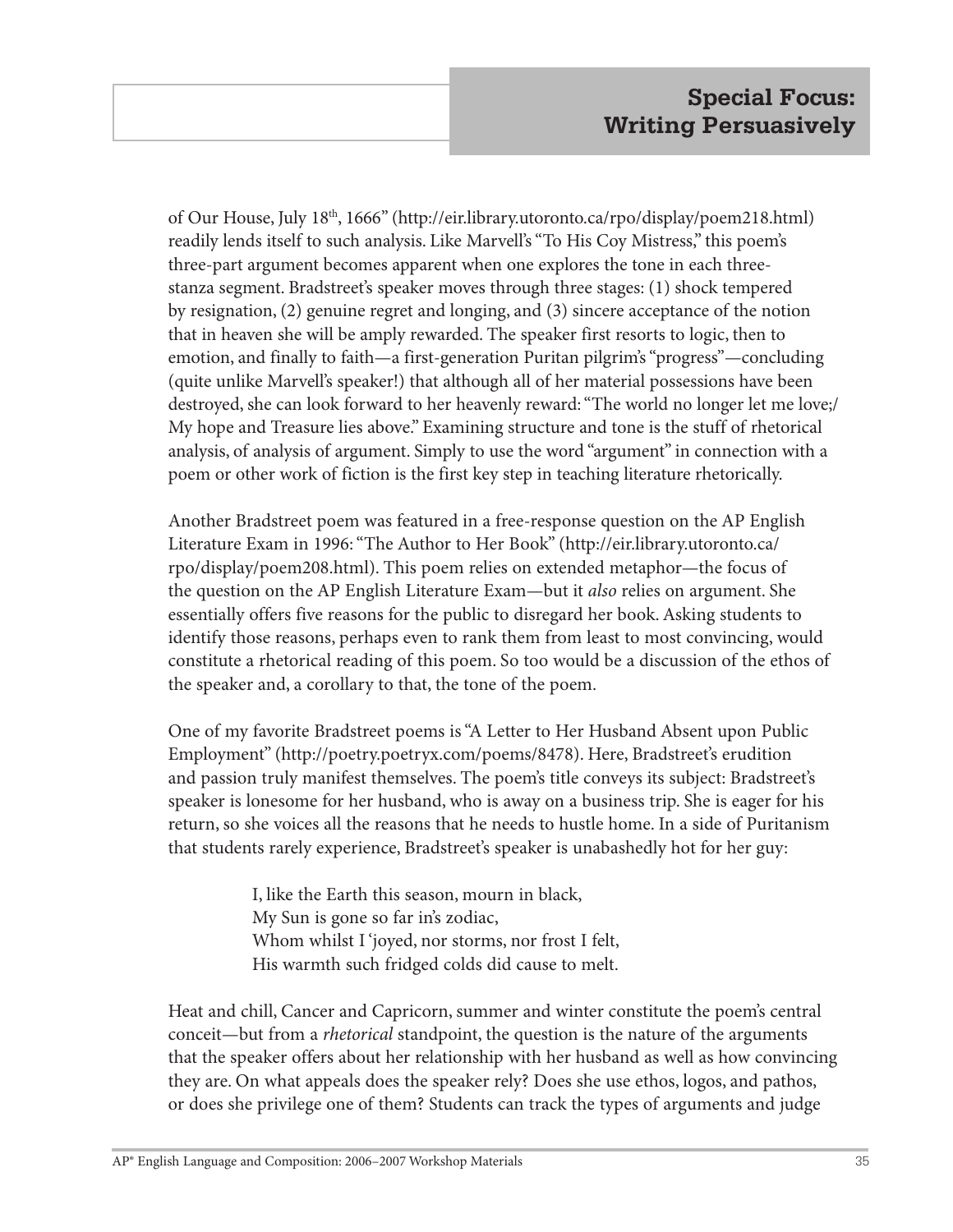of Our House, July 18th, 1666" (http://eir.library.utoronto.ca/rpo/display/poem218.html) readily lends itself to such analysis. Like Marvell's "To His Coy Mistress," this poem's three-part argument becomes apparent when one explores the tone in each three-stanza segment. Bradstreet's speaker moves through three stages: (1) shock tempered by resignation, (2) genuine regret and longing, and (3) sincere acceptance of the notion that in heaven she will be amply rewarded. The speaker first resorts to logic, then to emotion, and finally to faith—a first-generation Puritan pilgrim's "progress"—concluding (quite unlike Marvell's speaker!) that although all of her material possessions have been destroyed, she can look forward to her heavenly reward: "The world no longer let me love;/ My hope and Treasure lies above." Examining structure and tone is the stuff of rhetorical analysis, of analysis of argument. Simply to use the word "argument" in connection with a poem or other work of fiction is the first key step in teaching literature rhetorically.

Another Bradstreet poem was featured in a free-response question on the AP English Literature Exam in 1996: "The Author to Her Book" (http://eir.library.utoronto.ca/rpo/display/poem208.html). This poem relies on extended metaphor—the focus of the question on the AP English Literature Exam—but it *also* relies on argument. She essentially offers five reasons for the public to disregard her book. Asking students to identify those reasons, perhaps even to rank them from least to most convincing, would constitute a rhetorical reading of this poem. So too would be a discussion of the ethos of the speaker and, a corollary to that, the tone of the poem.

One of my favorite Bradstreet poems is "A Letter to Her Husband Absent upon Public Employment" (http://poetry.poetryx.com/poems/8478). Here, Bradstreet's erudition and passion truly manifest themselves. The poem's title conveys its subject: Bradstreet's speaker is lonesome for her husband, who is away on a business trip. She is eager for his return, so she voices all the reasons that he needs to hustle home. In a side of Puritanism that students rarely experience, Bradstreet's speaker is unabashedly hot for her guy:

> I, like the Earth this season, mourn in black,
> My Sun is gone so far in's zodiac,
> Whom whilst I 'joyed, nor storms, nor frost I felt,
> His warmth such fridged colds did cause to melt.

Heat and chill, Cancer and Capricorn, summer and winter constitute the poem's central conceit—but from a *rhetorical* standpoint, the question is the nature of the arguments that the speaker offers about her relationship with her husband as well as how convincing they are. On what appeals does the speaker rely? Does she use ethos, logos, and pathos, or does she privilege one of them? Students can track the types of arguments and judge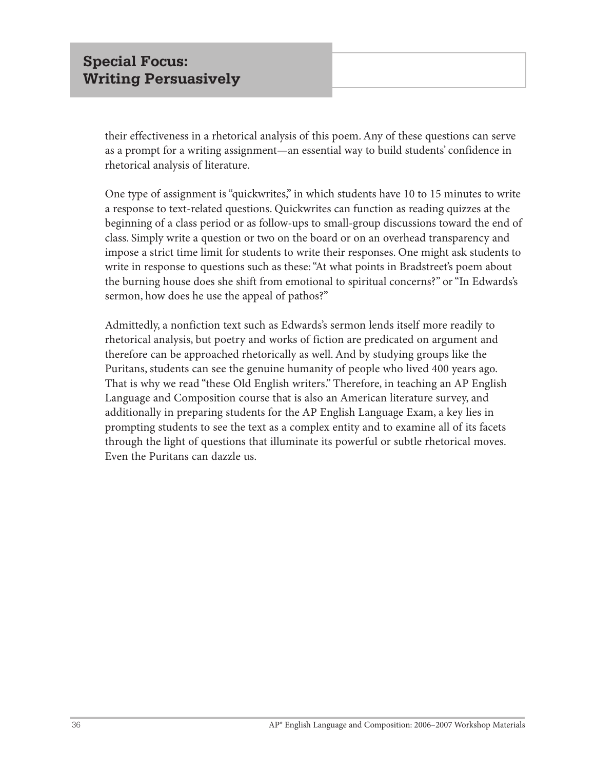their effectiveness in a rhetorical analysis of this poem. Any of these questions can serve as a prompt for a writing assignment—an essential way to build students' confidence in rhetorical analysis of literature.

One type of assignment is "quickwrites," in which students have 10 to 15 minutes to write a response to text-related questions. Quickwrites can function as reading quizzes at the beginning of a class period or as follow-ups to small-group discussions toward the end of class. Simply write a question or two on the board or on an overhead transparency and impose a strict time limit for students to write their responses. One might ask students to write in response to questions such as these: "At what points in Bradstreet's poem about the burning house does she shift from emotional to spiritual concerns?" or "In Edwards's sermon, how does he use the appeal of pathos?"

Admittedly, a nonfiction text such as Edwards's sermon lends itself more readily to rhetorical analysis, but poetry and works of fiction are predicated on argument and therefore can be approached rhetorically as well. And by studying groups like the Puritans, students can see the genuine humanity of people who lived 400 years ago. That is why we read "these Old English writers." Therefore, in teaching an AP English Language and Composition course that is also an American literature survey, and additionally in preparing students for the AP English Language Exam, a key lies in prompting students to see the text as a complex entity and to examine all of its facets through the light of questions that illuminate its powerful or subtle rhetorical moves. Even the Puritans can dazzle us.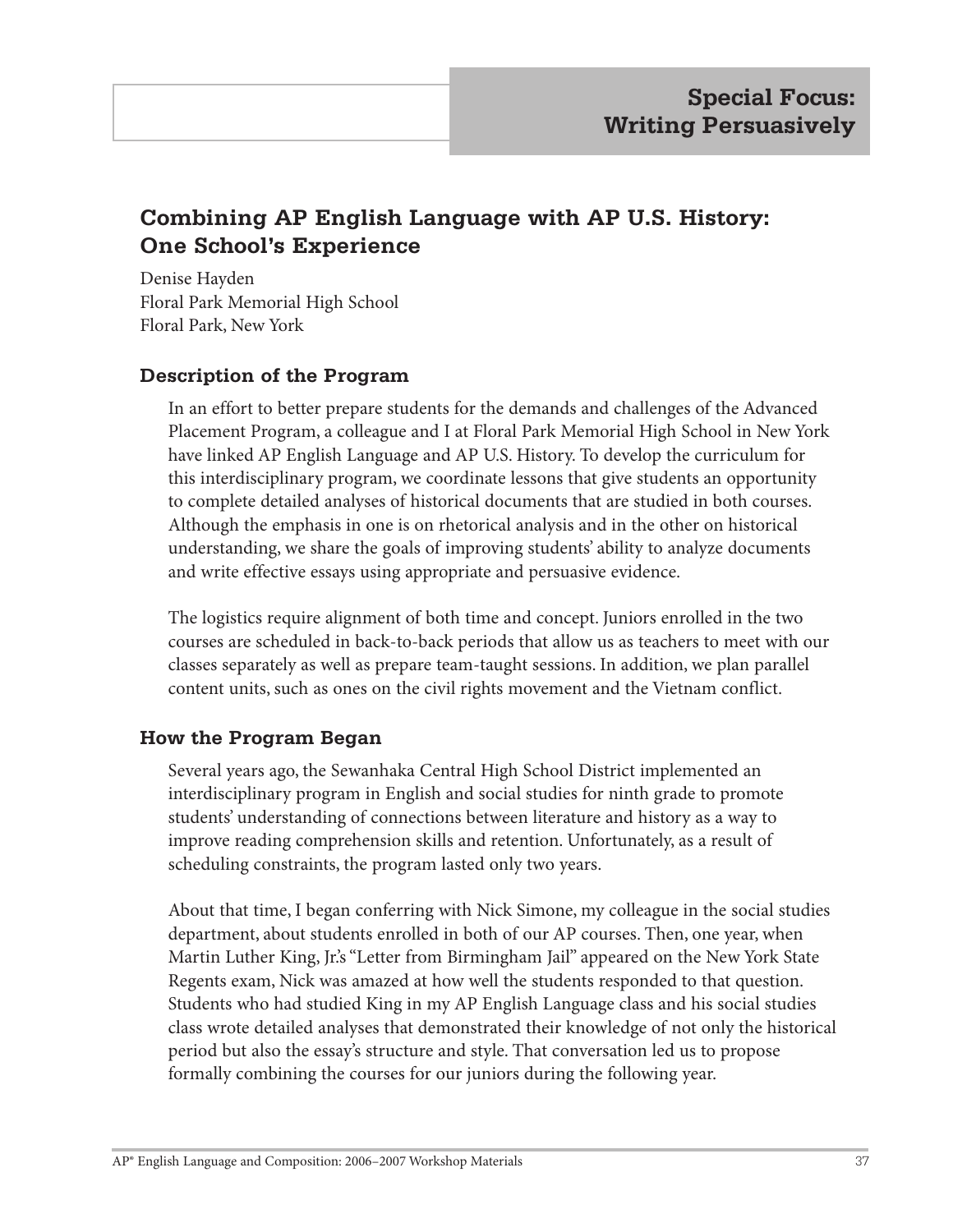## Special Focus: Writing Persuasively

# Combining AP English Language with AP U.S. History: One School's Experience

Denise Hayden
Floral Park Memorial High School
Floral Park, New York

### Description of the Program

In an effort to better prepare students for the demands and challenges of the Advanced Placement Program, a colleague and I at Floral Park Memorial High School in New York have linked AP English Language and AP U.S. History. To develop the curriculum for this interdisciplinary program, we coordinate lessons that give students an opportunity to complete detailed analyses of historical documents that are studied in both courses. Although the emphasis in one is on rhetorical analysis and in the other on historical understanding, we share the goals of improving students' ability to analyze documents and write effective essays using appropriate and persuasive evidence.

The logistics require alignment of both time and concept. Juniors enrolled in the two courses are scheduled in back-to-back periods that allow us as teachers to meet with our classes separately as well as prepare team-taught sessions. In addition, we plan parallel content units, such as ones on the civil rights movement and the Vietnam conflict.

### How the Program Began

Several years ago, the Sewanhaka Central High School District implemented an interdisciplinary program in English and social studies for ninth grade to promote students' understanding of connections between literature and history as a way to improve reading comprehension skills and retention. Unfortunately, as a result of scheduling constraints, the program lasted only two years.

About that time, I began conferring with Nick Simone, my colleague in the social studies department, about students enrolled in both of our AP courses. Then, one year, when Martin Luther King, Jr.'s "Letter from Birmingham Jail" appeared on the New York State Regents exam, Nick was amazed at how well the students responded to that question. Students who had studied King in my AP English Language class and his social studies class wrote detailed analyses that demonstrated their knowledge of not only the historical period but also the essay's structure and style. That conversation led us to propose formally combining the courses for our juniors during the following year.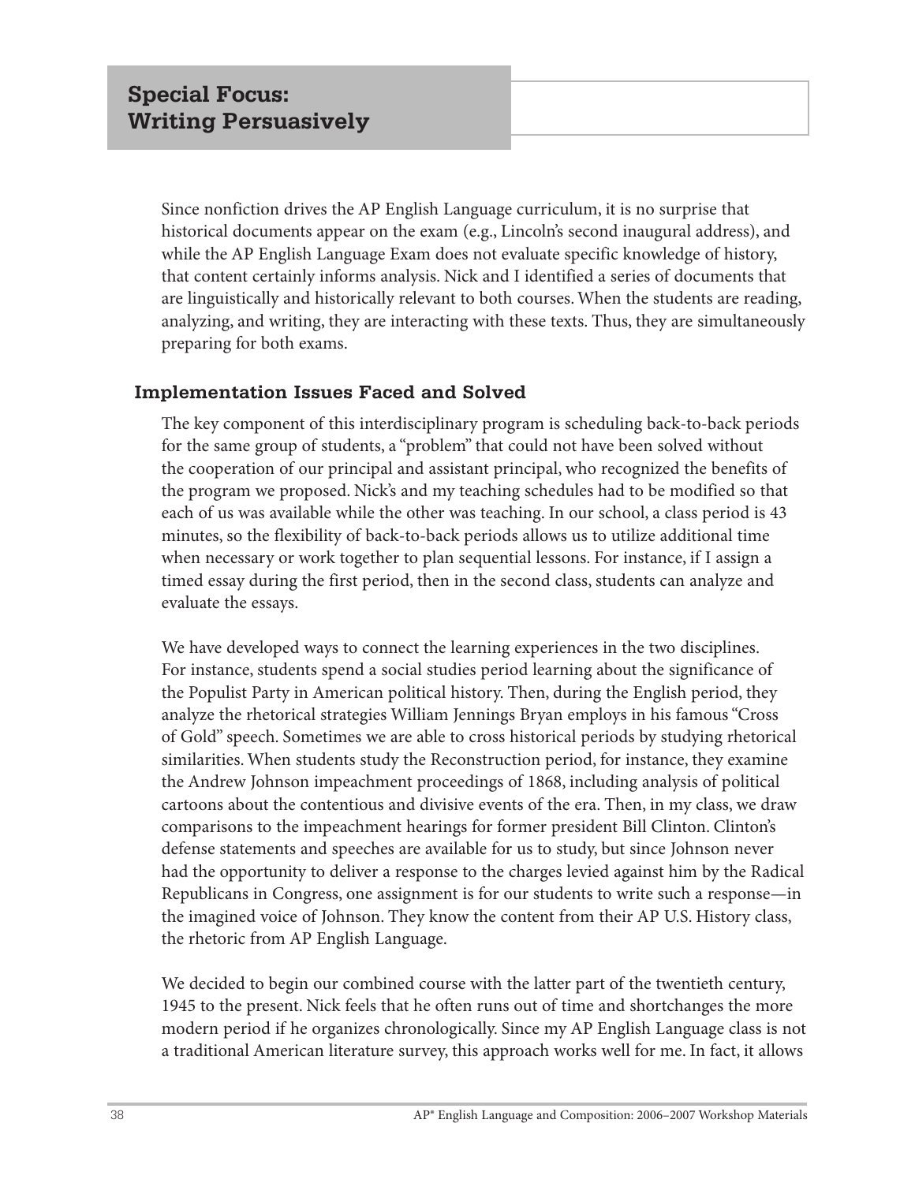## Special Focus: Writing Persuasively

Since nonfiction drives the AP English Language curriculum, it is no surprise that historical documents appear on the exam (e.g., Lincoln's second inaugural address), and while the AP English Language Exam does not evaluate specific knowledge of history, that content certainly informs analysis. Nick and I identified a series of documents that are linguistically and historically relevant to both courses. When the students are reading, analyzing, and writing, they are interacting with these texts. Thus, they are simultaneously preparing for both exams.

### Implementation Issues Faced and Solved

The key component of this interdisciplinary program is scheduling back-to-back periods for the same group of students, a "problem" that could not have been solved without the cooperation of our principal and assistant principal, who recognized the benefits of the program we proposed. Nick's and my teaching schedules had to be modified so that each of us was available while the other was teaching. In our school, a class period is 43 minutes, so the flexibility of back-to-back periods allows us to utilize additional time when necessary or work together to plan sequential lessons. For instance, if I assign a timed essay during the first period, then in the second class, students can analyze and evaluate the essays.

We have developed ways to connect the learning experiences in the two disciplines. For instance, students spend a social studies period learning about the significance of the Populist Party in American political history. Then, during the English period, they analyze the rhetorical strategies William Jennings Bryan employs in his famous "Cross of Gold" speech. Sometimes we are able to cross historical periods by studying rhetorical similarities. When students study the Reconstruction period, for instance, they examine the Andrew Johnson impeachment proceedings of 1868, including analysis of political cartoons about the contentious and divisive events of the era. Then, in my class, we draw comparisons to the impeachment hearings for former president Bill Clinton. Clinton's defense statements and speeches are available for us to study, but since Johnson never had the opportunity to deliver a response to the charges levied against him by the Radical Republicans in Congress, one assignment is for our students to write such a response—in the imagined voice of Johnson. They know the content from their AP U.S. History class, the rhetoric from AP English Language.

We decided to begin our combined course with the latter part of the twentieth century, 1945 to the present. Nick feels that he often runs out of time and shortchanges the more modern period if he organizes chronologically. Since my AP English Language class is not a traditional American literature survey, this approach works well for me. In fact, it allows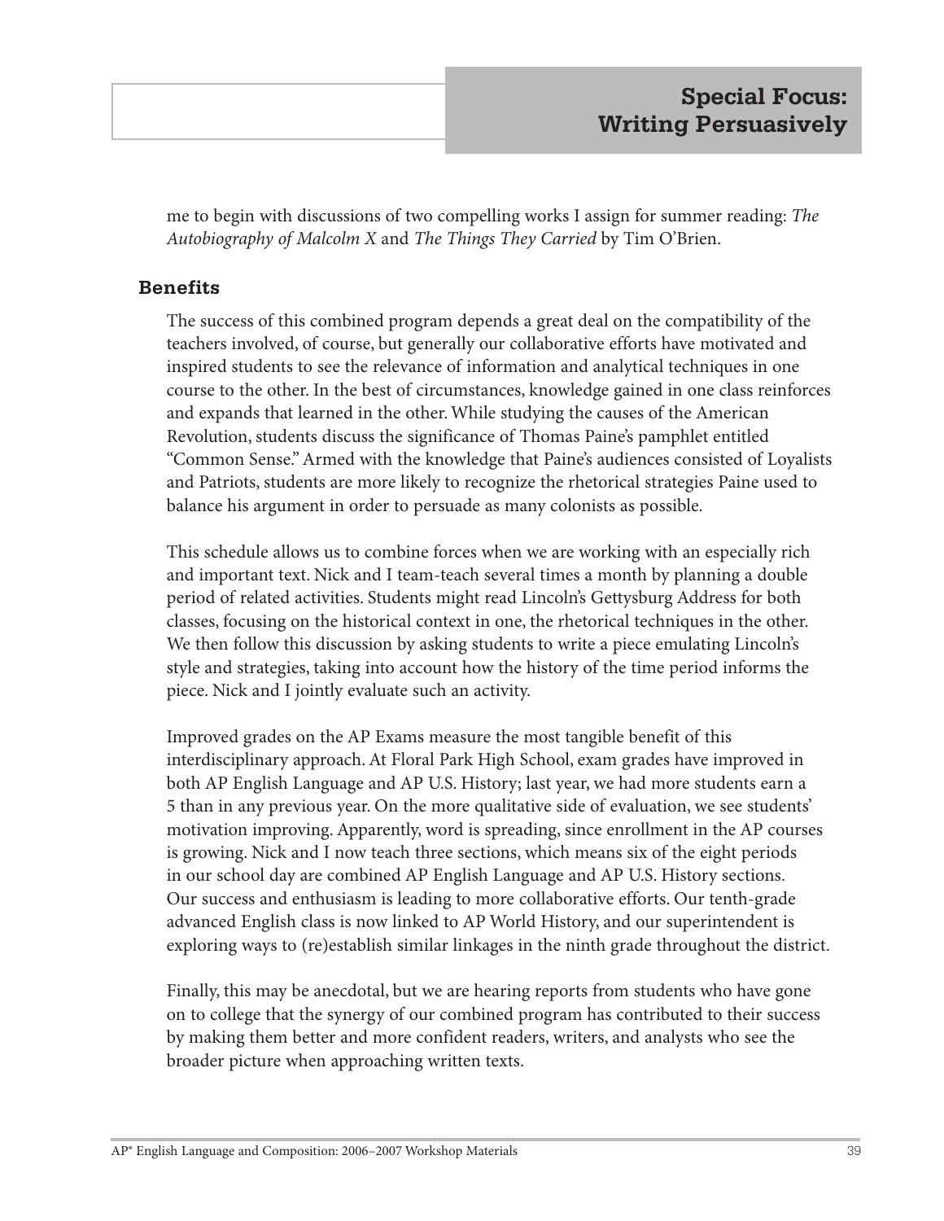me to begin with discussions of two compelling works I assign for summer reading: *The Autobiography of Malcolm X* and *The Things They Carried* by Tim O'Brien.

### Benefits

The success of this combined program depends a great deal on the compatibility of the teachers involved, of course, but generally our collaborative efforts have motivated and inspired students to see the relevance of information and analytical techniques in one course to the other. In the best of circumstances, knowledge gained in one class reinforces and expands that learned in the other. While studying the causes of the American Revolution, students discuss the significance of Thomas Paine's pamphlet entitled "Common Sense." Armed with the knowledge that Paine's audiences consisted of Loyalists and Patriots, students are more likely to recognize the rhetorical strategies Paine used to balance his argument in order to persuade as many colonists as possible.

This schedule allows us to combine forces when we are working with an especially rich and important text. Nick and I team-teach several times a month by planning a double period of related activities. Students might read Lincoln's Gettysburg Address for both classes, focusing on the historical context in one, the rhetorical techniques in the other. We then follow this discussion by asking students to write a piece emulating Lincoln's style and strategies, taking into account how the history of the time period informs the piece. Nick and I jointly evaluate such an activity.

Improved grades on the AP Exams measure the most tangible benefit of this interdisciplinary approach. At Floral Park High School, exam grades have improved in both AP English Language and AP U.S. History; last year, we had more students earn a 5 than in any previous year. On the more qualitative side of evaluation, we see students' motivation improving. Apparently, word is spreading, since enrollment in the AP courses is growing. Nick and I now teach three sections, which means six of the eight periods in our school day are combined AP English Language and AP U.S. History sections. Our success and enthusiasm is leading to more collaborative efforts. Our tenth-grade advanced English class is now linked to AP World History, and our superintendent is exploring ways to (re)establish similar linkages in the ninth grade throughout the district.

Finally, this may be anecdotal, but we are hearing reports from students who have gone on to college that the synergy of our combined program has contributed to their success by making them better and more confident readers, writers, and analysts who see the broader picture when approaching written texts.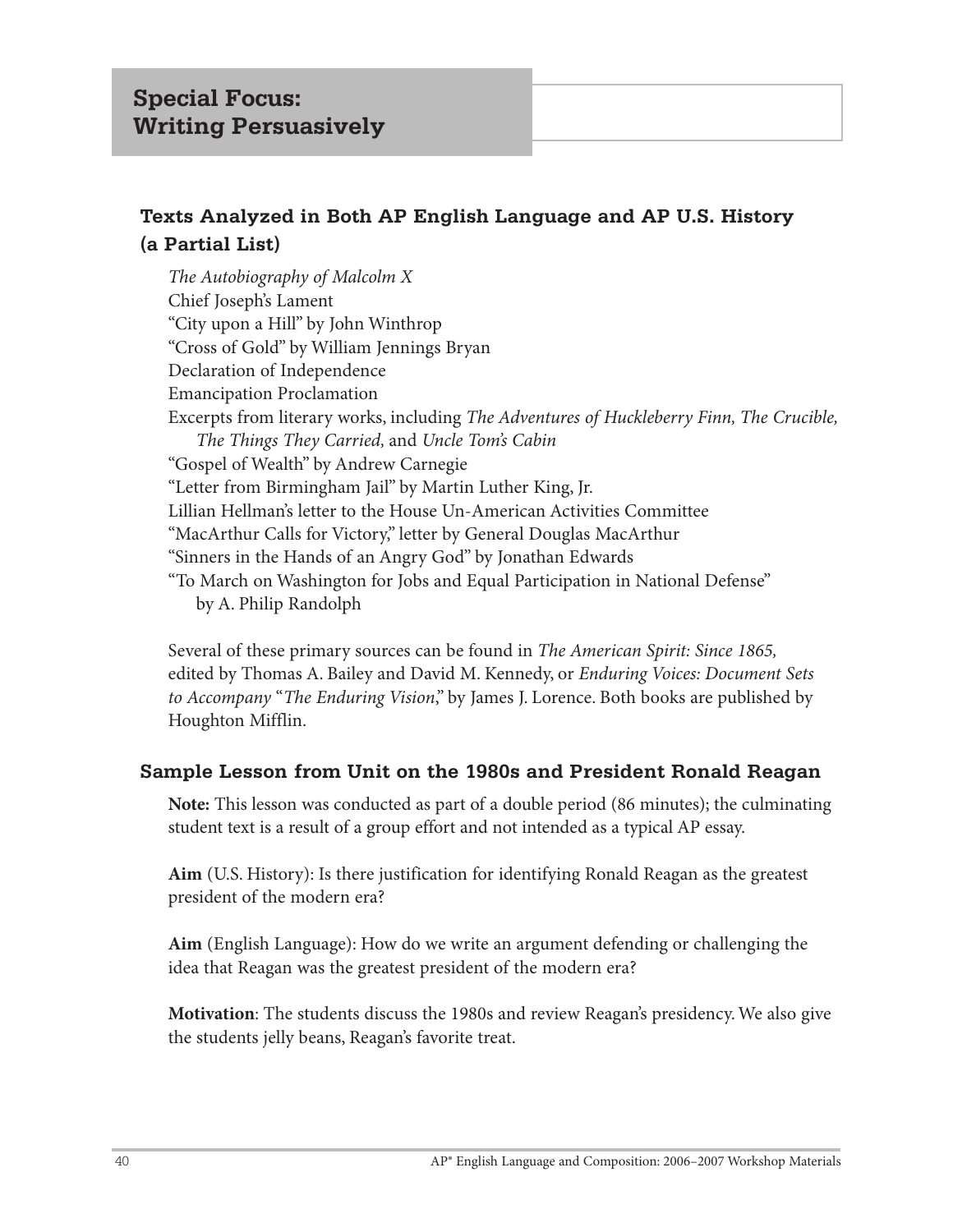## Special Focus: Writing Persuasively

### Texts Analyzed in Both AP English Language and AP U.S. History (a Partial List)

*The Autobiography of Malcolm X*
Chief Joseph's Lament
"City upon a Hill" by John Winthrop
"Cross of Gold" by William Jennings Bryan
Declaration of Independence
Emancipation Proclamation
Excerpts from literary works, including *The Adventures of Huckleberry Finn, The Crucible, The Things They Carried,* and *Uncle Tom's Cabin*
"Gospel of Wealth" by Andrew Carnegie
"Letter from Birmingham Jail" by Martin Luther King, Jr.
Lillian Hellman's letter to the House Un-American Activities Committee
"MacArthur Calls for Victory," letter by General Douglas MacArthur
"Sinners in the Hands of an Angry God" by Jonathan Edwards
"To March on Washington for Jobs and Equal Participation in National Defense" by A. Philip Randolph

Several of these primary sources can be found in *The American Spirit: Since 1865,* edited by Thomas A. Bailey and David M. Kennedy, or *Enduring Voices: Document Sets to Accompany "The Enduring Vision,"* by James J. Lorence. Both books are published by Houghton Mifflin.

### Sample Lesson from Unit on the 1980s and President Ronald Reagan

**Note:** This lesson was conducted as part of a double period (86 minutes); the culminating student text is a result of a group effort and not intended as a typical AP essay.

**Aim** (U.S. History): Is there justification for identifying Ronald Reagan as the greatest president of the modern era?

**Aim** (English Language): How do we write an argument defending or challenging the idea that Reagan was the greatest president of the modern era?

**Motivation**: The students discuss the 1980s and review Reagan's presidency. We also give the students jelly beans, Reagan's favorite treat.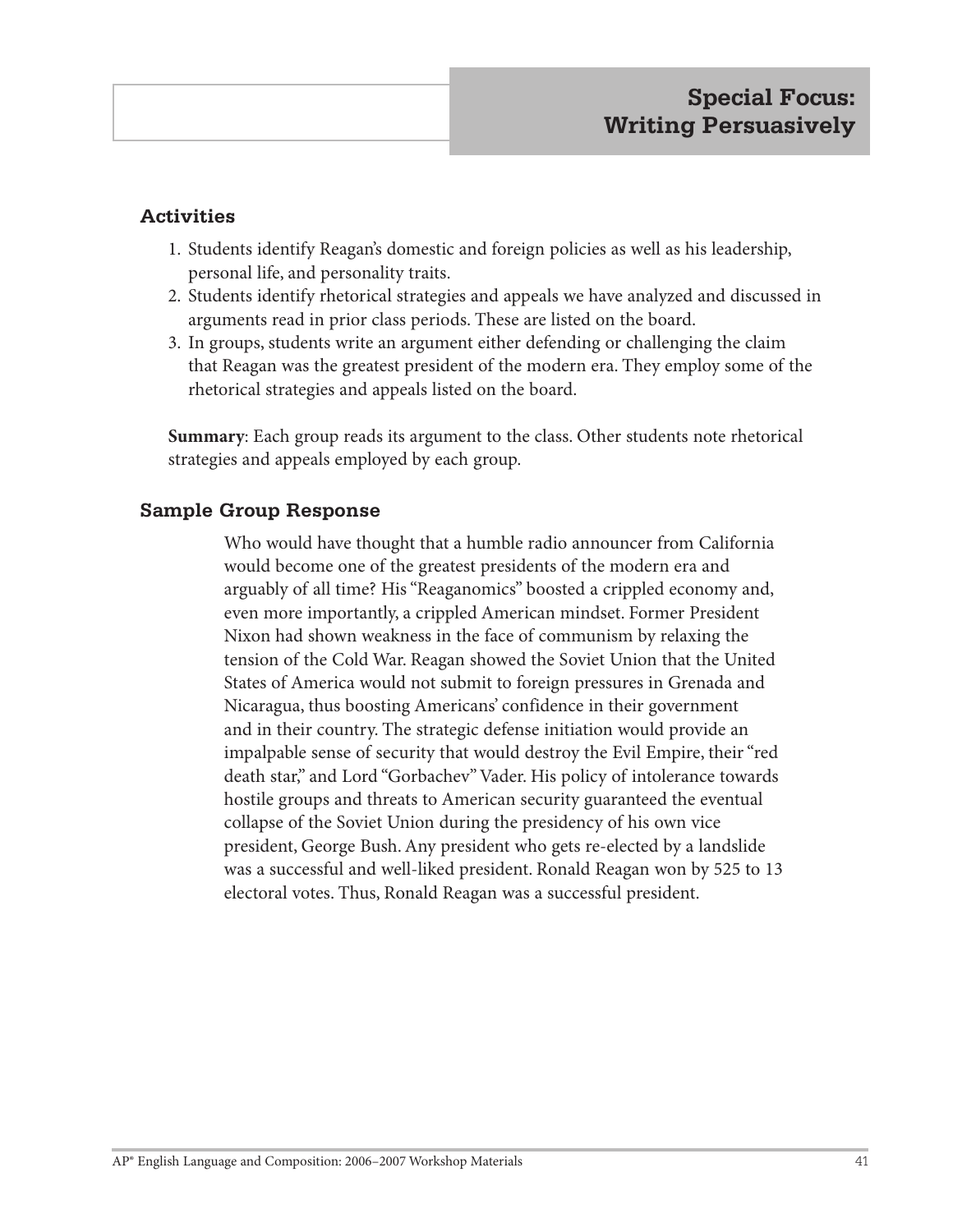## Special Focus: Writing Persuasively

### Activities

1. Students identify Reagan's domestic and foreign policies as well as his leadership, personal life, and personality traits.
2. Students identify rhetorical strategies and appeals we have analyzed and discussed in arguments read in prior class periods. These are listed on the board.
3. In groups, students write an argument either defending or challenging the claim that Reagan was the greatest president of the modern era. They employ some of the rhetorical strategies and appeals listed on the board.

**Summary**: Each group reads its argument to the class. Other students note rhetorical strategies and appeals employed by each group.

### Sample Group Response

> Who would have thought that a humble radio announcer from California would become one of the greatest presidents of the modern era and arguably of all time? His "Reaganomics" boosted a crippled economy and, even more importantly, a crippled American mindset. Former President Nixon had shown weakness in the face of communism by relaxing the tension of the Cold War. Reagan showed the Soviet Union that the United States of America would not submit to foreign pressures in Grenada and Nicaragua, thus boosting Americans' confidence in their government and in their country. The strategic defense initiation would provide an impalpable sense of security that would destroy the Evil Empire, their "red death star," and Lord "Gorbachev" Vader. His policy of intolerance towards hostile groups and threats to American security guaranteed the eventual collapse of the Soviet Union during the presidency of his own vice president, George Bush. Any president who gets re-elected by a landslide was a successful and well-liked president. Ronald Reagan won by 525 to 13 electoral votes. Thus, Ronald Reagan was a successful president.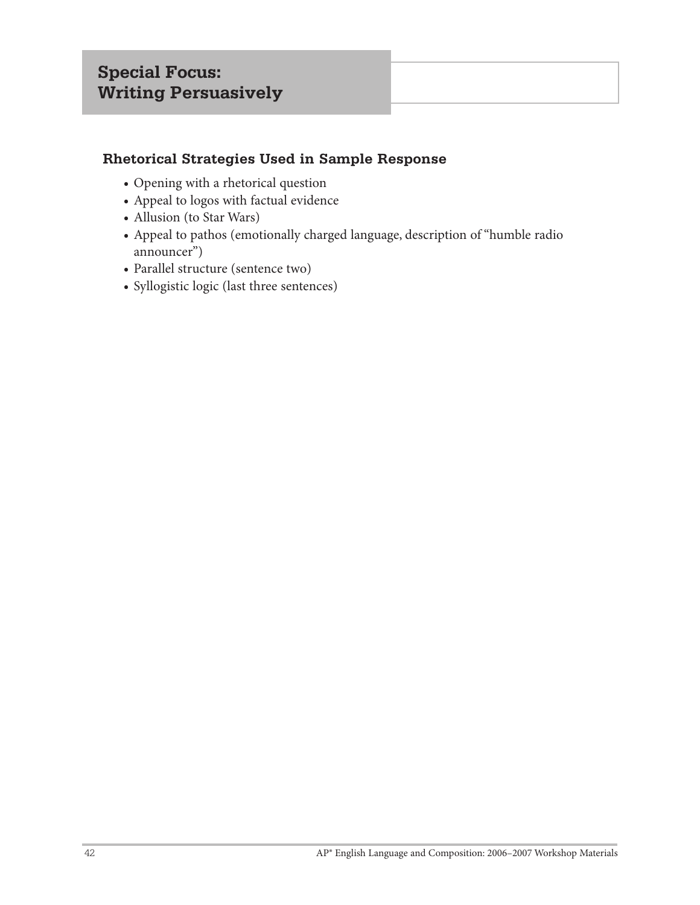## Special Focus: Writing Persuasively

### Rhetorical Strategies Used in Sample Response

- Opening with a rhetorical question
- Appeal to logos with factual evidence
- Allusion (to Star Wars)
- Appeal to pathos (emotionally charged language, description of "humble radio announcer")
- Parallel structure (sentence two)
- Syllogistic logic (last three sentences)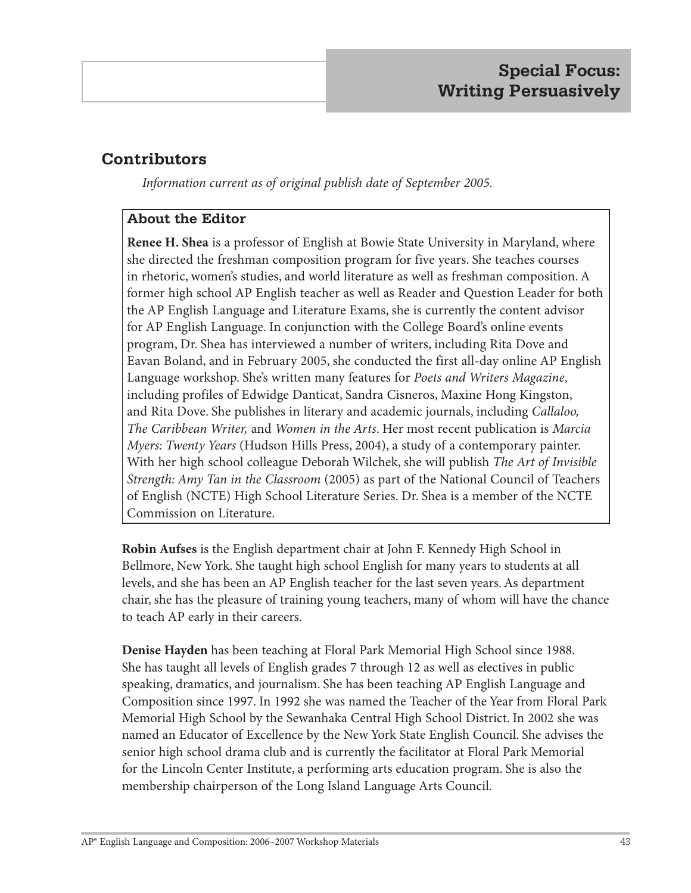## Contributors

*Information current as of original publish date of September 2005.*

### About the Editor

**Renee H. Shea** is a professor of English at Bowie State University in Maryland, where she directed the freshman composition program for five years. She teaches courses in rhetoric, women's studies, and world literature as well as freshman composition. A former high school AP English teacher as well as Reader and Question Leader for both the AP English Language and Literature Exams, she is currently the content advisor for AP English Language. In conjunction with the College Board's online events program, Dr. Shea has interviewed a number of writers, including Rita Dove and Eavan Boland, and in February 2005, she conducted the first all-day online AP English Language workshop. She's written many features for *Poets and Writers Magazine*, including profiles of Edwidge Danticat, Sandra Cisneros, Maxine Hong Kingston, and Rita Dove. She publishes in literary and academic journals, including *Callaloo, The Caribbean Writer,* and *Women in the Arts*. Her most recent publication is *Marcia Myers: Twenty Years* (Hudson Hills Press, 2004), a study of a contemporary painter. With her high school colleague Deborah Wilchek, she will publish *The Art of Invisible Strength: Amy Tan in the Classroom* (2005) as part of the National Council of Teachers of English (NCTE) High School Literature Series. Dr. Shea is a member of the NCTE Commission on Literature.

**Robin Aufses** is the English department chair at John F. Kennedy High School in Bellmore, New York. She taught high school English for many years to students at all levels, and she has been an AP English teacher for the last seven years. As department chair, she has the pleasure of training young teachers, many of whom will have the chance to teach AP early in their careers.

**Denise Hayden** has been teaching at Floral Park Memorial High School since 1988. She has taught all levels of English grades 7 through 12 as well as electives in public speaking, dramatics, and journalism. She has been teaching AP English Language and Composition since 1997. In 1992 she was named the Teacher of the Year from Floral Park Memorial High School by the Sewanhaka Central High School District. In 2002 she was named an Educator of Excellence by the New York State English Council. She advises the senior high school drama club and is currently the facilitator at Floral Park Memorial for the Lincoln Center Institute, a performing arts education program. She is also the membership chairperson of the Long Island Language Arts Council.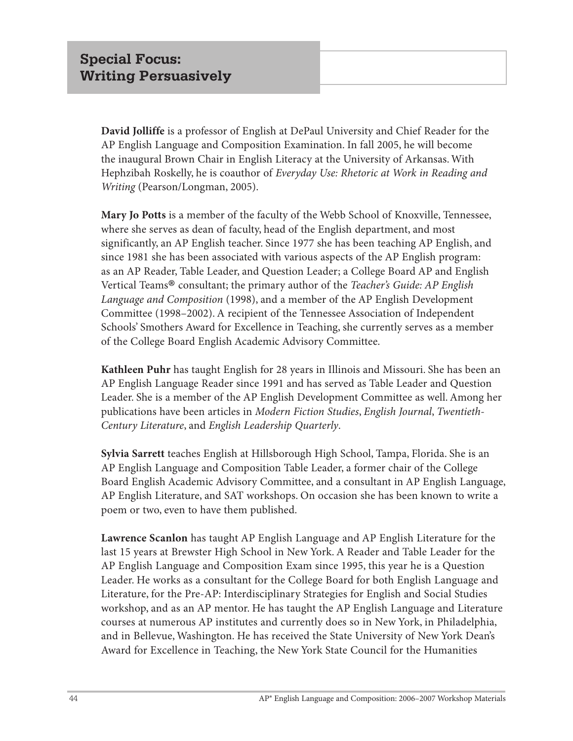# Special Focus: Writing Persuasively

**David Jolliffe** is a professor of English at DePaul University and Chief Reader for the AP English Language and Composition Examination. In fall 2005, he will become the inaugural Brown Chair in English Literacy at the University of Arkansas. With Hephzibah Roskelly, he is coauthor of *Everyday Use: Rhetoric at Work in Reading and Writing* (Pearson/Longman, 2005).

**Mary Jo Potts** is a member of the faculty of the Webb School of Knoxville, Tennessee, where she serves as dean of faculty, head of the English department, and most significantly, an AP English teacher. Since 1977 she has been teaching AP English, and since 1981 she has been associated with various aspects of the AP English program: as an AP Reader, Table Leader, and Question Leader; a College Board AP and English Vertical Teams® consultant; the primary author of the *Teacher's Guide: AP English Language and Composition* (1998), and a member of the AP English Development Committee (1998–2002). A recipient of the Tennessee Association of Independent Schools' Smothers Award for Excellence in Teaching, she currently serves as a member of the College Board English Academic Advisory Committee.

**Kathleen Puhr** has taught English for 28 years in Illinois and Missouri. She has been an AP English Language Reader since 1991 and has served as Table Leader and Question Leader. She is a member of the AP English Development Committee as well. Among her publications have been articles in *Modern Fiction Studies*, *English Journal*, *Twentieth-Century Literature*, and *English Leadership Quarterly*.

**Sylvia Sarrett** teaches English at Hillsborough High School, Tampa, Florida. She is an AP English Language and Composition Table Leader, a former chair of the College Board English Academic Advisory Committee, and a consultant in AP English Language, AP English Literature, and SAT workshops. On occasion she has been known to write a poem or two, even to have them published.

**Lawrence Scanlon** has taught AP English Language and AP English Literature for the last 15 years at Brewster High School in New York. A Reader and Table Leader for the AP English Language and Composition Exam since 1995, this year he is a Question Leader. He works as a consultant for the College Board for both English Language and Literature, for the Pre-AP: Interdisciplinary Strategies for English and Social Studies workshop, and as an AP mentor. He has taught the AP English Language and Literature courses at numerous AP institutes and currently does so in New York, in Philadelphia, and in Bellevue, Washington. He has received the State University of New York Dean's Award for Excellence in Teaching, the New York State Council for the Humanities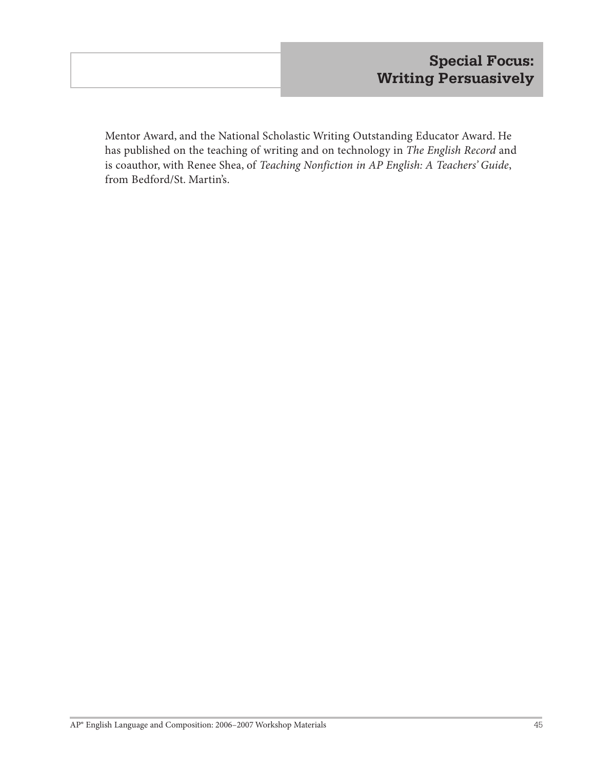Mentor Award, and the National Scholastic Writing Outstanding Educator Award. He has published on the teaching of writing and on technology in *The English Record* and is coauthor, with Renee Shea, of *Teaching Nonfiction in AP English: A Teachers' Guide*, from Bedford/St. Martin's.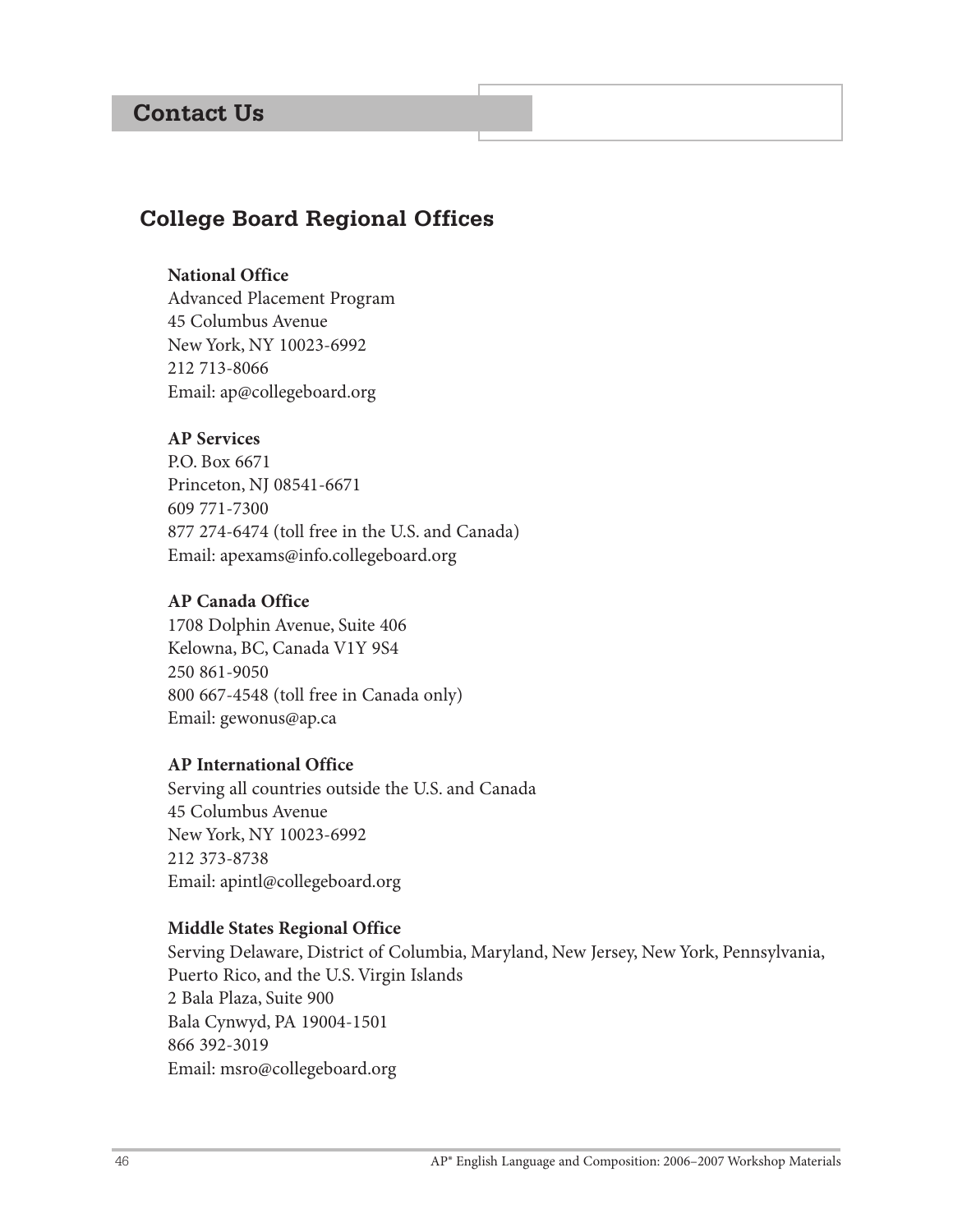# Contact Us

## College Board Regional Offices

**National Office**
Advanced Placement Program
45 Columbus Avenue
New York, NY 10023-6992
212 713-8066
Email: ap@collegeboard.org

**AP Services**
P.O. Box 6671
Princeton, NJ 08541-6671
609 771-7300
877 274-6474 (toll free in the U.S. and Canada)
Email: apexams@info.collegeboard.org

**AP Canada Office**
1708 Dolphin Avenue, Suite 406
Kelowna, BC, Canada V1Y 9S4
250 861-9050
800 667-4548 (toll free in Canada only)
Email: gewonus@ap.ca

**AP International Office**
Serving all countries outside the U.S. and Canada
45 Columbus Avenue
New York, NY 10023-6992
212 373-8738
Email: apintl@collegeboard.org

**Middle States Regional Office**
Serving Delaware, District of Columbia, Maryland, New Jersey, New York, Pennsylvania, Puerto Rico, and the U.S. Virgin Islands
2 Bala Plaza, Suite 900
Bala Cynwyd, PA 19004-1501
866 392-3019
Email: msro@collegeboard.org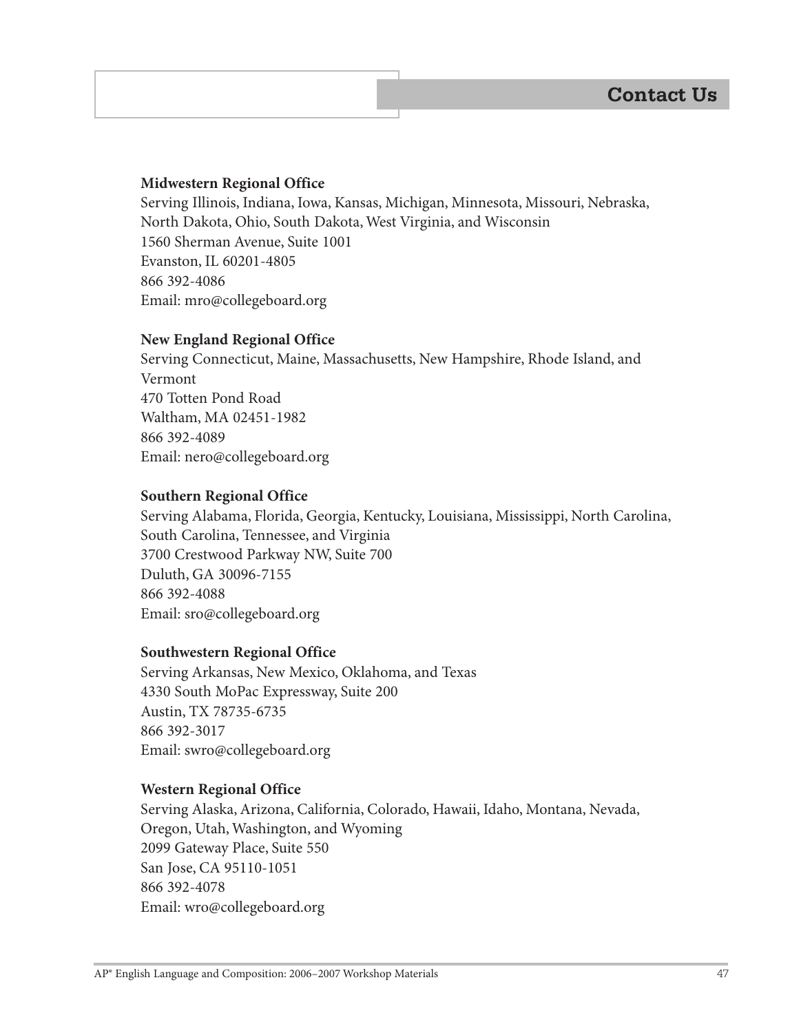# Contact Us

**Midwestern Regional Office**
Serving Illinois, Indiana, Iowa, Kansas, Michigan, Minnesota, Missouri, Nebraska, North Dakota, Ohio, South Dakota, West Virginia, and Wisconsin
1560 Sherman Avenue, Suite 1001
Evanston, IL 60201-4805
866 392-4086
Email: mro@collegeboard.org

**New England Regional Office**
Serving Connecticut, Maine, Massachusetts, New Hampshire, Rhode Island, and Vermont
470 Totten Pond Road
Waltham, MA 02451-1982
866 392-4089
Email: nero@collegeboard.org

**Southern Regional Office**
Serving Alabama, Florida, Georgia, Kentucky, Louisiana, Mississippi, North Carolina, South Carolina, Tennessee, and Virginia
3700 Crestwood Parkway NW, Suite 700
Duluth, GA 30096-7155
866 392-4088
Email: sro@collegeboard.org

**Southwestern Regional Office**
Serving Arkansas, New Mexico, Oklahoma, and Texas
4330 South MoPac Expressway, Suite 200
Austin, TX 78735-6735
866 392-3017
Email: swro@collegeboard.org

**Western Regional Office**
Serving Alaska, Arizona, California, Colorado, Hawaii, Idaho, Montana, Nevada, Oregon, Utah, Washington, and Wyoming
2099 Gateway Place, Suite 550
San Jose, CA 95110-1051
866 392-4078
Email: wro@collegeboard.org